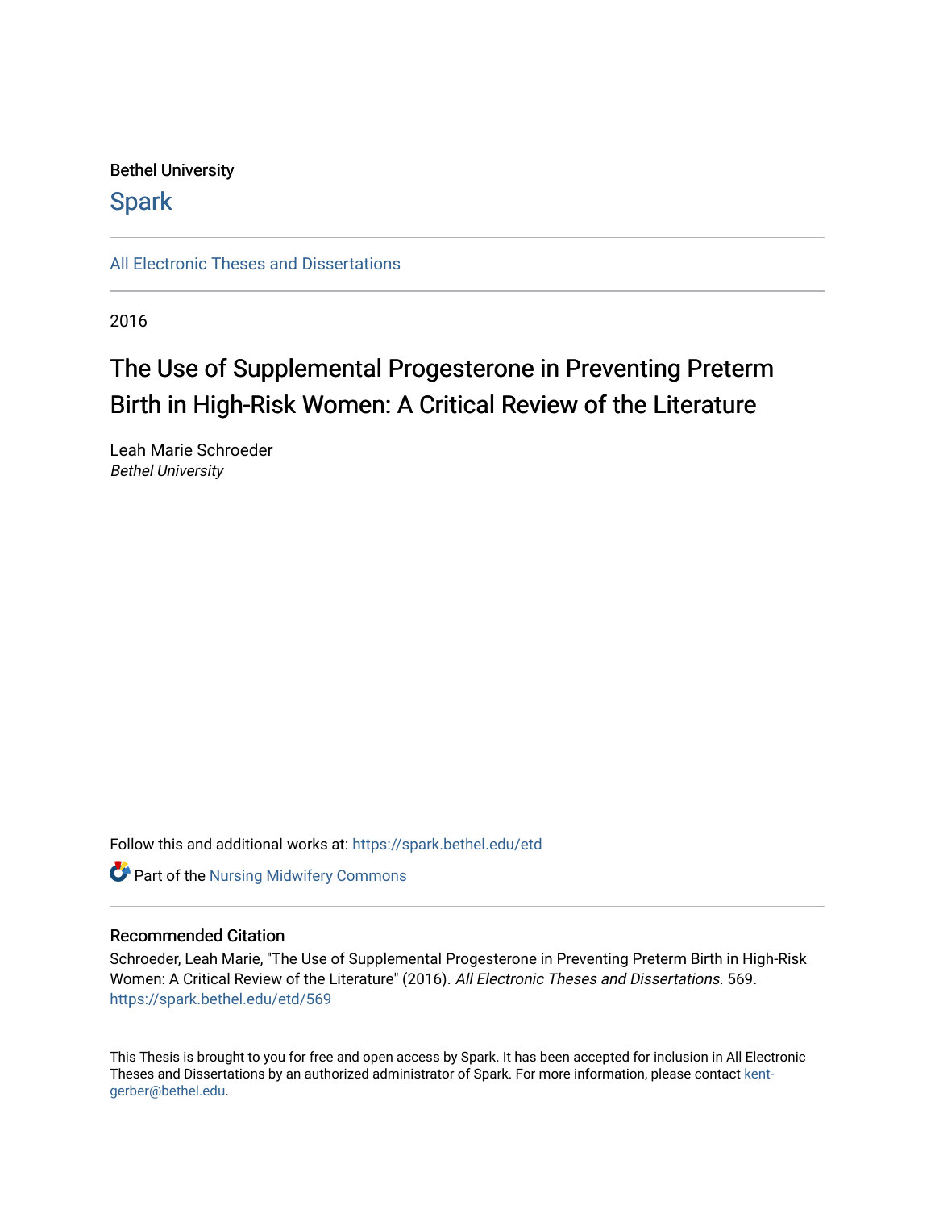Bethel University

Spark

All Electronic Theses and Dissertations

---

2016

# The Use of Supplemental Progesterone in Preventing Preterm Birth in High-Risk Women: A Critical Review of the Literature

Leah Marie Schroeder
*Bethel University*

Follow this and additional works at: https://spark.bethel.edu/etd

Part of the Nursing Midwifery Commons

## Recommended Citation

Schroeder, Leah Marie, "The Use of Supplemental Progesterone in Preventing Preterm Birth in High-Risk Women: A Critical Review of the Literature" (2016). *All Electronic Theses and Dissertations*. 569.
https://spark.bethel.edu/etd/569

This Thesis is brought to you for free and open access by Spark. It has been accepted for inclusion in All Electronic Theses and Dissertations by an authorized administrator of Spark. For more information, please contact kent-gerber@bethel.edu.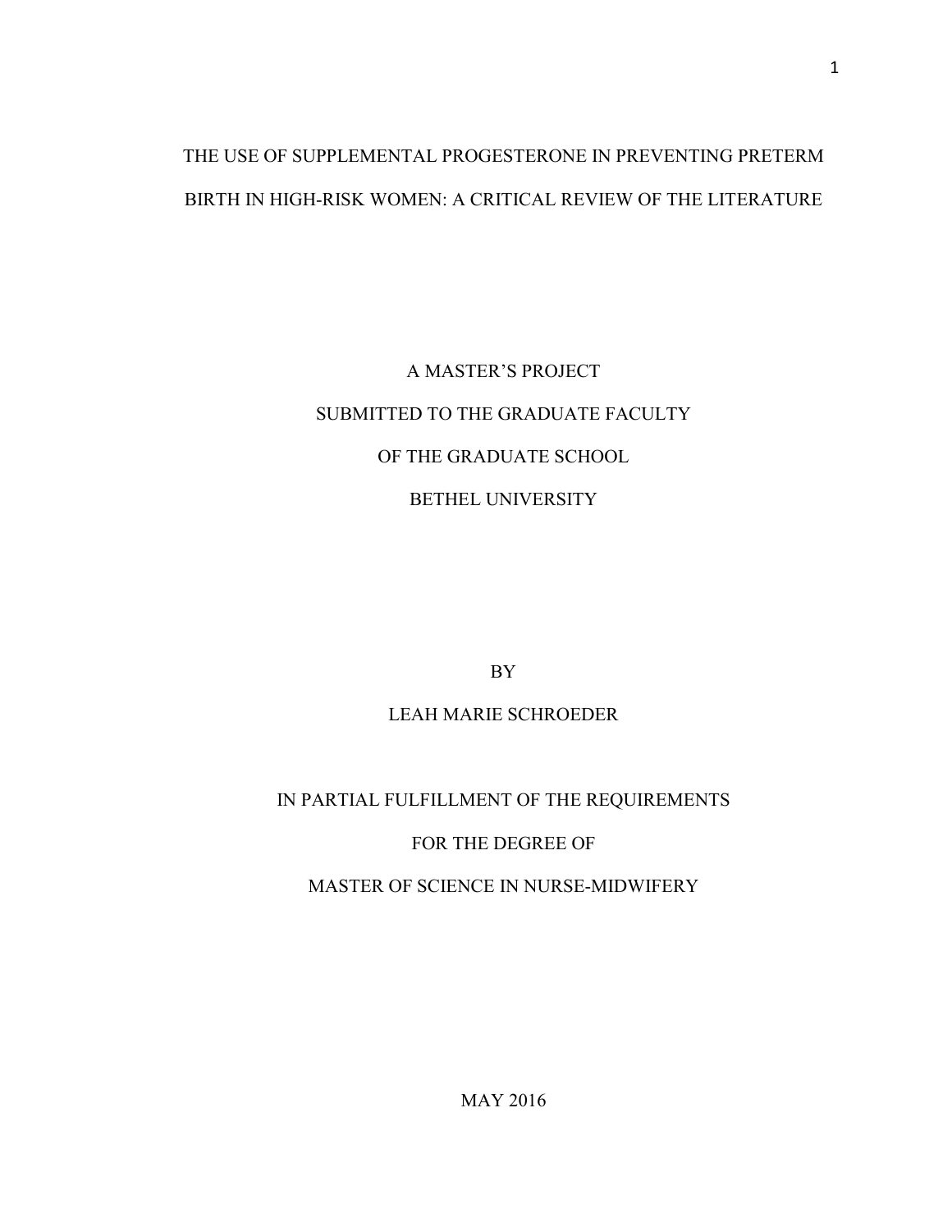# THE USE OF SUPPLEMENTAL PROGESTERONE IN PREVENTING PRETERM BIRTH IN HIGH-RISK WOMEN: A CRITICAL REVIEW OF THE LITERATURE

A MASTER'S PROJECT

SUBMITTED TO THE GRADUATE FACULTY

OF THE GRADUATE SCHOOL

BETHEL UNIVERSITY

BY

LEAH MARIE SCHROEDER

IN PARTIAL FULFILLMENT OF THE REQUIREMENTS

FOR THE DEGREE OF

MASTER OF SCIENCE IN NURSE-MIDWIFERY

MAY 2016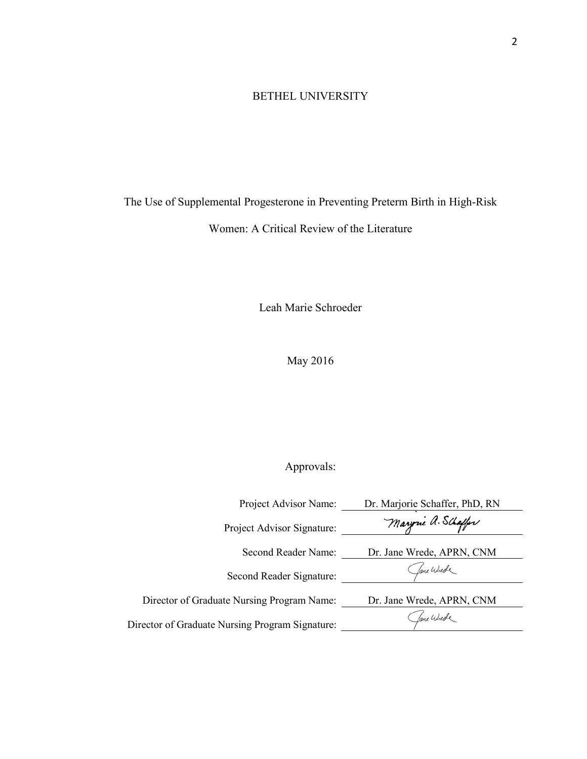BETHEL UNIVERSITY

The Use of Supplemental Progesterone in Preventing Preterm Birth in High-Risk Women: A Critical Review of the Literature

Leah Marie Schroeder

May 2016

Approvals:

| | |
|---|---|
| Project Advisor Name: | Dr. Marjorie Schaffer, PhD, RN |
| Project Advisor Signature: | Marjorie A. Schaffer |
| Second Reader Name: | Dr. Jane Wrede, APRN, CNM |
| Second Reader Signature: | Jane Wrede |
| Director of Graduate Nursing Program Name: | Dr. Jane Wrede, APRN, CNM |
| Director of Graduate Nursing Program Signature: | Jane Wrede |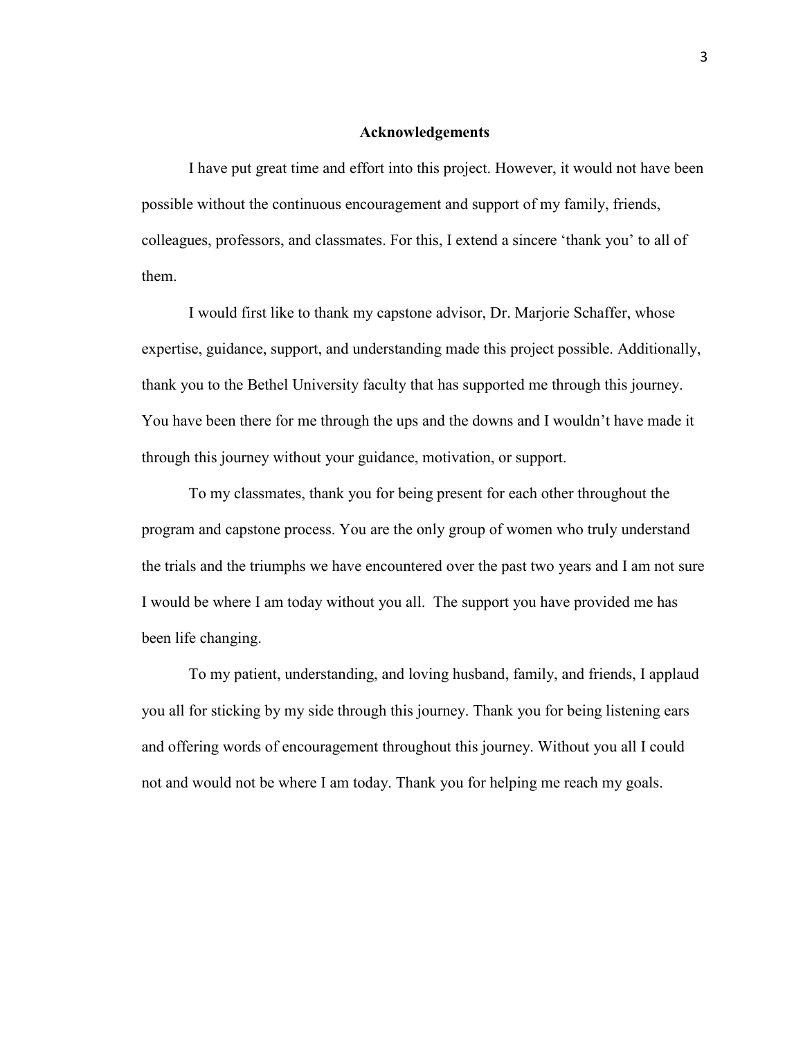## Acknowledgements

I have put great time and effort into this project. However, it would not have been possible without the continuous encouragement and support of my family, friends, colleagues, professors, and classmates. For this, I extend a sincere 'thank you' to all of them.

I would first like to thank my capstone advisor, Dr. Marjorie Schaffer, whose expertise, guidance, support, and understanding made this project possible. Additionally, thank you to the Bethel University faculty that has supported me through this journey. You have been there for me through the ups and the downs and I wouldn't have made it through this journey without your guidance, motivation, or support.

To my classmates, thank you for being present for each other throughout the program and capstone process. You are the only group of women who truly understand the trials and the triumphs we have encountered over the past two years and I am not sure I would be where I am today without you all. The support you have provided me has been life changing.

To my patient, understanding, and loving husband, family, and friends, I applaud you all for sticking by my side through this journey. Thank you for being listening ears and offering words of encouragement throughout this journey. Without you all I could not and would not be where I am today. Thank you for helping me reach my goals.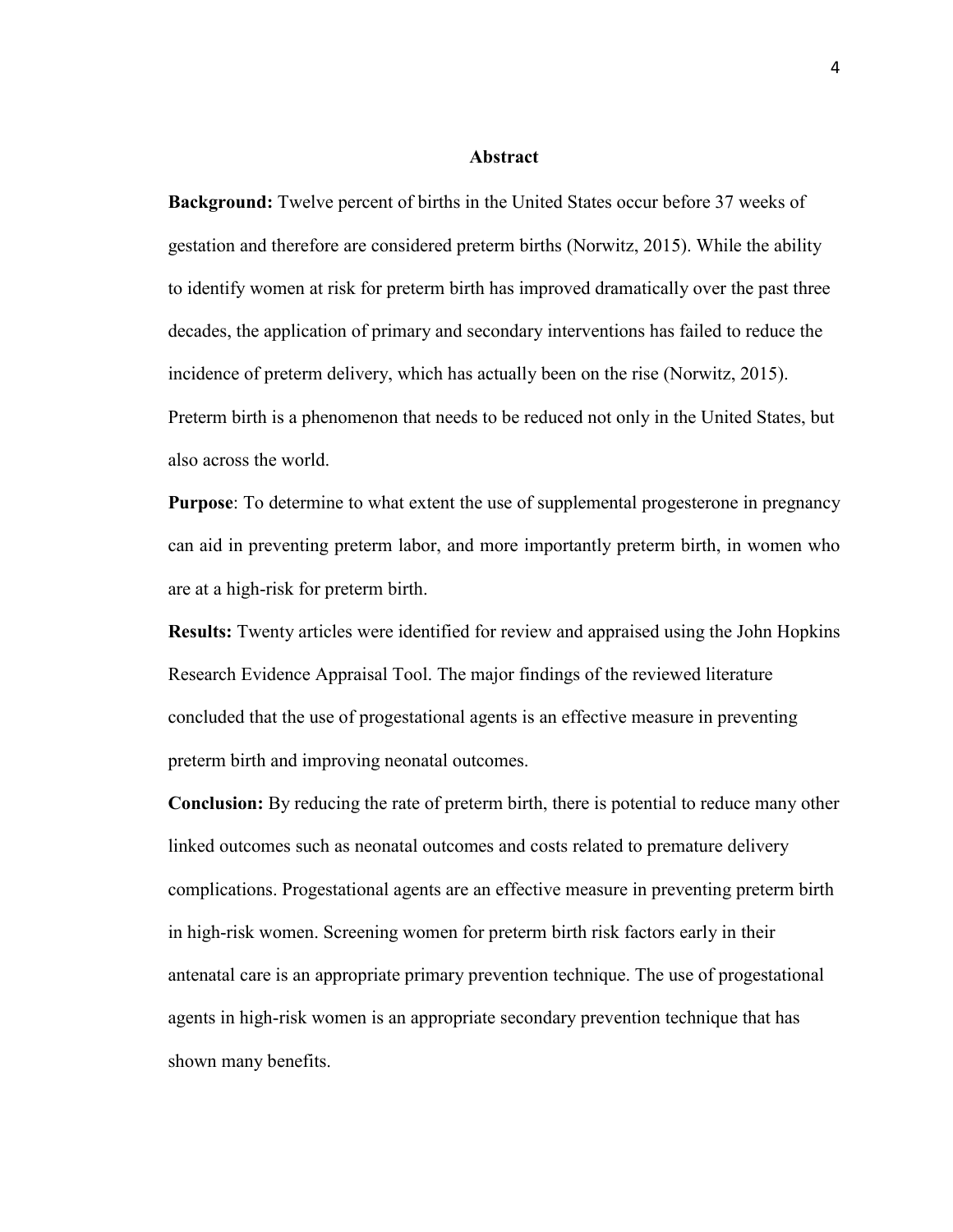## Abstract

**Background:** Twelve percent of births in the United States occur before 37 weeks of gestation and therefore are considered preterm births (Norwitz, 2015). While the ability to identify women at risk for preterm birth has improved dramatically over the past three decades, the application of primary and secondary interventions has failed to reduce the incidence of preterm delivery, which has actually been on the rise (Norwitz, 2015). Preterm birth is a phenomenon that needs to be reduced not only in the United States, but also across the world.

**Purpose**: To determine to what extent the use of supplemental progesterone in pregnancy can aid in preventing preterm labor, and more importantly preterm birth, in women who are at a high-risk for preterm birth.

**Results:** Twenty articles were identified for review and appraised using the John Hopkins Research Evidence Appraisal Tool. The major findings of the reviewed literature concluded that the use of progestational agents is an effective measure in preventing preterm birth and improving neonatal outcomes.

**Conclusion:** By reducing the rate of preterm birth, there is potential to reduce many other linked outcomes such as neonatal outcomes and costs related to premature delivery complications. Progestational agents are an effective measure in preventing preterm birth in high-risk women. Screening women for preterm birth risk factors early in their antenatal care is an appropriate primary prevention technique. The use of progestational agents in high-risk women is an appropriate secondary prevention technique that has shown many benefits.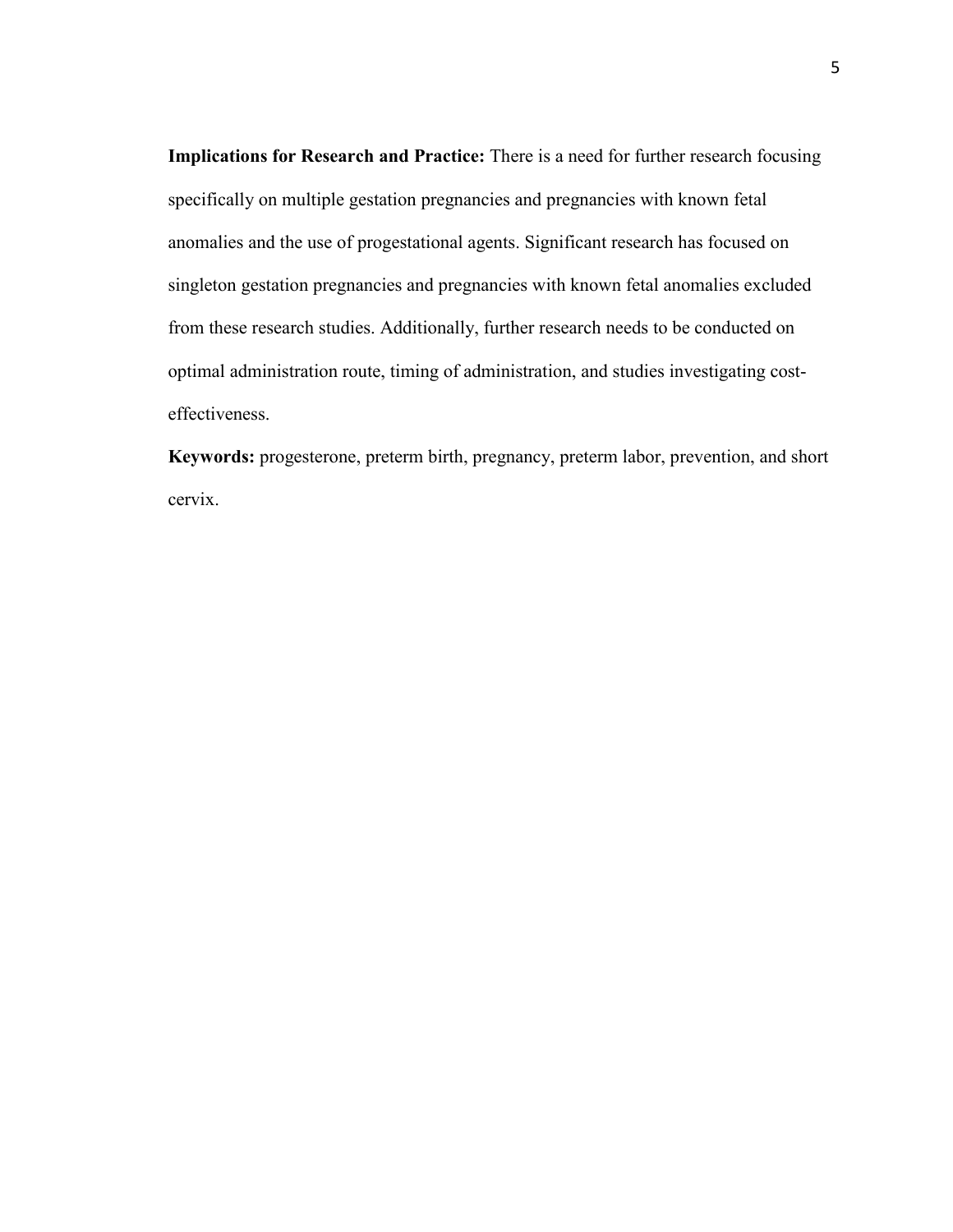**Implications for Research and Practice:** There is a need for further research focusing specifically on multiple gestation pregnancies and pregnancies with known fetal anomalies and the use of progestational agents. Significant research has focused on singleton gestation pregnancies and pregnancies with known fetal anomalies excluded from these research studies. Additionally, further research needs to be conducted on optimal administration route, timing of administration, and studies investigating cost-effectiveness.

**Keywords:** progesterone, preterm birth, pregnancy, preterm labor, prevention, and short cervix.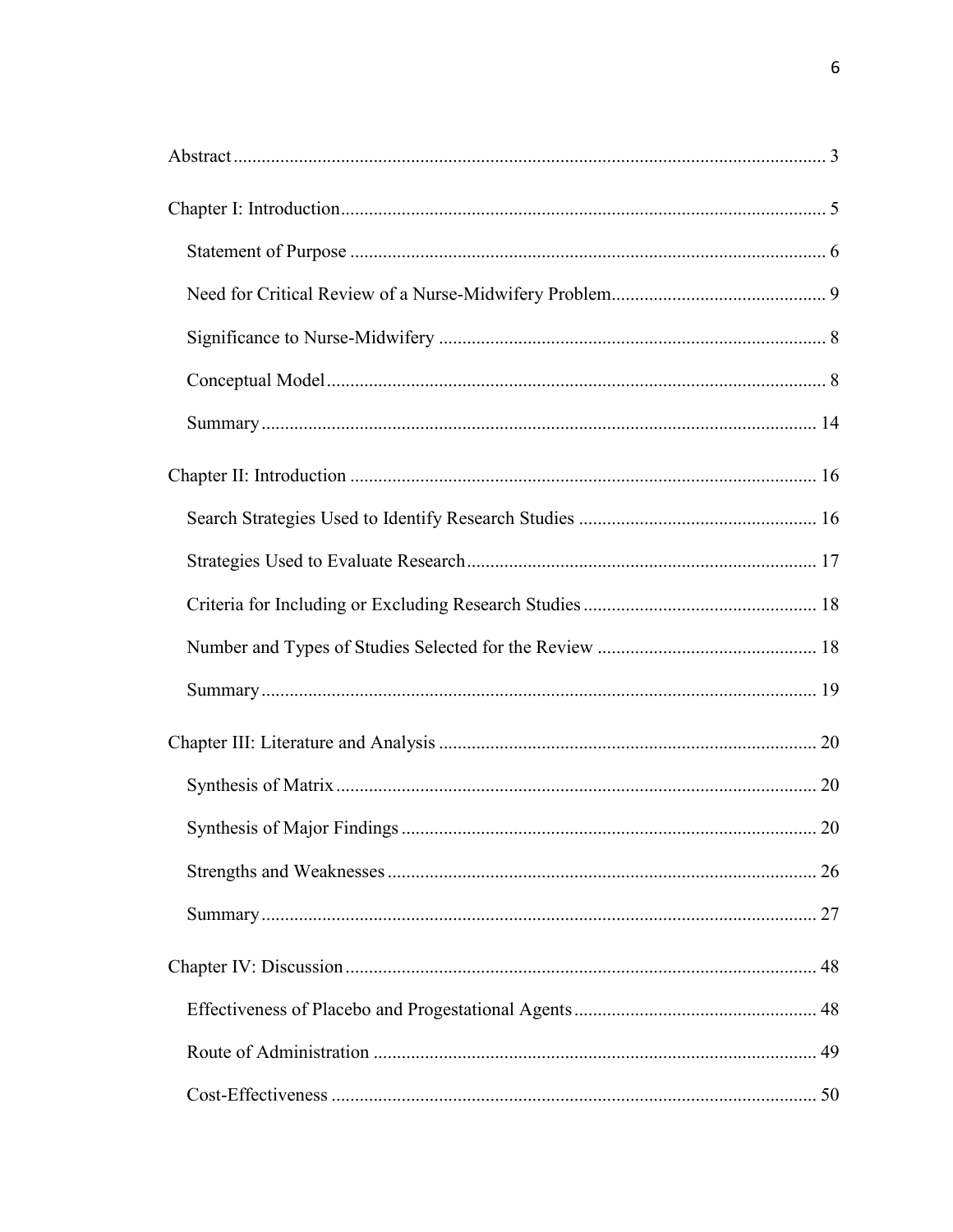Abstract ............................................................................................................................... 3

Chapter I: Introduction....................................................................................................... 5

Statement of Purpose ...................................................................................................... 6

Need for Critical Review of a Nurse-Midwifery Problem............................................. 9

Significance to Nurse-Midwifery .................................................................................. 8

Conceptual Model........................................................................................................... 8

Summary ...................................................................................................................... 14

Chapter II: Introduction ................................................................................................... 16

Search Strategies Used to Identify Research Studies ................................................... 16

Strategies Used to Evaluate Research........................................................................... 17

Criteria for Including or Excluding Research Studies .................................................. 18

Number and Types of Studies Selected for the Review ............................................... 18

Summary ....................................................................................................................... 19

Chapter III: Literature and Analysis ................................................................................ 20

Synthesis of Matrix ....................................................................................................... 20

Synthesis of Major Findings ......................................................................................... 20

Strengths and Weaknesses ............................................................................................ 26

Summary ....................................................................................................................... 27

Chapter IV: Discussion .................................................................................................... 48

Effectiveness of Placebo and Progestational Agents .................................................... 48

Route of Administration ............................................................................................... 49

Cost-Effectiveness ........................................................................................................ 50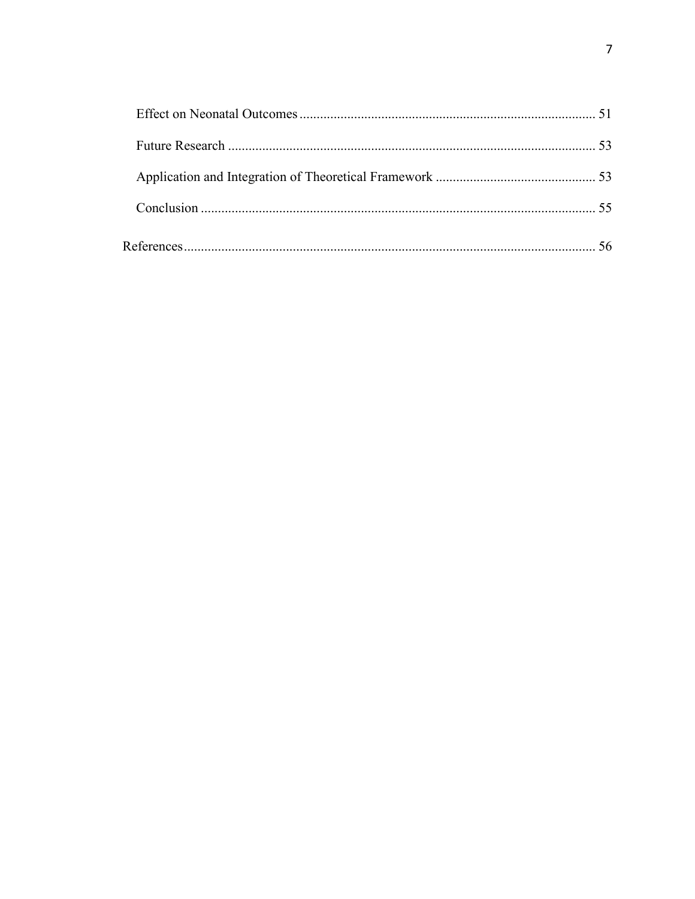Effect on Neonatal Outcomes ........................................................................................ 51

Future Research ........................................................................................................... 53

Application and Integration of Theoretical Framework ............................................... 53

Conclusion ................................................................................................................... 55

References ......................................................................................................................... 56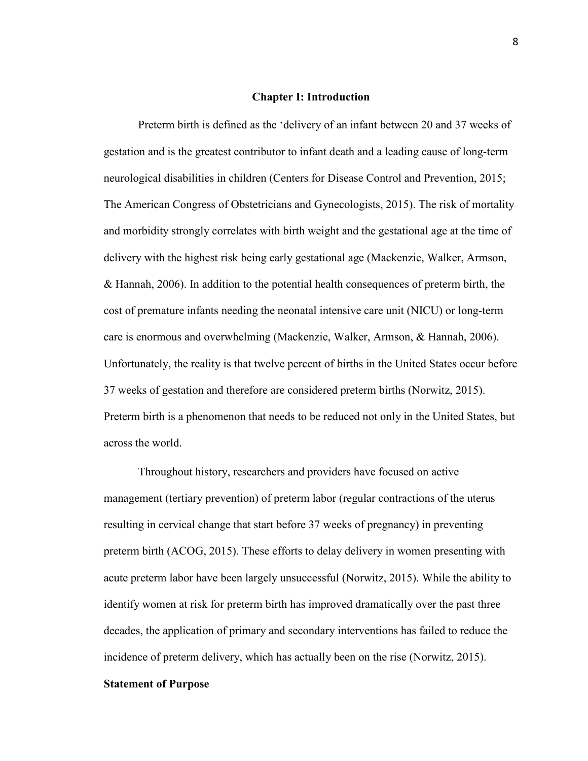## Chapter I: Introduction

Preterm birth is defined as the 'delivery of an infant between 20 and 37 weeks of gestation and is the greatest contributor to infant death and a leading cause of long-term neurological disabilities in children (Centers for Disease Control and Prevention, 2015; The American Congress of Obstetricians and Gynecologists, 2015). The risk of mortality and morbidity strongly correlates with birth weight and the gestational age at the time of delivery with the highest risk being early gestational age (Mackenzie, Walker, Armson, & Hannah, 2006). In addition to the potential health consequences of preterm birth, the cost of premature infants needing the neonatal intensive care unit (NICU) or long-term care is enormous and overwhelming (Mackenzie, Walker, Armson, & Hannah, 2006). Unfortunately, the reality is that twelve percent of births in the United States occur before 37 weeks of gestation and therefore are considered preterm births (Norwitz, 2015). Preterm birth is a phenomenon that needs to be reduced not only in the United States, but across the world.

Throughout history, researchers and providers have focused on active management (tertiary prevention) of preterm labor (regular contractions of the uterus resulting in cervical change that start before 37 weeks of pregnancy) in preventing preterm birth (ACOG, 2015). These efforts to delay delivery in women presenting with acute preterm labor have been largely unsuccessful (Norwitz, 2015). While the ability to identify women at risk for preterm birth has improved dramatically over the past three decades, the application of primary and secondary interventions has failed to reduce the incidence of preterm delivery, which has actually been on the rise (Norwitz, 2015).

### Statement of Purpose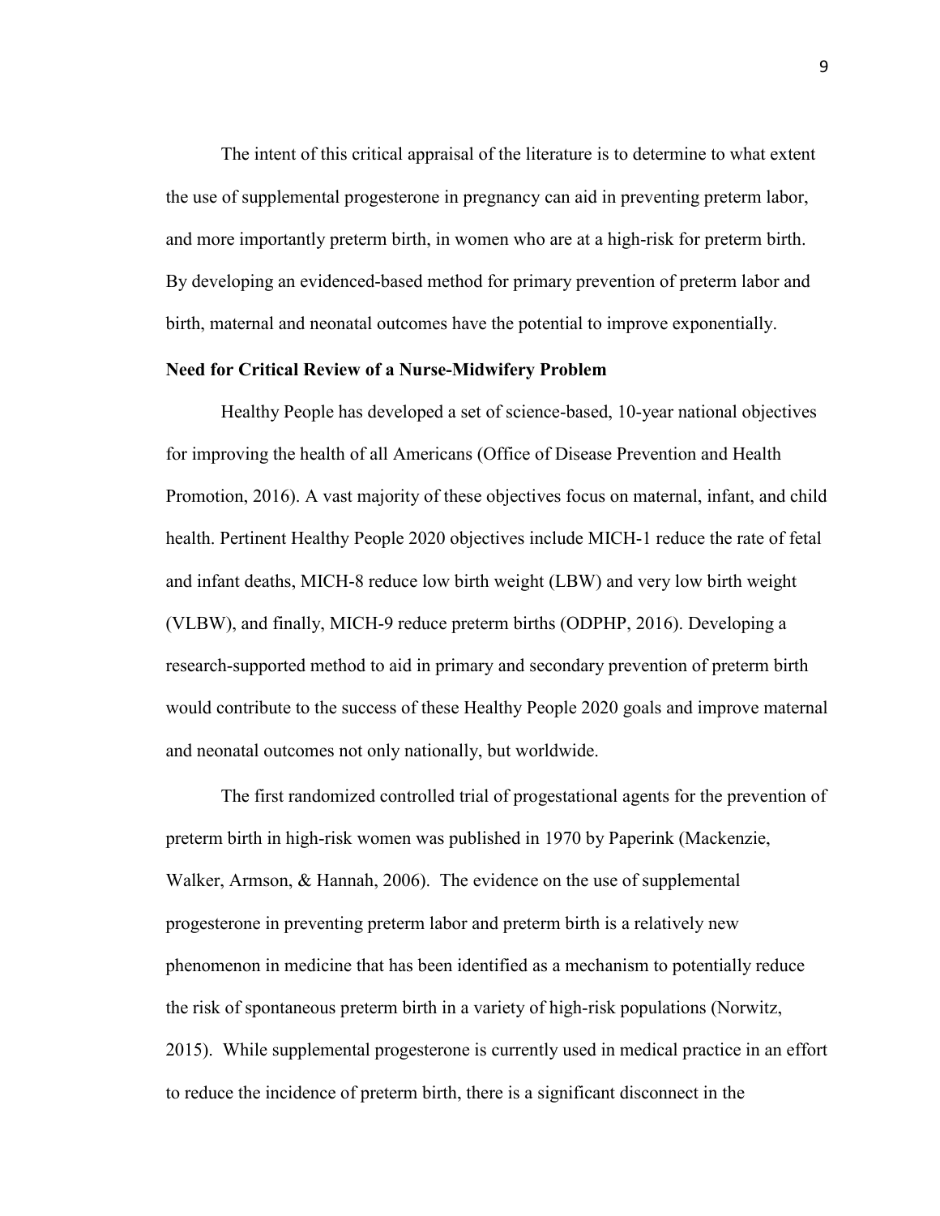The intent of this critical appraisal of the literature is to determine to what extent the use of supplemental progesterone in pregnancy can aid in preventing preterm labor, and more importantly preterm birth, in women who are at a high-risk for preterm birth. By developing an evidenced-based method for primary prevention of preterm labor and birth, maternal and neonatal outcomes have the potential to improve exponentially.

**Need for Critical Review of a Nurse-Midwifery Problem**

Healthy People has developed a set of science-based, 10-year national objectives for improving the health of all Americans (Office of Disease Prevention and Health Promotion, 2016). A vast majority of these objectives focus on maternal, infant, and child health. Pertinent Healthy People 2020 objectives include MICH-1 reduce the rate of fetal and infant deaths, MICH-8 reduce low birth weight (LBW) and very low birth weight (VLBW), and finally, MICH-9 reduce preterm births (ODPHP, 2016). Developing a research-supported method to aid in primary and secondary prevention of preterm birth would contribute to the success of these Healthy People 2020 goals and improve maternal and neonatal outcomes not only nationally, but worldwide.

The first randomized controlled trial of progestational agents for the prevention of preterm birth in high-risk women was published in 1970 by Paperink (Mackenzie, Walker, Armson, & Hannah, 2006). The evidence on the use of supplemental progesterone in preventing preterm labor and preterm birth is a relatively new phenomenon in medicine that has been identified as a mechanism to potentially reduce the risk of spontaneous preterm birth in a variety of high-risk populations (Norwitz, 2015). While supplemental progesterone is currently used in medical practice in an effort to reduce the incidence of preterm birth, there is a significant disconnect in the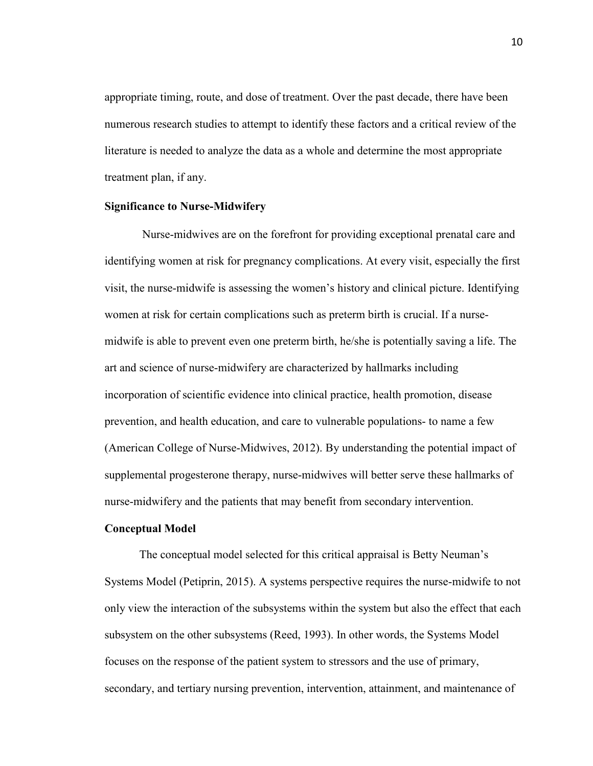appropriate timing, route, and dose of treatment. Over the past decade, there have been numerous research studies to attempt to identify these factors and a critical review of the literature is needed to analyze the data as a whole and determine the most appropriate treatment plan, if any.

## Significance to Nurse-Midwifery

Nurse-midwives are on the forefront for providing exceptional prenatal care and identifying women at risk for pregnancy complications. At every visit, especially the first visit, the nurse-midwife is assessing the women's history and clinical picture. Identifying women at risk for certain complications such as preterm birth is crucial. If a nurse-midwife is able to prevent even one preterm birth, he/she is potentially saving a life. The art and science of nurse-midwifery are characterized by hallmarks including incorporation of scientific evidence into clinical practice, health promotion, disease prevention, and health education, and care to vulnerable populations- to name a few (American College of Nurse-Midwives, 2012). By understanding the potential impact of supplemental progesterone therapy, nurse-midwives will better serve these hallmarks of nurse-midwifery and the patients that may benefit from secondary intervention.

## Conceptual Model

The conceptual model selected for this critical appraisal is Betty Neuman's Systems Model (Petiprin, 2015). A systems perspective requires the nurse-midwife to not only view the interaction of the subsystems within the system but also the effect that each subsystem on the other subsystems (Reed, 1993). In other words, the Systems Model focuses on the response of the patient system to stressors and the use of primary, secondary, and tertiary nursing prevention, intervention, attainment, and maintenance of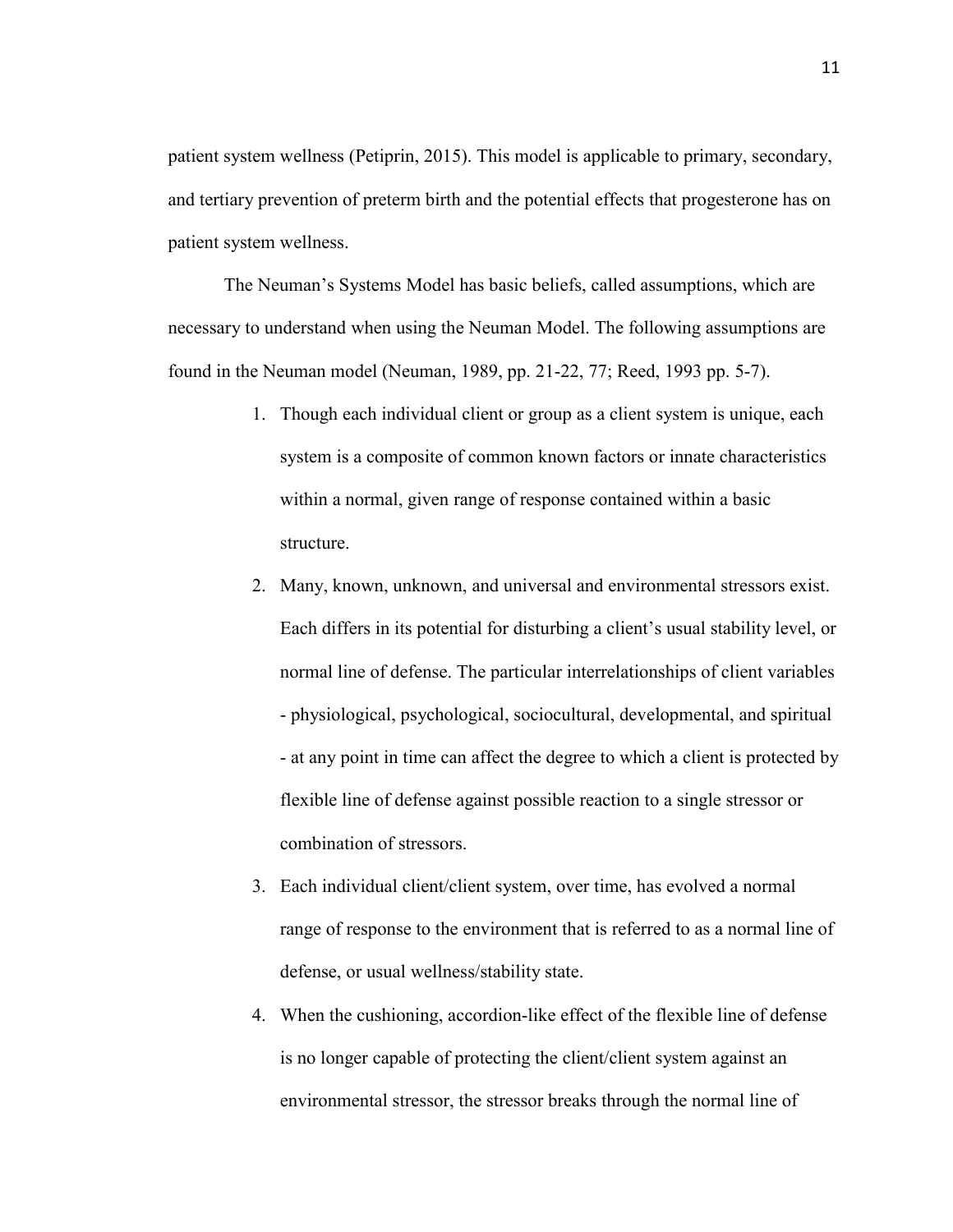patient system wellness (Petiprin, 2015). This model is applicable to primary, secondary, and tertiary prevention of preterm birth and the potential effects that progesterone has on patient system wellness.

The Neuman's Systems Model has basic beliefs, called assumptions, which are necessary to understand when using the Neuman Model. The following assumptions are found in the Neuman model (Neuman, 1989, pp. 21-22, 77; Reed, 1993 pp. 5-7).

1. Though each individual client or group as a client system is unique, each system is a composite of common known factors or innate characteristics within a normal, given range of response contained within a basic structure.
2. Many, known, unknown, and universal and environmental stressors exist. Each differs in its potential for disturbing a client's usual stability level, or normal line of defense. The particular interrelationships of client variables - physiological, psychological, sociocultural, developmental, and spiritual - at any point in time can affect the degree to which a client is protected by flexible line of defense against possible reaction to a single stressor or combination of stressors.
3. Each individual client/client system, over time, has evolved a normal range of response to the environment that is referred to as a normal line of defense, or usual wellness/stability state.
4. When the cushioning, accordion-like effect of the flexible line of defense is no longer capable of protecting the client/client system against an environmental stressor, the stressor breaks through the normal line of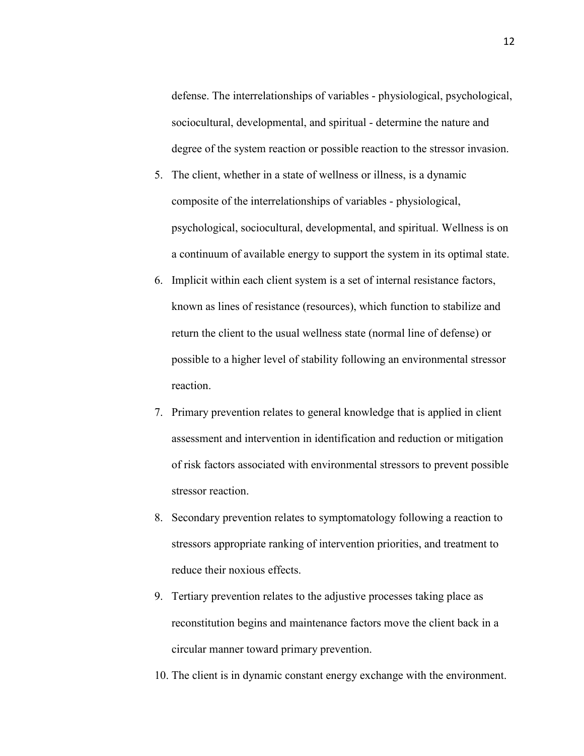defense. The interrelationships of variables - physiological, psychological, sociocultural, developmental, and spiritual - determine the nature and degree of the system reaction or possible reaction to the stressor invasion.

5. The client, whether in a state of wellness or illness, is a dynamic composite of the interrelationships of variables - physiological, psychological, sociocultural, developmental, and spiritual. Wellness is on a continuum of available energy to support the system in its optimal state.
6. Implicit within each client system is a set of internal resistance factors, known as lines of resistance (resources), which function to stabilize and return the client to the usual wellness state (normal line of defense) or possible to a higher level of stability following an environmental stressor reaction.
7. Primary prevention relates to general knowledge that is applied in client assessment and intervention in identification and reduction or mitigation of risk factors associated with environmental stressors to prevent possible stressor reaction.
8. Secondary prevention relates to symptomatology following a reaction to stressors appropriate ranking of intervention priorities, and treatment to reduce their noxious effects.
9. Tertiary prevention relates to the adjustive processes taking place as reconstitution begins and maintenance factors move the client back in a circular manner toward primary prevention.
10. The client is in dynamic constant energy exchange with the environment.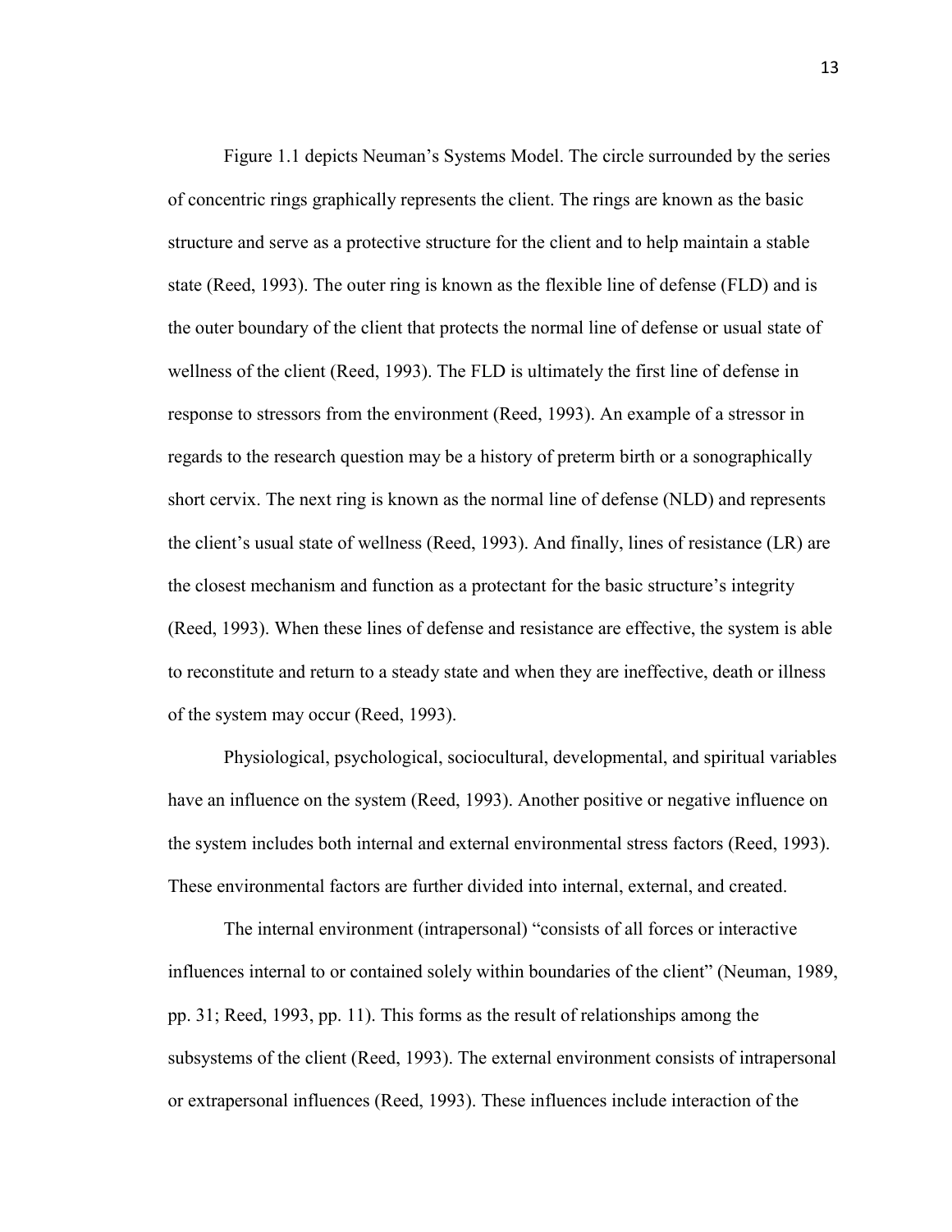Figure 1.1 depicts Neuman's Systems Model. The circle surrounded by the series of concentric rings graphically represents the client. The rings are known as the basic structure and serve as a protective structure for the client and to help maintain a stable state (Reed, 1993). The outer ring is known as the flexible line of defense (FLD) and is the outer boundary of the client that protects the normal line of defense or usual state of wellness of the client (Reed, 1993). The FLD is ultimately the first line of defense in response to stressors from the environment (Reed, 1993). An example of a stressor in regards to the research question may be a history of preterm birth or a sonographically short cervix. The next ring is known as the normal line of defense (NLD) and represents the client's usual state of wellness (Reed, 1993). And finally, lines of resistance (LR) are the closest mechanism and function as a protectant for the basic structure's integrity (Reed, 1993). When these lines of defense and resistance are effective, the system is able to reconstitute and return to a steady state and when they are ineffective, death or illness of the system may occur (Reed, 1993).

Physiological, psychological, sociocultural, developmental, and spiritual variables have an influence on the system (Reed, 1993). Another positive or negative influence on the system includes both internal and external environmental stress factors (Reed, 1993). These environmental factors are further divided into internal, external, and created.

The internal environment (intrapersonal) "consists of all forces or interactive influences internal to or contained solely within boundaries of the client" (Neuman, 1989, pp. 31; Reed, 1993, pp. 11). This forms as the result of relationships among the subsystems of the client (Reed, 1993). The external environment consists of intrapersonal or extrapersonal influences (Reed, 1993). These influences include interaction of the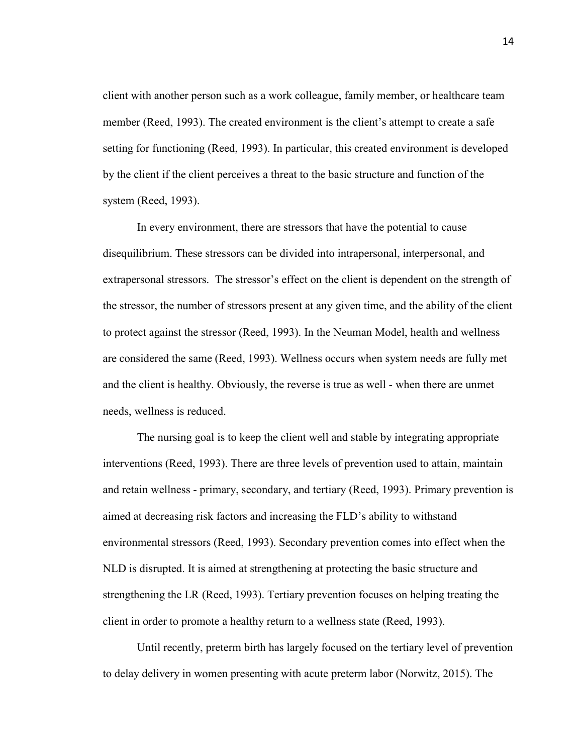client with another person such as a work colleague, family member, or healthcare team member (Reed, 1993). The created environment is the client's attempt to create a safe setting for functioning (Reed, 1993). In particular, this created environment is developed by the client if the client perceives a threat to the basic structure and function of the system (Reed, 1993).

In every environment, there are stressors that have the potential to cause disequilibrium. These stressors can be divided into intrapersonal, interpersonal, and extrapersonal stressors. The stressor's effect on the client is dependent on the strength of the stressor, the number of stressors present at any given time, and the ability of the client to protect against the stressor (Reed, 1993). In the Neuman Model, health and wellness are considered the same (Reed, 1993). Wellness occurs when system needs are fully met and the client is healthy. Obviously, the reverse is true as well - when there are unmet needs, wellness is reduced.

The nursing goal is to keep the client well and stable by integrating appropriate interventions (Reed, 1993). There are three levels of prevention used to attain, maintain and retain wellness - primary, secondary, and tertiary (Reed, 1993). Primary prevention is aimed at decreasing risk factors and increasing the FLD's ability to withstand environmental stressors (Reed, 1993). Secondary prevention comes into effect when the NLD is disrupted. It is aimed at strengthening at protecting the basic structure and strengthening the LR (Reed, 1993). Tertiary prevention focuses on helping treating the client in order to promote a healthy return to a wellness state (Reed, 1993).

Until recently, preterm birth has largely focused on the tertiary level of prevention to delay delivery in women presenting with acute preterm labor (Norwitz, 2015). The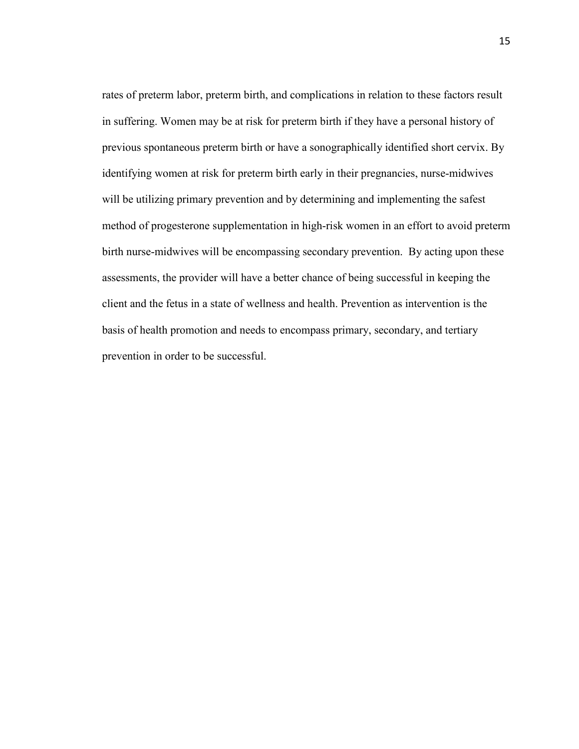rates of preterm labor, preterm birth, and complications in relation to these factors result in suffering. Women may be at risk for preterm birth if they have a personal history of previous spontaneous preterm birth or have a sonographically identified short cervix. By identifying women at risk for preterm birth early in their pregnancies, nurse-midwives will be utilizing primary prevention and by determining and implementing the safest method of progesterone supplementation in high-risk women in an effort to avoid preterm birth nurse-midwives will be encompassing secondary prevention. By acting upon these assessments, the provider will have a better chance of being successful in keeping the client and the fetus in a state of wellness and health. Prevention as intervention is the basis of health promotion and needs to encompass primary, secondary, and tertiary prevention in order to be successful.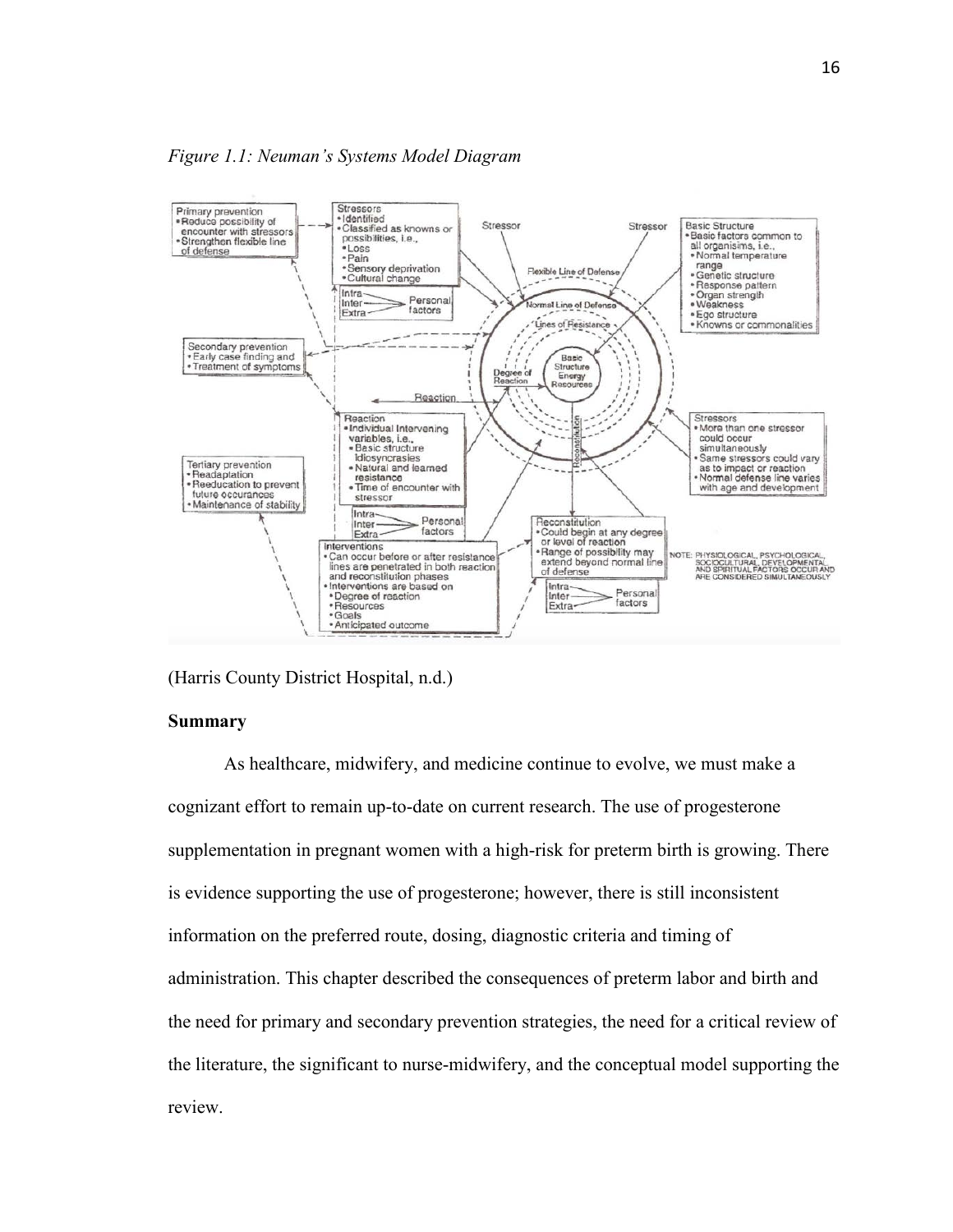*Figure 1.1: Neuman's Systems Model Diagram*

(Harris County District Hospital, n.d.)

**Summary**

As healthcare, midwifery, and medicine continue to evolve, we must make a cognizant effort to remain up-to-date on current research. The use of progesterone supplementation in pregnant women with a high-risk for preterm birth is growing. There is evidence supporting the use of progesterone; however, there is still inconsistent information on the preferred route, dosing, diagnostic criteria and timing of administration. This chapter described the consequences of preterm labor and birth and the need for primary and secondary prevention strategies, the need for a critical review of the literature, the significant to nurse-midwifery, and the conceptual model supporting the review.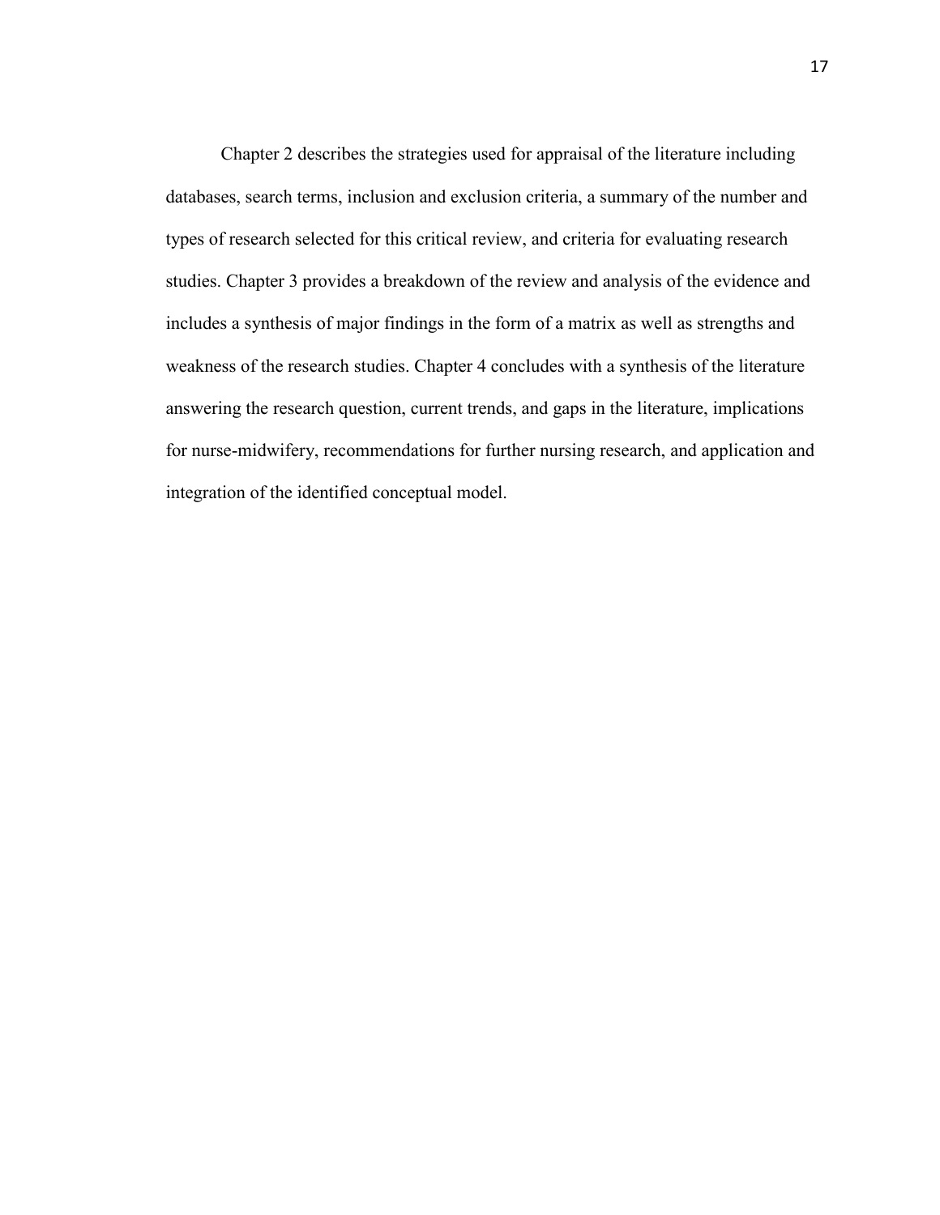Chapter 2 describes the strategies used for appraisal of the literature including databases, search terms, inclusion and exclusion criteria, a summary of the number and types of research selected for this critical review, and criteria for evaluating research studies. Chapter 3 provides a breakdown of the review and analysis of the evidence and includes a synthesis of major findings in the form of a matrix as well as strengths and weakness of the research studies. Chapter 4 concludes with a synthesis of the literature answering the research question, current trends, and gaps in the literature, implications for nurse-midwifery, recommendations for further nursing research, and application and integration of the identified conceptual model.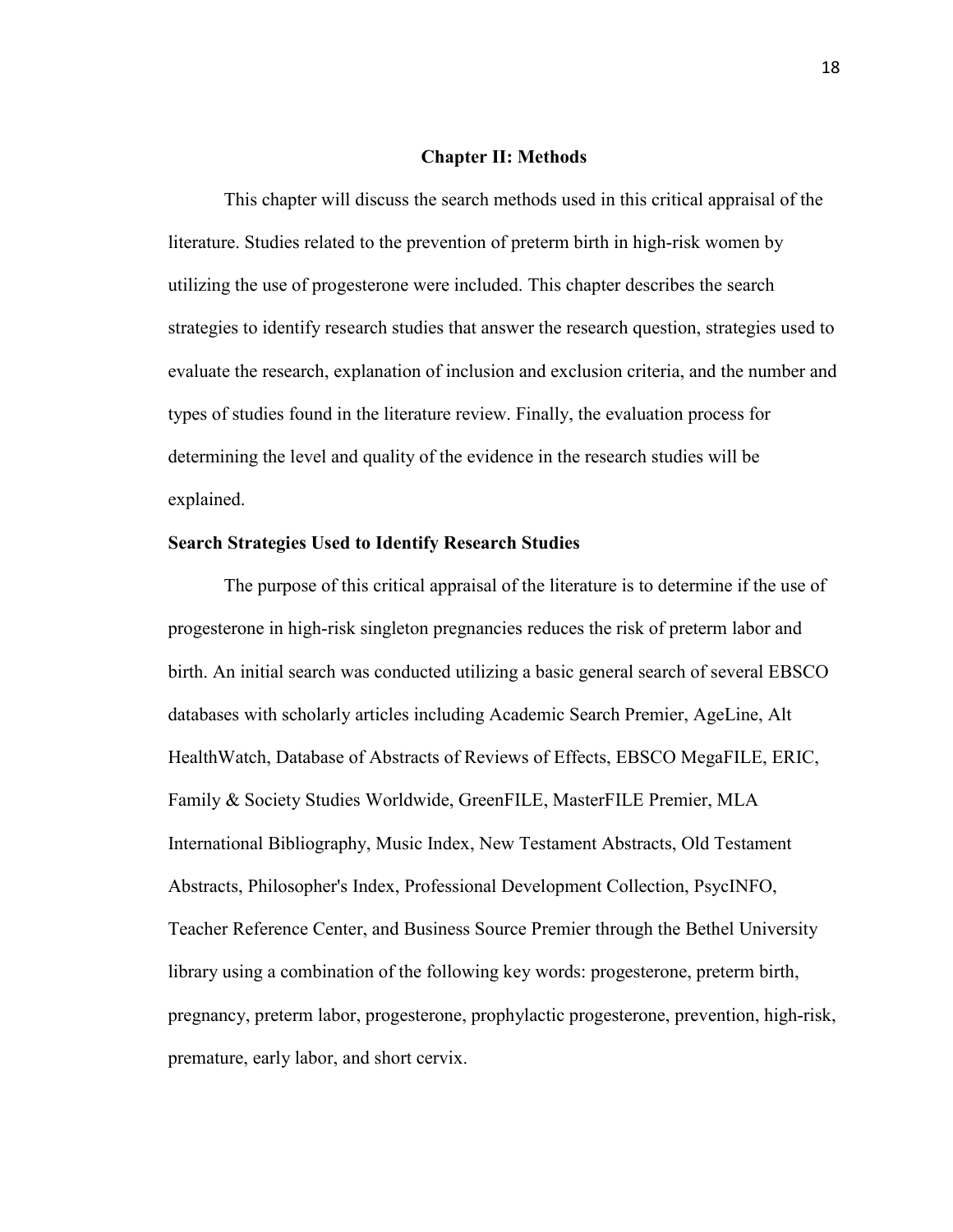## Chapter II: Methods

This chapter will discuss the search methods used in this critical appraisal of the literature. Studies related to the prevention of preterm birth in high-risk women by utilizing the use of progesterone were included. This chapter describes the search strategies to identify research studies that answer the research question, strategies used to evaluate the research, explanation of inclusion and exclusion criteria, and the number and types of studies found in the literature review. Finally, the evaluation process for determining the level and quality of the evidence in the research studies will be explained.

### Search Strategies Used to Identify Research Studies

The purpose of this critical appraisal of the literature is to determine if the use of progesterone in high-risk singleton pregnancies reduces the risk of preterm labor and birth. An initial search was conducted utilizing a basic general search of several EBSCO databases with scholarly articles including Academic Search Premier, AgeLine, Alt HealthWatch, Database of Abstracts of Reviews of Effects, EBSCO MegaFILE, ERIC, Family & Society Studies Worldwide, GreenFILE, MasterFILE Premier, MLA International Bibliography, Music Index, New Testament Abstracts, Old Testament Abstracts, Philosopher's Index, Professional Development Collection, PsycINFO, Teacher Reference Center, and Business Source Premier through the Bethel University library using a combination of the following key words: progesterone, preterm birth, pregnancy, preterm labor, progesterone, prophylactic progesterone, prevention, high-risk, premature, early labor, and short cervix.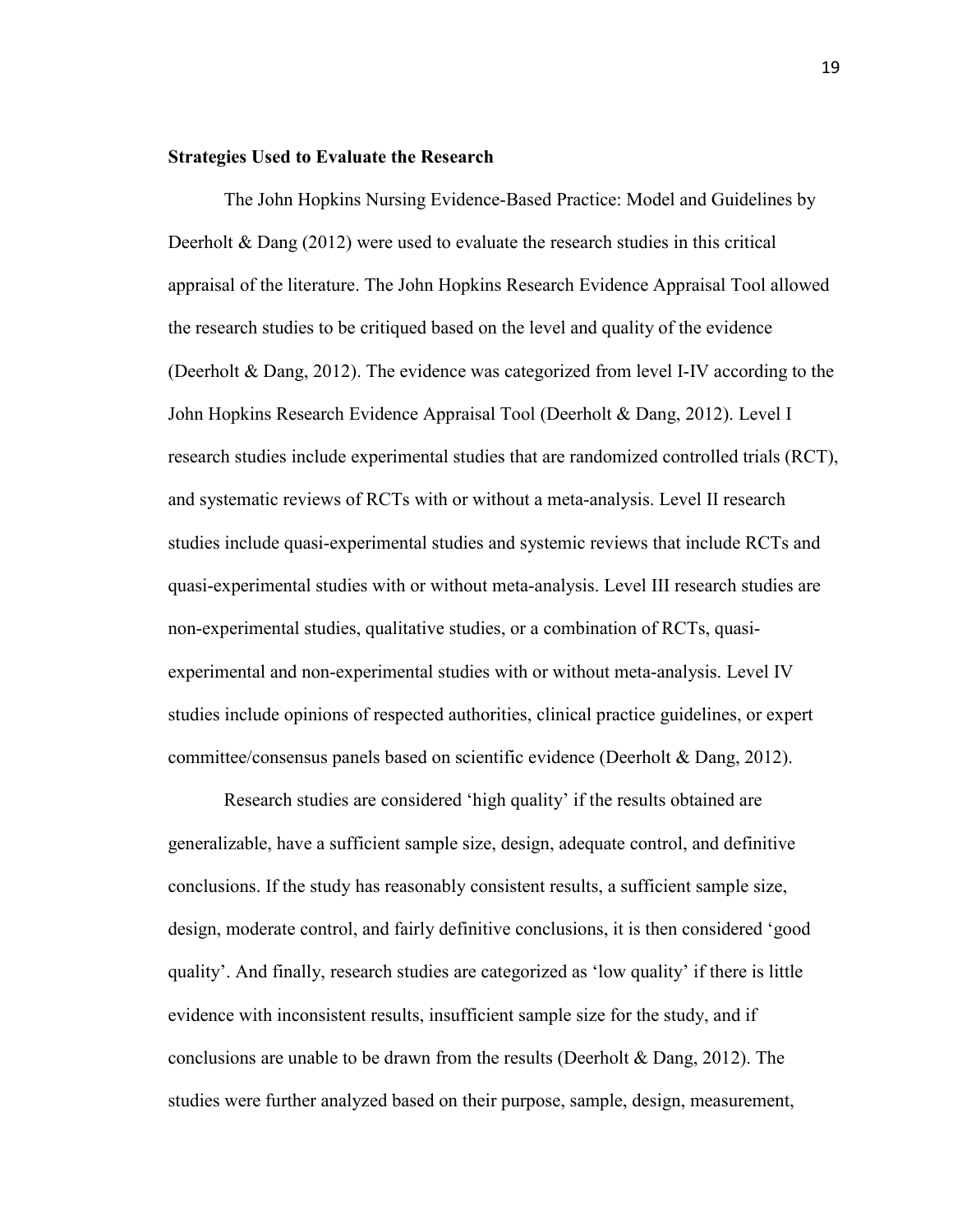**Strategies Used to Evaluate the Research**

The John Hopkins Nursing Evidence-Based Practice: Model and Guidelines by Deerholt & Dang (2012) were used to evaluate the research studies in this critical appraisal of the literature. The John Hopkins Research Evidence Appraisal Tool allowed the research studies to be critiqued based on the level and quality of the evidence (Deerholt & Dang, 2012). The evidence was categorized from level I-IV according to the John Hopkins Research Evidence Appraisal Tool (Deerholt & Dang, 2012). Level I research studies include experimental studies that are randomized controlled trials (RCT), and systematic reviews of RCTs with or without a meta-analysis. Level II research studies include quasi-experimental studies and systemic reviews that include RCTs and quasi-experimental studies with or without meta-analysis. Level III research studies are non-experimental studies, qualitative studies, or a combination of RCTs, quasi-experimental and non-experimental studies with or without meta-analysis. Level IV studies include opinions of respected authorities, clinical practice guidelines, or expert committee/consensus panels based on scientific evidence (Deerholt & Dang, 2012).

Research studies are considered 'high quality' if the results obtained are generalizable, have a sufficient sample size, design, adequate control, and definitive conclusions. If the study has reasonably consistent results, a sufficient sample size, design, moderate control, and fairly definitive conclusions, it is then considered 'good quality'. And finally, research studies are categorized as 'low quality' if there is little evidence with inconsistent results, insufficient sample size for the study, and if conclusions are unable to be drawn from the results (Deerholt & Dang, 2012). The studies were further analyzed based on their purpose, sample, design, measurement,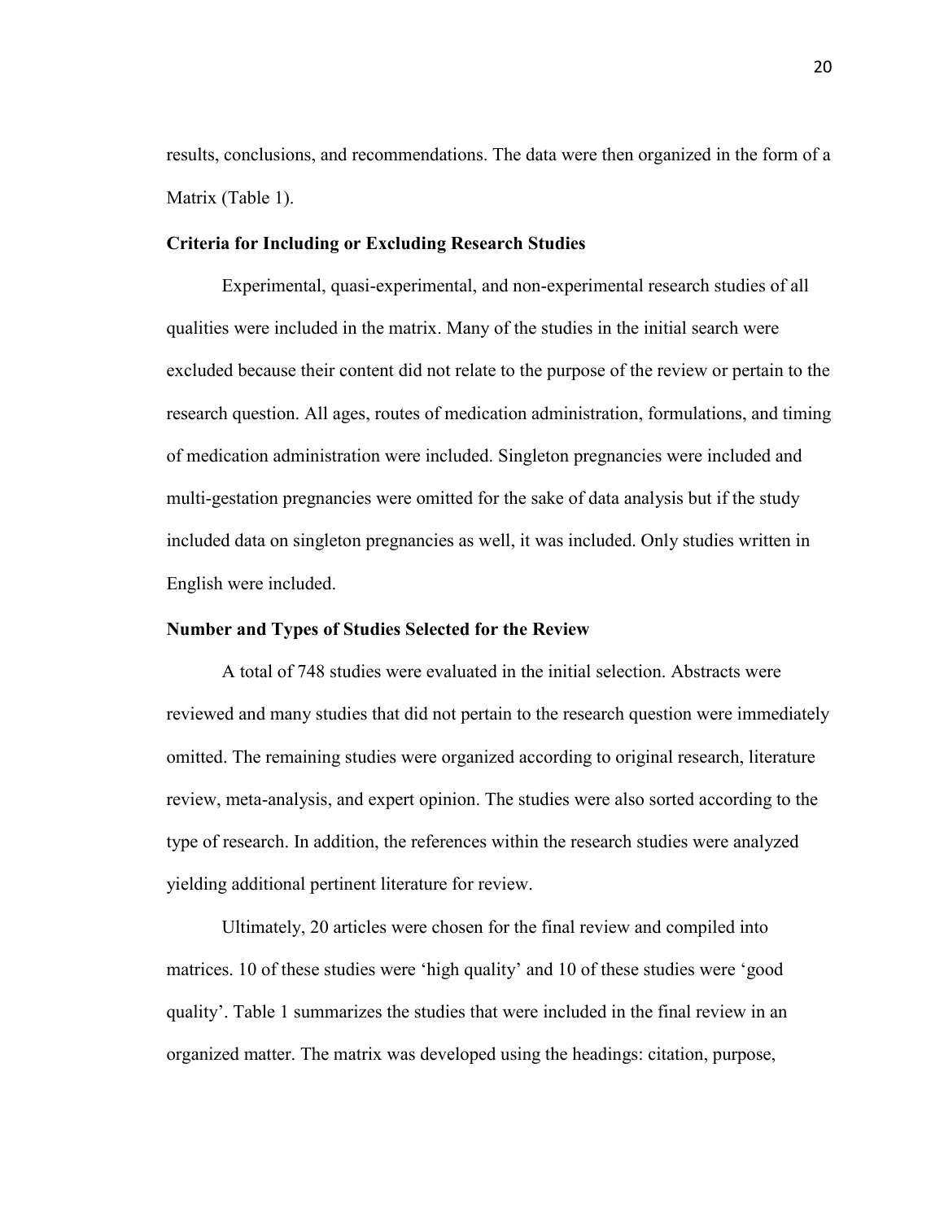results, conclusions, and recommendations. The data were then organized in the form of a Matrix (Table 1).

**Criteria for Including or Excluding Research Studies**

Experimental, quasi-experimental, and non-experimental research studies of all qualities were included in the matrix. Many of the studies in the initial search were excluded because their content did not relate to the purpose of the review or pertain to the research question. All ages, routes of medication administration, formulations, and timing of medication administration were included. Singleton pregnancies were included and multi-gestation pregnancies were omitted for the sake of data analysis but if the study included data on singleton pregnancies as well, it was included. Only studies written in English were included.

**Number and Types of Studies Selected for the Review**

A total of 748 studies were evaluated in the initial selection. Abstracts were reviewed and many studies that did not pertain to the research question were immediately omitted. The remaining studies were organized according to original research, literature review, meta-analysis, and expert opinion. The studies were also sorted according to the type of research. In addition, the references within the research studies were analyzed yielding additional pertinent literature for review.

Ultimately, 20 articles were chosen for the final review and compiled into matrices. 10 of these studies were 'high quality' and 10 of these studies were 'good quality'. Table 1 summarizes the studies that were included in the final review in an organized matter. The matrix was developed using the headings: citation, purpose,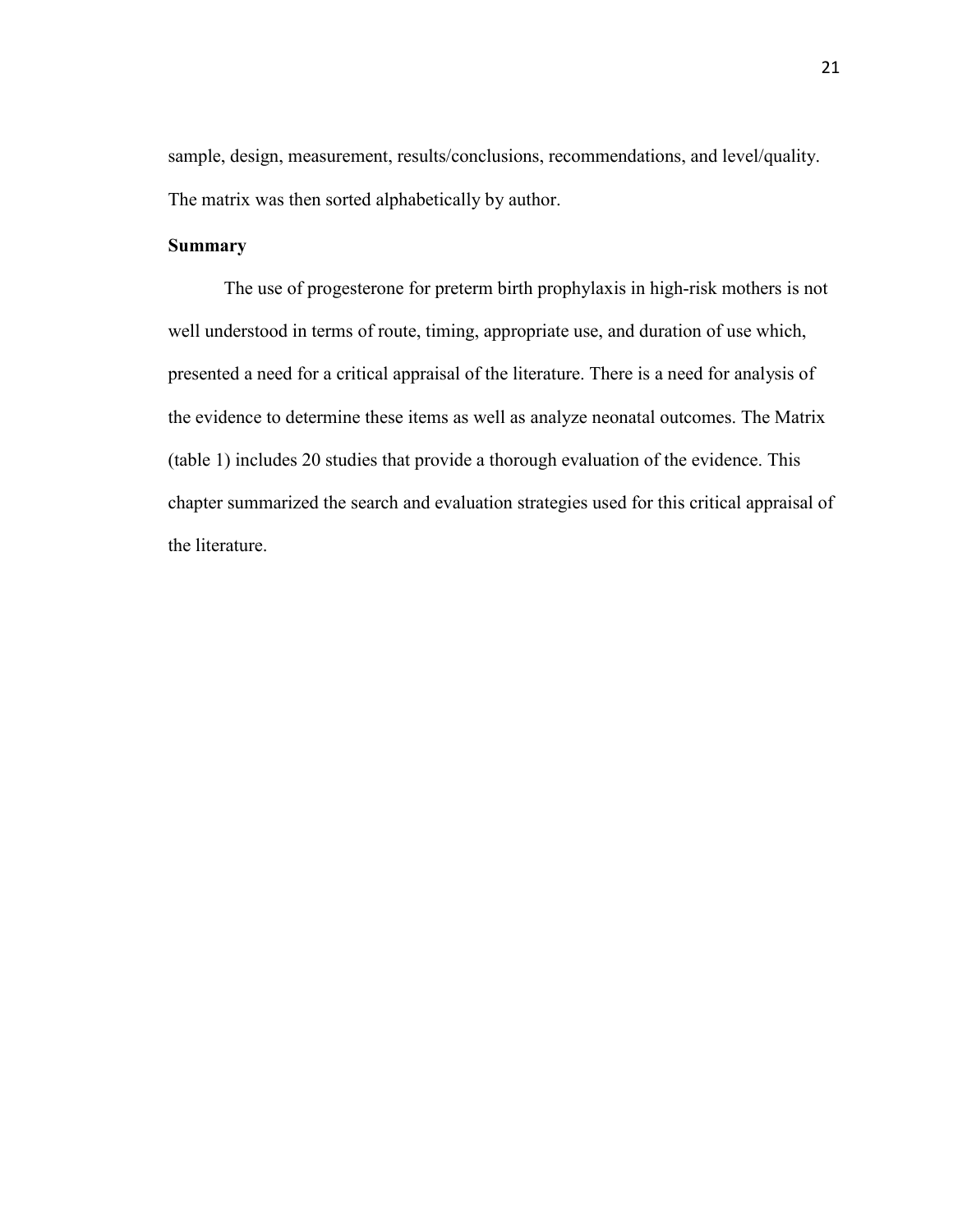sample, design, measurement, results/conclusions, recommendations, and level/quality. The matrix was then sorted alphabetically by author.

### Summary

The use of progesterone for preterm birth prophylaxis in high-risk mothers is not well understood in terms of route, timing, appropriate use, and duration of use which, presented a need for a critical appraisal of the literature. There is a need for analysis of the evidence to determine these items as well as analyze neonatal outcomes. The Matrix (table 1) includes 20 studies that provide a thorough evaluation of the evidence. This chapter summarized the search and evaluation strategies used for this critical appraisal of the literature.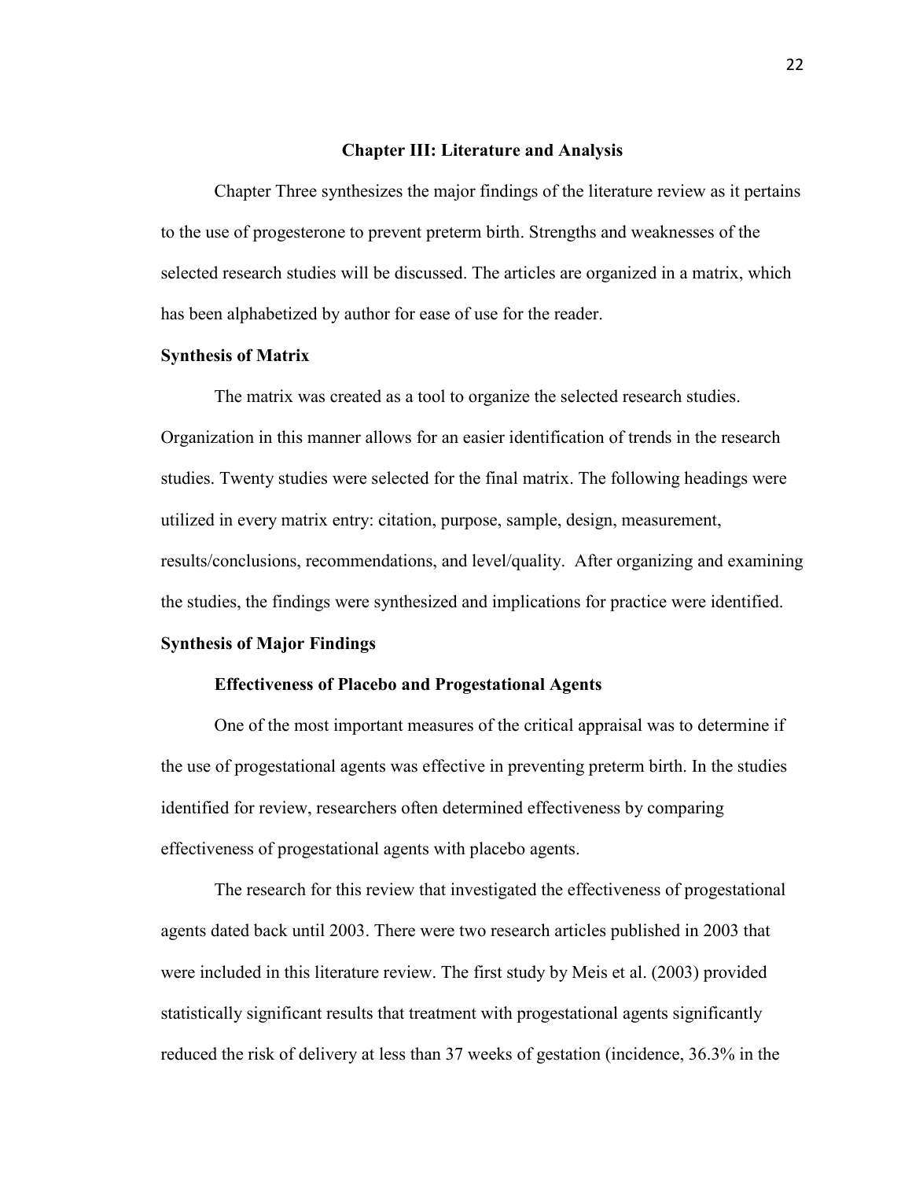# Chapter III: Literature and Analysis

Chapter Three synthesizes the major findings of the literature review as it pertains to the use of progesterone to prevent preterm birth. Strengths and weaknesses of the selected research studies will be discussed. The articles are organized in a matrix, which has been alphabetized by author for ease of use for the reader.

## Synthesis of Matrix

The matrix was created as a tool to organize the selected research studies. Organization in this manner allows for an easier identification of trends in the research studies. Twenty studies were selected for the final matrix. The following headings were utilized in every matrix entry: citation, purpose, sample, design, measurement, results/conclusions, recommendations, and level/quality. After organizing and examining the studies, the findings were synthesized and implications for practice were identified.

## Synthesis of Major Findings

### Effectiveness of Placebo and Progestational Agents

One of the most important measures of the critical appraisal was to determine if the use of progestational agents was effective in preventing preterm birth. In the studies identified for review, researchers often determined effectiveness by comparing effectiveness of progestational agents with placebo agents.

The research for this review that investigated the effectiveness of progestational agents dated back until 2003. There were two research articles published in 2003 that were included in this literature review. The first study by Meis et al. (2003) provided statistically significant results that treatment with progestational agents significantly reduced the risk of delivery at less than 37 weeks of gestation (incidence, 36.3% in the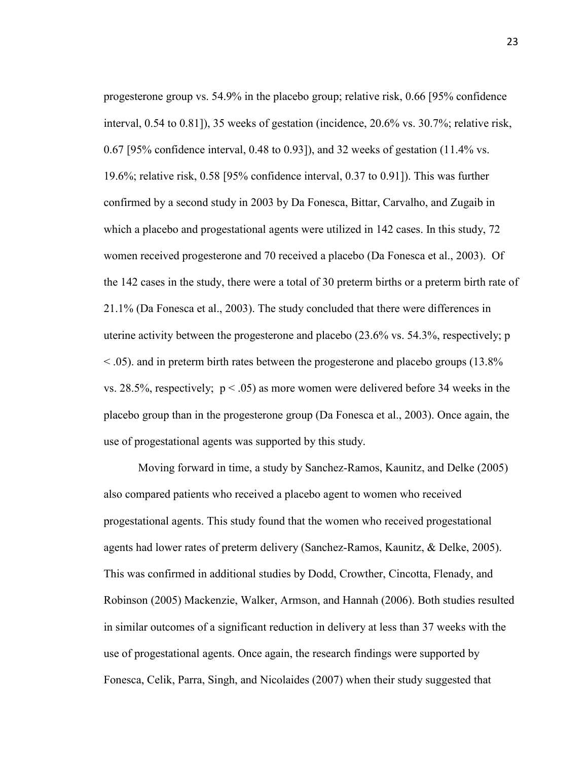progesterone group vs. 54.9% in the placebo group; relative risk, 0.66 [95% confidence interval, 0.54 to 0.81]), 35 weeks of gestation (incidence, 20.6% vs. 30.7%; relative risk, 0.67 [95% confidence interval, 0.48 to 0.93]), and 32 weeks of gestation (11.4% vs. 19.6%; relative risk, 0.58 [95% confidence interval, 0.37 to 0.91]). This was further confirmed by a second study in 2003 by Da Fonesca, Bittar, Carvalho, and Zugaib in which a placebo and progestational agents were utilized in 142 cases. In this study, 72 women received progesterone and 70 received a placebo (Da Fonesca et al., 2003). Of the 142 cases in the study, there were a total of 30 preterm births or a preterm birth rate of 21.1% (Da Fonesca et al., 2003). The study concluded that there were differences in uterine activity between the progesterone and placebo (23.6% vs. 54.3%, respectively; $p < .05$). and in preterm birth rates between the progesterone and placebo groups (13.8% vs. 28.5%, respectively; $p < .05$) as more women were delivered before 34 weeks in the placebo group than in the progesterone group (Da Fonesca et al., 2003). Once again, the use of progestational agents was supported by this study.

Moving forward in time, a study by Sanchez-Ramos, Kaunitz, and Delke (2005) also compared patients who received a placebo agent to women who received progestational agents. This study found that the women who received progestational agents had lower rates of preterm delivery (Sanchez-Ramos, Kaunitz, & Delke, 2005). This was confirmed in additional studies by Dodd, Crowther, Cincotta, Flenady, and Robinson (2005) Mackenzie, Walker, Armson, and Hannah (2006). Both studies resulted in similar outcomes of a significant reduction in delivery at less than 37 weeks with the use of progestational agents. Once again, the research findings were supported by Fonesca, Celik, Parra, Singh, and Nicolaides (2007) when their study suggested that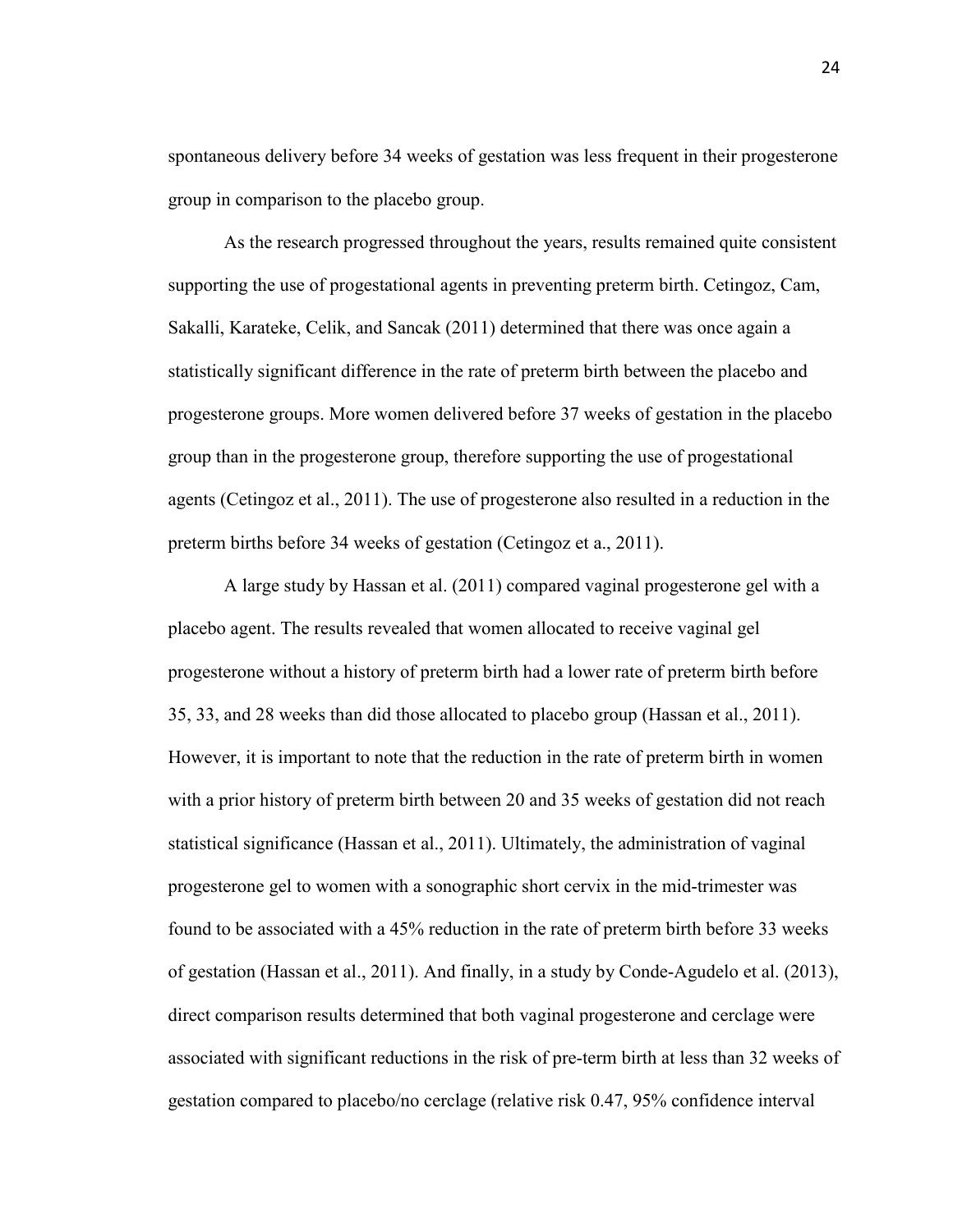spontaneous delivery before 34 weeks of gestation was less frequent in their progesterone group in comparison to the placebo group.

As the research progressed throughout the years, results remained quite consistent supporting the use of progestational agents in preventing preterm birth. Cetingoz, Cam, Sakalli, Karateke, Celik, and Sancak (2011) determined that there was once again a statistically significant difference in the rate of preterm birth between the placebo and progesterone groups. More women delivered before 37 weeks of gestation in the placebo group than in the progesterone group, therefore supporting the use of progestational agents (Cetingoz et al., 2011). The use of progesterone also resulted in a reduction in the preterm births before 34 weeks of gestation (Cetingoz et a., 2011).

A large study by Hassan et al. (2011) compared vaginal progesterone gel with a placebo agent. The results revealed that women allocated to receive vaginal gel progesterone without a history of preterm birth had a lower rate of preterm birth before 35, 33, and 28 weeks than did those allocated to placebo group (Hassan et al., 2011). However, it is important to note that the reduction in the rate of preterm birth in women with a prior history of preterm birth between 20 and 35 weeks of gestation did not reach statistical significance (Hassan et al., 2011). Ultimately, the administration of vaginal progesterone gel to women with a sonographic short cervix in the mid-trimester was found to be associated with a 45% reduction in the rate of preterm birth before 33 weeks of gestation (Hassan et al., 2011). And finally, in a study by Conde-Agudelo et al. (2013), direct comparison results determined that both vaginal progesterone and cerclage were associated with significant reductions in the risk of pre-term birth at less than 32 weeks of gestation compared to placebo/no cerclage (relative risk 0.47, 95% confidence interval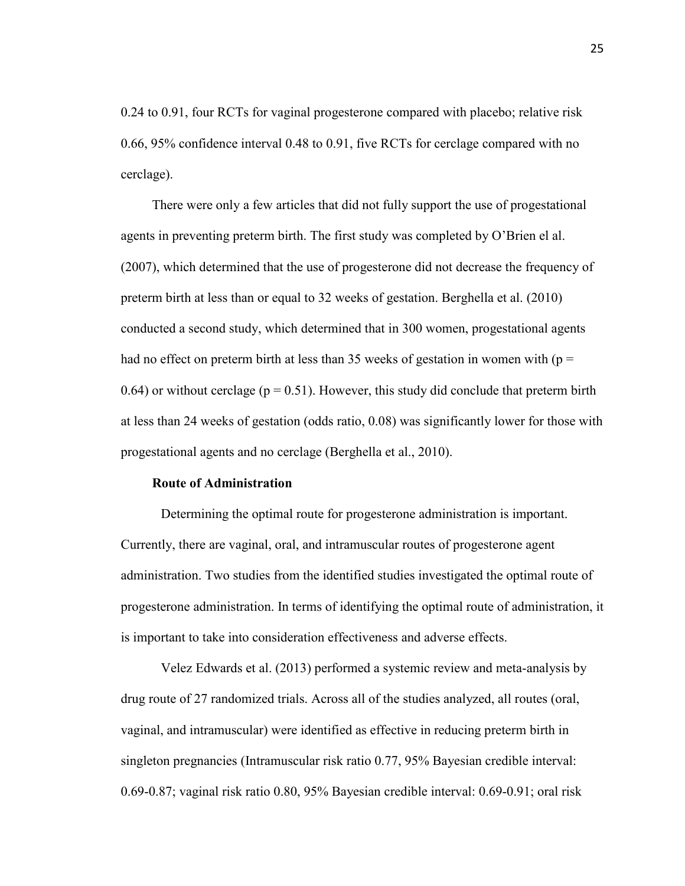0.24 to 0.91, four RCTs for vaginal progesterone compared with placebo; relative risk 0.66, 95% confidence interval 0.48 to 0.91, five RCTs for cerclage compared with no cerclage).

There were only a few articles that did not fully support the use of progestational agents in preventing preterm birth. The first study was completed by O'Brien el al. (2007), which determined that the use of progesterone did not decrease the frequency of preterm birth at less than or equal to 32 weeks of gestation. Berghella et al. (2010) conducted a second study, which determined that in 300 women, progestational agents had no effect on preterm birth at less than 35 weeks of gestation in women with ($p = 0.64$) or without cerclage ($p = 0.51$). However, this study did conclude that preterm birth at less than 24 weeks of gestation (odds ratio, 0.08) was significantly lower for those with progestational agents and no cerclage (Berghella et al., 2010).

**Route of Administration**

Determining the optimal route for progesterone administration is important. Currently, there are vaginal, oral, and intramuscular routes of progesterone agent administration. Two studies from the identified studies investigated the optimal route of progesterone administration. In terms of identifying the optimal route of administration, it is important to take into consideration effectiveness and adverse effects.

Velez Edwards et al. (2013) performed a systemic review and meta-analysis by drug route of 27 randomized trials. Across all of the studies analyzed, all routes (oral, vaginal, and intramuscular) were identified as effective in reducing preterm birth in singleton pregnancies (Intramuscular risk ratio 0.77, 95% Bayesian credible interval: 0.69-0.87; vaginal risk ratio 0.80, 95% Bayesian credible interval: 0.69-0.91; oral risk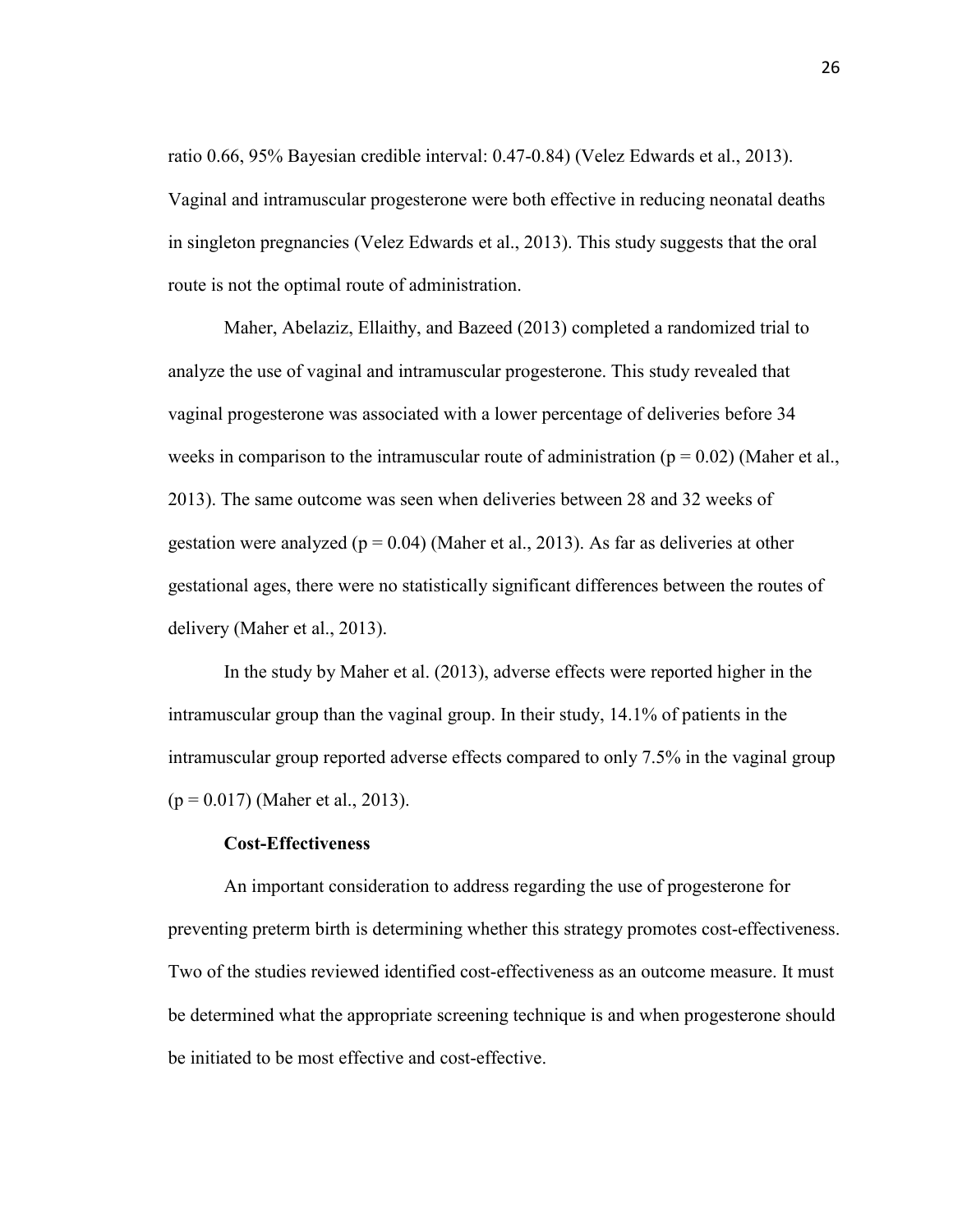ratio 0.66, 95% Bayesian credible interval: 0.47-0.84) (Velez Edwards et al., 2013). Vaginal and intramuscular progesterone were both effective in reducing neonatal deaths in singleton pregnancies (Velez Edwards et al., 2013). This study suggests that the oral route is not the optimal route of administration.

Maher, Abelaziz, Ellaithy, and Bazeed (2013) completed a randomized trial to analyze the use of vaginal and intramuscular progesterone. This study revealed that vaginal progesterone was associated with a lower percentage of deliveries before 34 weeks in comparison to the intramuscular route of administration ($p = 0.02$) (Maher et al., 2013). The same outcome was seen when deliveries between 28 and 32 weeks of gestation were analyzed ($p = 0.04$) (Maher et al., 2013). As far as deliveries at other gestational ages, there were no statistically significant differences between the routes of delivery (Maher et al., 2013).

In the study by Maher et al. (2013), adverse effects were reported higher in the intramuscular group than the vaginal group. In their study, 14.1% of patients in the intramuscular group reported adverse effects compared to only 7.5% in the vaginal group ($p = 0.017$) (Maher et al., 2013).

**Cost-Effectiveness**

An important consideration to address regarding the use of progesterone for preventing preterm birth is determining whether this strategy promotes cost-effectiveness. Two of the studies reviewed identified cost-effectiveness as an outcome measure. It must be determined what the appropriate screening technique is and when progesterone should be initiated to be most effective and cost-effective.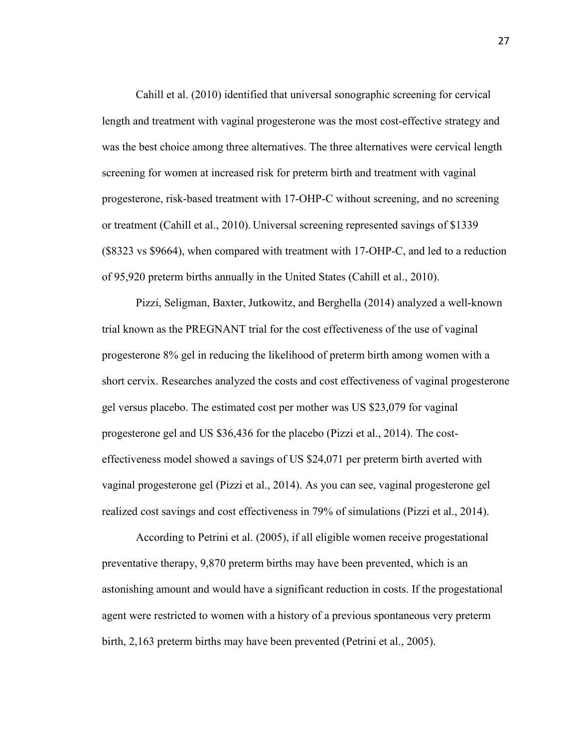Cahill et al. (2010) identified that universal sonographic screening for cervical length and treatment with vaginal progesterone was the most cost-effective strategy and was the best choice among three alternatives. The three alternatives were cervical length screening for women at increased risk for preterm birth and treatment with vaginal progesterone, risk-based treatment with 17-OHP-C without screening, and no screening or treatment (Cahill et al., 2010). Universal screening represented savings of $1339 ($8323 vs $9664), when compared with treatment with 17-OHP-C, and led to a reduction of 95,920 preterm births annually in the United States (Cahill et al., 2010).

Pizzi, Seligman, Baxter, Jutkowitz, and Berghella (2014) analyzed a well-known trial known as the PREGNANT trial for the cost effectiveness of the use of vaginal progesterone 8% gel in reducing the likelihood of preterm birth among women with a short cervix. Researches analyzed the costs and cost effectiveness of vaginal progesterone gel versus placebo. The estimated cost per mother was US $23,079 for vaginal progesterone gel and US $36,436 for the placebo (Pizzi et al., 2014). The cost-effectiveness model showed a savings of US $24,071 per preterm birth averted with vaginal progesterone gel (Pizzi et al., 2014). As you can see, vaginal progesterone gel realized cost savings and cost effectiveness in 79% of simulations (Pizzi et al., 2014).

According to Petrini et al. (2005), if all eligible women receive progestational preventative therapy, 9,870 preterm births may have been prevented, which is an astonishing amount and would have a significant reduction in costs. If the progestational agent were restricted to women with a history of a previous spontaneous very preterm birth, 2,163 preterm births may have been prevented (Petrini et al., 2005).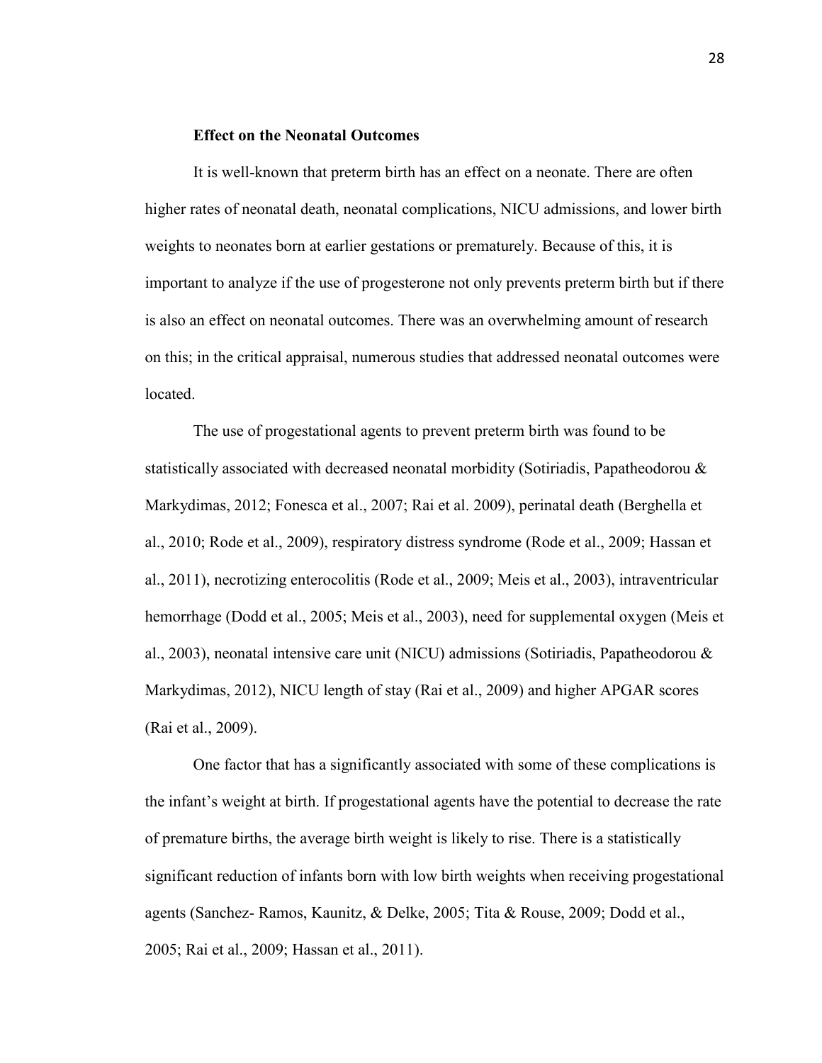### Effect on the Neonatal Outcomes

It is well-known that preterm birth has an effect on a neonate. There are often higher rates of neonatal death, neonatal complications, NICU admissions, and lower birth weights to neonates born at earlier gestations or prematurely. Because of this, it is important to analyze if the use of progesterone not only prevents preterm birth but if there is also an effect on neonatal outcomes. There was an overwhelming amount of research on this; in the critical appraisal, numerous studies that addressed neonatal outcomes were located.

The use of progestational agents to prevent preterm birth was found to be statistically associated with decreased neonatal morbidity (Sotiriadis, Papatheodorou & Markydimas, 2012; Fonesca et al., 2007; Rai et al. 2009), perinatal death (Berghella et al., 2010; Rode et al., 2009), respiratory distress syndrome (Rode et al., 2009; Hassan et al., 2011), necrotizing enterocolitis (Rode et al., 2009; Meis et al., 2003), intraventricular hemorrhage (Dodd et al., 2005; Meis et al., 2003), need for supplemental oxygen (Meis et al., 2003), neonatal intensive care unit (NICU) admissions (Sotiriadis, Papatheodorou & Markydimas, 2012), NICU length of stay (Rai et al., 2009) and higher APGAR scores (Rai et al., 2009).

One factor that has a significantly associated with some of these complications is the infant's weight at birth. If progestational agents have the potential to decrease the rate of premature births, the average birth weight is likely to rise. There is a statistically significant reduction of infants born with low birth weights when receiving progestational agents (Sanchez- Ramos, Kaunitz, & Delke, 2005; Tita & Rouse, 2009; Dodd et al., 2005; Rai et al., 2009; Hassan et al., 2011).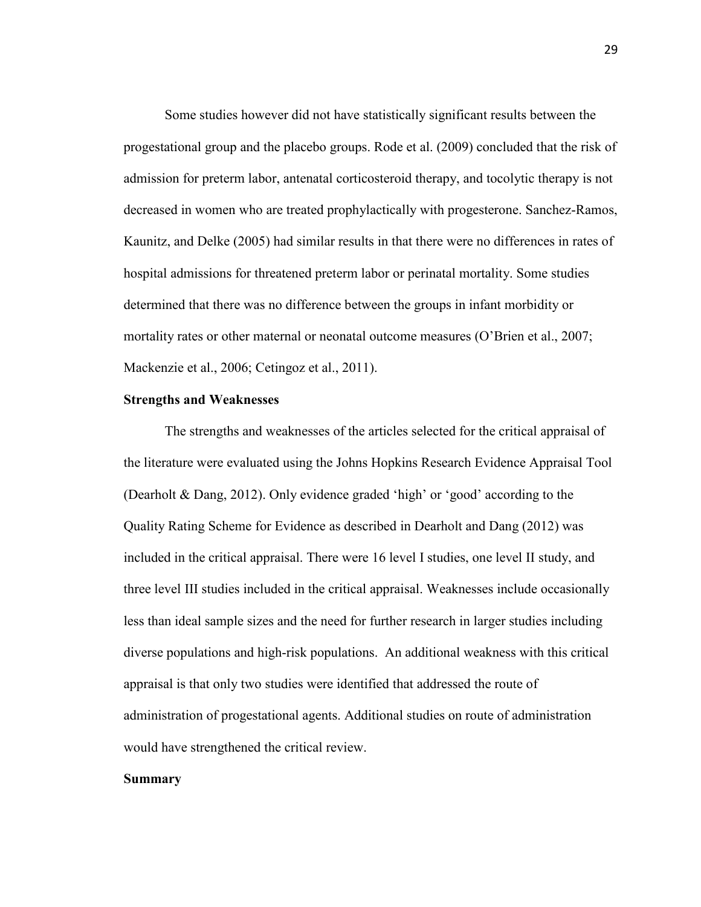Some studies however did not have statistically significant results between the progestational group and the placebo groups. Rode et al. (2009) concluded that the risk of admission for preterm labor, antenatal corticosteroid therapy, and tocolytic therapy is not decreased in women who are treated prophylactically with progesterone. Sanchez-Ramos, Kaunitz, and Delke (2005) had similar results in that there were no differences in rates of hospital admissions for threatened preterm labor or perinatal mortality. Some studies determined that there was no difference between the groups in infant morbidity or mortality rates or other maternal or neonatal outcome measures (O'Brien et al., 2007; Mackenzie et al., 2006; Cetingoz et al., 2011).

**Strengths and Weaknesses**

The strengths and weaknesses of the articles selected for the critical appraisal of the literature were evaluated using the Johns Hopkins Research Evidence Appraisal Tool (Dearholt & Dang, 2012). Only evidence graded 'high' or 'good' according to the Quality Rating Scheme for Evidence as described in Dearholt and Dang (2012) was included in the critical appraisal. There were 16 level I studies, one level II study, and three level III studies included in the critical appraisal. Weaknesses include occasionally less than ideal sample sizes and the need for further research in larger studies including diverse populations and high-risk populations. An additional weakness with this critical appraisal is that only two studies were identified that addressed the route of administration of progestational agents. Additional studies on route of administration would have strengthened the critical review.

**Summary**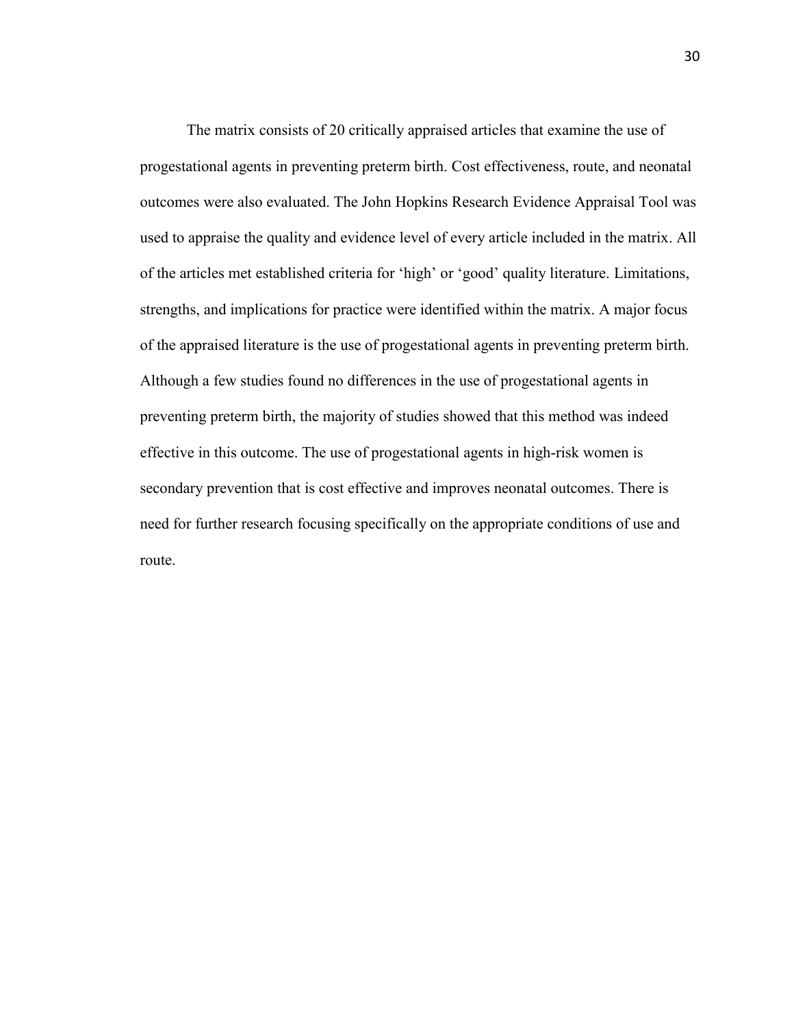The matrix consists of 20 critically appraised articles that examine the use of progestational agents in preventing preterm birth. Cost effectiveness, route, and neonatal outcomes were also evaluated. The John Hopkins Research Evidence Appraisal Tool was used to appraise the quality and evidence level of every article included in the matrix. All of the articles met established criteria for 'high' or 'good' quality literature. Limitations, strengths, and implications for practice were identified within the matrix. A major focus of the appraised literature is the use of progestational agents in preventing preterm birth. Although a few studies found no differences in the use of progestational agents in preventing preterm birth, the majority of studies showed that this method was indeed effective in this outcome. The use of progestational agents in high-risk women is secondary prevention that is cost effective and improves neonatal outcomes. There is need for further research focusing specifically on the appropriate conditions of use and route.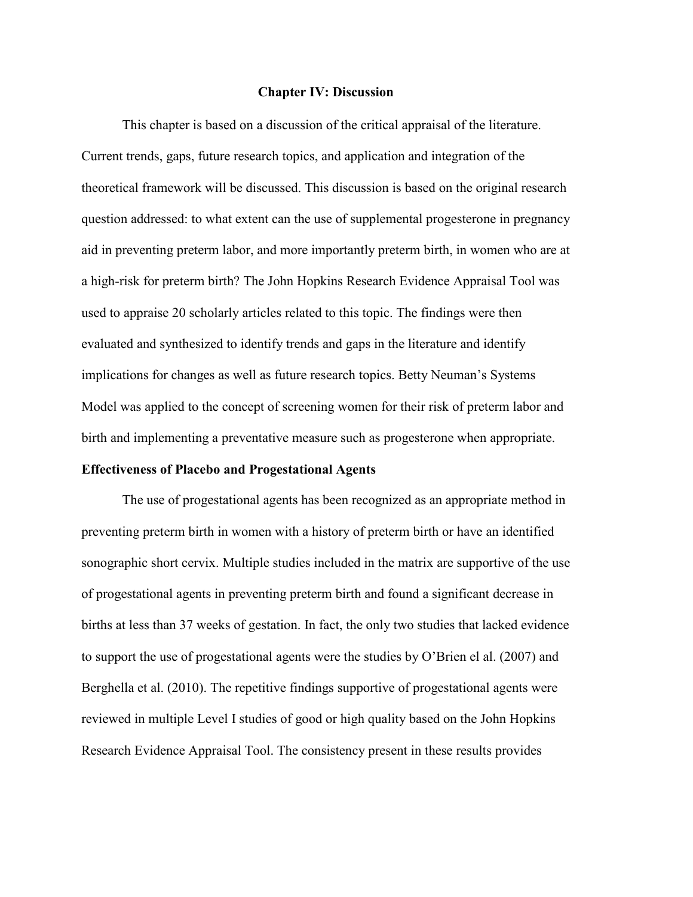# Chapter IV: Discussion

This chapter is based on a discussion of the critical appraisal of the literature. Current trends, gaps, future research topics, and application and integration of the theoretical framework will be discussed. This discussion is based on the original research question addressed: to what extent can the use of supplemental progesterone in pregnancy aid in preventing preterm labor, and more importantly preterm birth, in women who are at a high-risk for preterm birth? The John Hopkins Research Evidence Appraisal Tool was used to appraise 20 scholarly articles related to this topic. The findings were then evaluated and synthesized to identify trends and gaps in the literature and identify implications for changes as well as future research topics. Betty Neuman's Systems Model was applied to the concept of screening women for their risk of preterm labor and birth and implementing a preventative measure such as progesterone when appropriate.

## Effectiveness of Placebo and Progestational Agents

The use of progestational agents has been recognized as an appropriate method in preventing preterm birth in women with a history of preterm birth or have an identified sonographic short cervix. Multiple studies included in the matrix are supportive of the use of progestational agents in preventing preterm birth and found a significant decrease in births at less than 37 weeks of gestation. In fact, the only two studies that lacked evidence to support the use of progestational agents were the studies by O'Brien el al. (2007) and Berghella et al. (2010). The repetitive findings supportive of progestational agents were reviewed in multiple Level I studies of good or high quality based on the John Hopkins Research Evidence Appraisal Tool. The consistency present in these results provides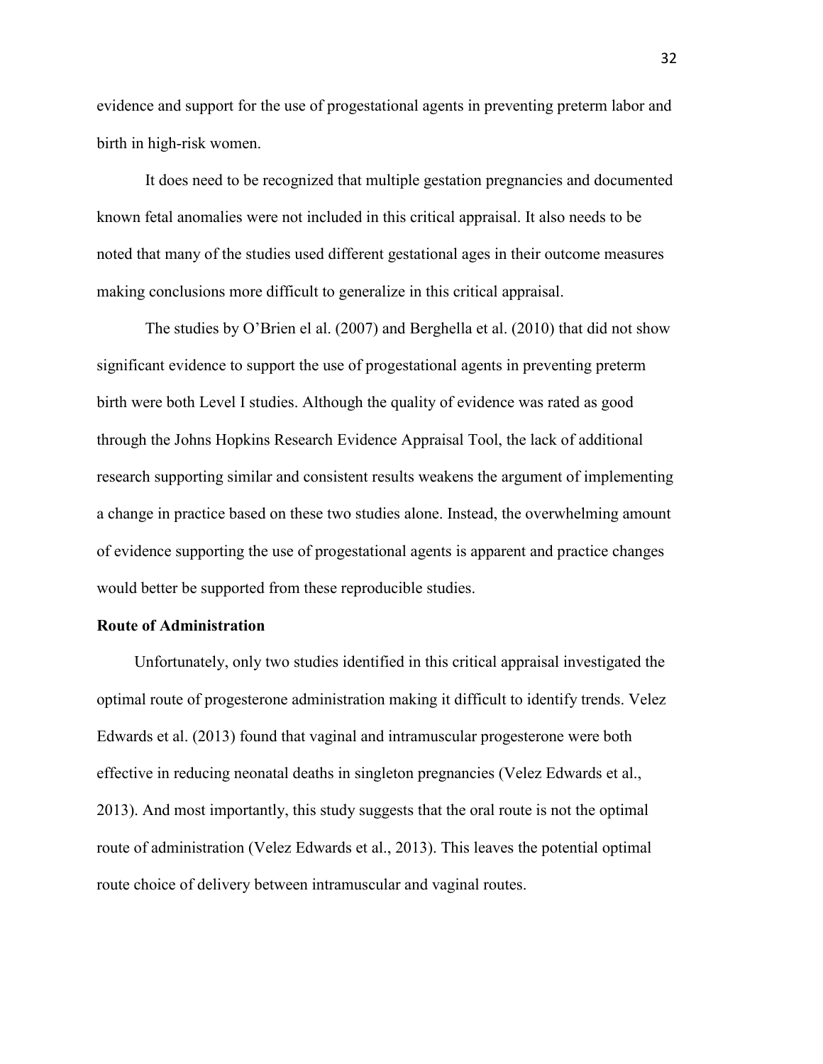evidence and support for the use of progestational agents in preventing preterm labor and birth in high-risk women.

It does need to be recognized that multiple gestation pregnancies and documented known fetal anomalies were not included in this critical appraisal. It also needs to be noted that many of the studies used different gestational ages in their outcome measures making conclusions more difficult to generalize in this critical appraisal.

The studies by O'Brien el al. (2007) and Berghella et al. (2010) that did not show significant evidence to support the use of progestational agents in preventing preterm birth were both Level I studies. Although the quality of evidence was rated as good through the Johns Hopkins Research Evidence Appraisal Tool, the lack of additional research supporting similar and consistent results weakens the argument of implementing a change in practice based on these two studies alone. Instead, the overwhelming amount of evidence supporting the use of progestational agents is apparent and practice changes would better be supported from these reproducible studies.

**Route of Administration**

Unfortunately, only two studies identified in this critical appraisal investigated the optimal route of progesterone administration making it difficult to identify trends. Velez Edwards et al. (2013) found that vaginal and intramuscular progesterone were both effective in reducing neonatal deaths in singleton pregnancies (Velez Edwards et al., 2013). And most importantly, this study suggests that the oral route is not the optimal route of administration (Velez Edwards et al., 2013). This leaves the potential optimal route choice of delivery between intramuscular and vaginal routes.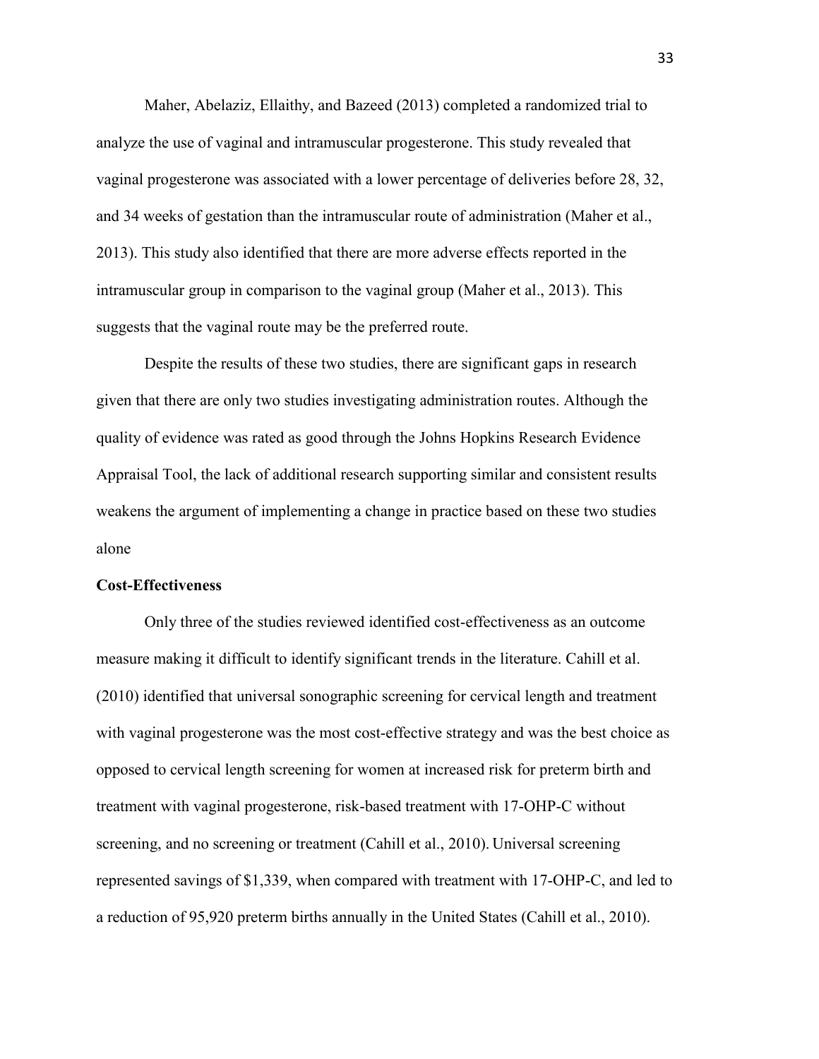Maher, Abelaziz, Ellaithy, and Bazeed (2013) completed a randomized trial to analyze the use of vaginal and intramuscular progesterone. This study revealed that vaginal progesterone was associated with a lower percentage of deliveries before 28, 32, and 34 weeks of gestation than the intramuscular route of administration (Maher et al., 2013). This study also identified that there are more adverse effects reported in the intramuscular group in comparison to the vaginal group (Maher et al., 2013). This suggests that the vaginal route may be the preferred route.

Despite the results of these two studies, there are significant gaps in research given that there are only two studies investigating administration routes. Although the quality of evidence was rated as good through the Johns Hopkins Research Evidence Appraisal Tool, the lack of additional research supporting similar and consistent results weakens the argument of implementing a change in practice based on these two studies alone

**Cost-Effectiveness**

Only three of the studies reviewed identified cost-effectiveness as an outcome measure making it difficult to identify significant trends in the literature. Cahill et al. (2010) identified that universal sonographic screening for cervical length and treatment with vaginal progesterone was the most cost-effective strategy and was the best choice as opposed to cervical length screening for women at increased risk for preterm birth and treatment with vaginal progesterone, risk-based treatment with 17-OHP-C without screening, and no screening or treatment (Cahill et al., 2010). Universal screening represented savings of $1,339, when compared with treatment with 17-OHP-C, and led to a reduction of 95,920 preterm births annually in the United States (Cahill et al., 2010).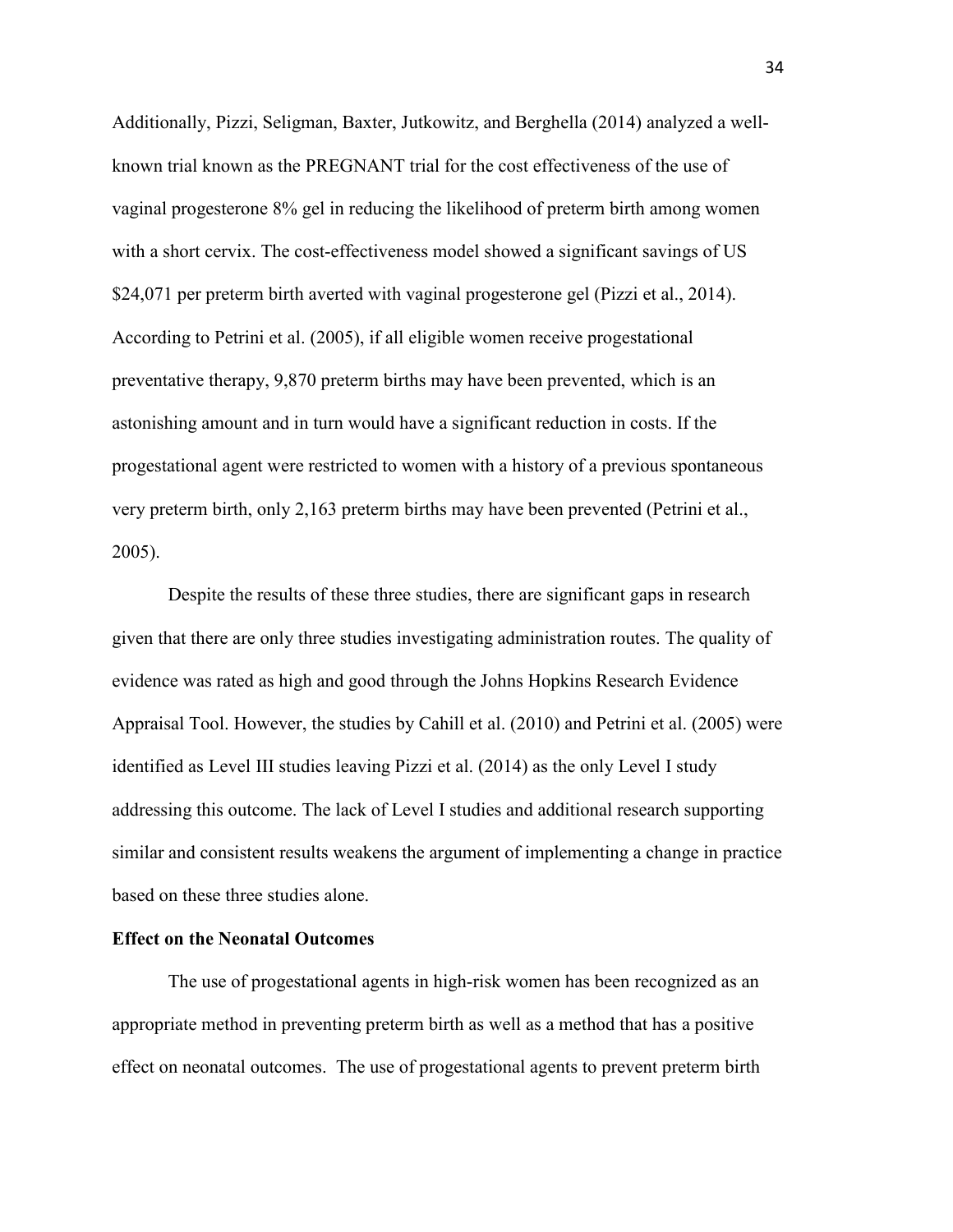Additionally, Pizzi, Seligman, Baxter, Jutkowitz, and Berghella (2014) analyzed a well-known trial known as the PREGNANT trial for the cost effectiveness of the use of vaginal progesterone 8% gel in reducing the likelihood of preterm birth among women with a short cervix. The cost-effectiveness model showed a significant savings of US $24,071 per preterm birth averted with vaginal progesterone gel (Pizzi et al., 2014). According to Petrini et al. (2005), if all eligible women receive progestational preventative therapy, 9,870 preterm births may have been prevented, which is an astonishing amount and in turn would have a significant reduction in costs. If the progestational agent were restricted to women with a history of a previous spontaneous very preterm birth, only 2,163 preterm births may have been prevented (Petrini et al., 2005).

Despite the results of these three studies, there are significant gaps in research given that there are only three studies investigating administration routes. The quality of evidence was rated as high and good through the Johns Hopkins Research Evidence Appraisal Tool. However, the studies by Cahill et al. (2010) and Petrini et al. (2005) were identified as Level III studies leaving Pizzi et al. (2014) as the only Level I study addressing this outcome. The lack of Level I studies and additional research supporting similar and consistent results weakens the argument of implementing a change in practice based on these three studies alone.

**Effect on the Neonatal Outcomes**

The use of progestational agents in high-risk women has been recognized as an appropriate method in preventing preterm birth as well as a method that has a positive effect on neonatal outcomes. The use of progestational agents to prevent preterm birth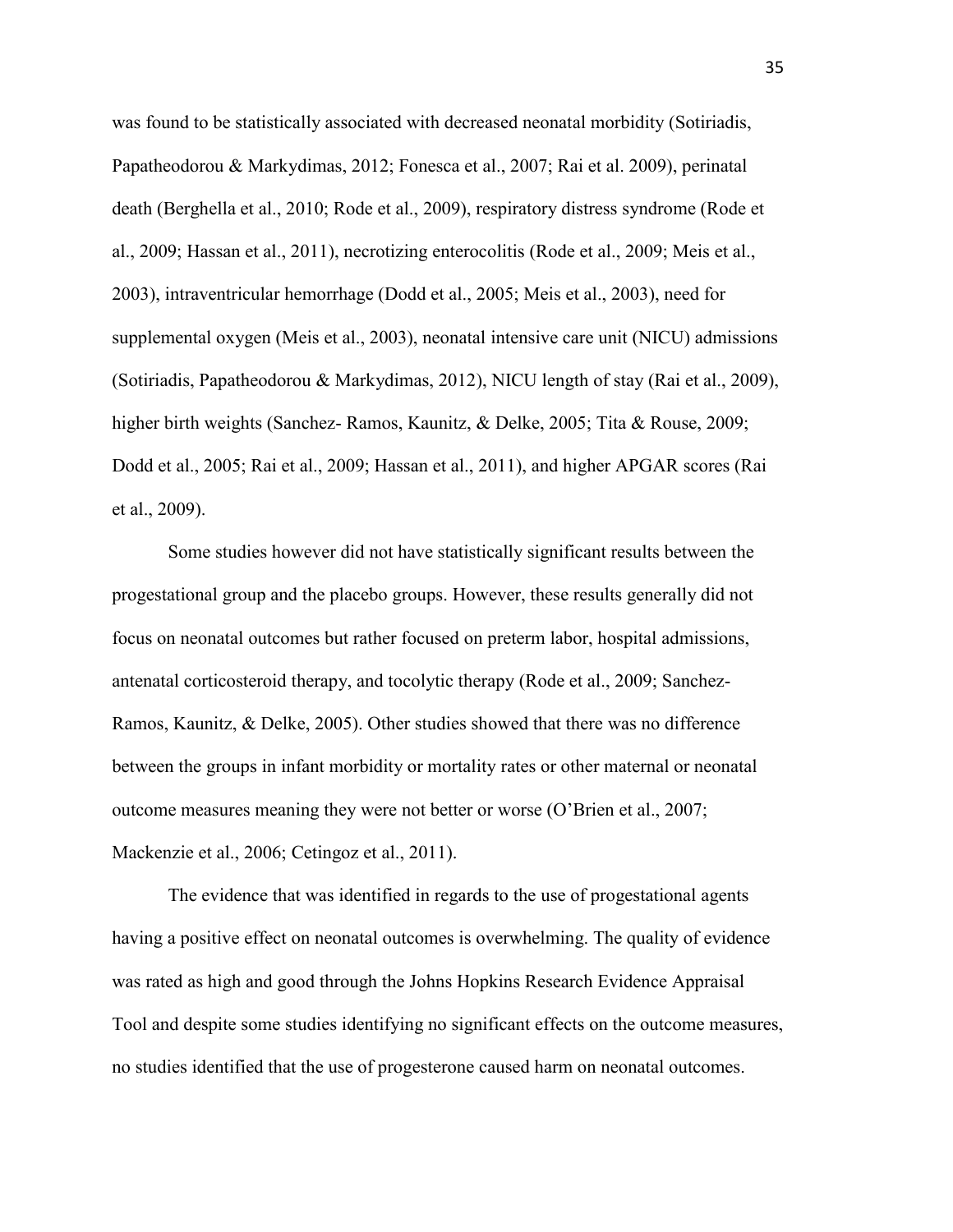was found to be statistically associated with decreased neonatal morbidity (Sotiriadis, Papatheodorou & Markydimas, 2012; Fonesca et al., 2007; Rai et al. 2009), perinatal death (Berghella et al., 2010; Rode et al., 2009), respiratory distress syndrome (Rode et al., 2009; Hassan et al., 2011), necrotizing enterocolitis (Rode et al., 2009; Meis et al., 2003), intraventricular hemorrhage (Dodd et al., 2005; Meis et al., 2003), need for supplemental oxygen (Meis et al., 2003), neonatal intensive care unit (NICU) admissions (Sotiriadis, Papatheodorou & Markydimas, 2012), NICU length of stay (Rai et al., 2009), higher birth weights (Sanchez- Ramos, Kaunitz, & Delke, 2005; Tita & Rouse, 2009; Dodd et al., 2005; Rai et al., 2009; Hassan et al., 2011), and higher APGAR scores (Rai et al., 2009).

Some studies however did not have statistically significant results between the progestational group and the placebo groups. However, these results generally did not focus on neonatal outcomes but rather focused on preterm labor, hospital admissions, antenatal corticosteroid therapy, and tocolytic therapy (Rode et al., 2009; Sanchez-Ramos, Kaunitz, & Delke, 2005). Other studies showed that there was no difference between the groups in infant morbidity or mortality rates or other maternal or neonatal outcome measures meaning they were not better or worse (O'Brien et al., 2007; Mackenzie et al., 2006; Cetingoz et al., 2011).

The evidence that was identified in regards to the use of progestational agents having a positive effect on neonatal outcomes is overwhelming. The quality of evidence was rated as high and good through the Johns Hopkins Research Evidence Appraisal Tool and despite some studies identifying no significant effects on the outcome measures, no studies identified that the use of progesterone caused harm on neonatal outcomes.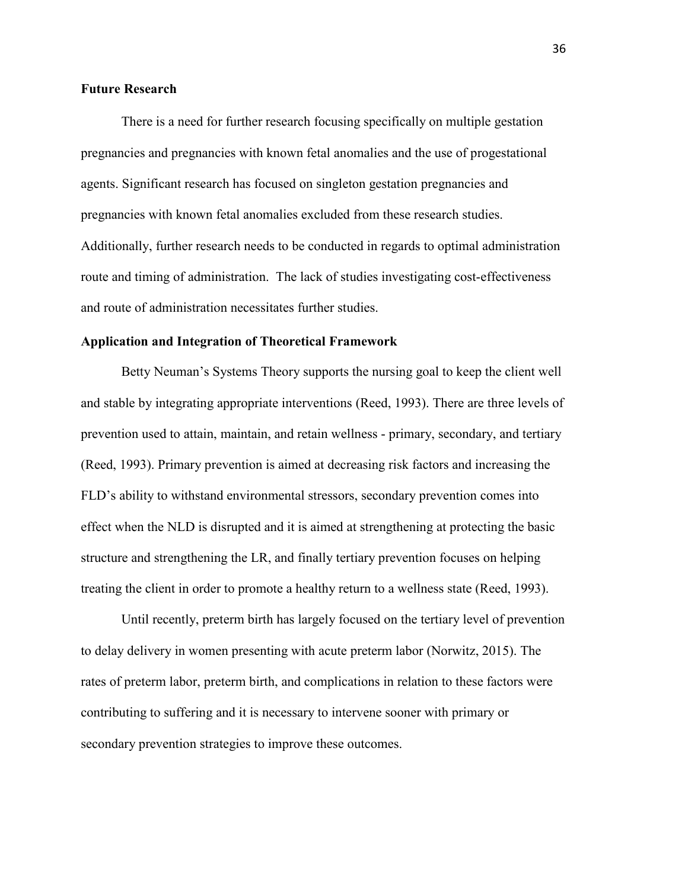**Future Research**

There is a need for further research focusing specifically on multiple gestation pregnancies and pregnancies with known fetal anomalies and the use of progestational agents. Significant research has focused on singleton gestation pregnancies and pregnancies with known fetal anomalies excluded from these research studies. Additionally, further research needs to be conducted in regards to optimal administration route and timing of administration. The lack of studies investigating cost-effectiveness and route of administration necessitates further studies.

**Application and Integration of Theoretical Framework**

Betty Neuman's Systems Theory supports the nursing goal to keep the client well and stable by integrating appropriate interventions (Reed, 1993). There are three levels of prevention used to attain, maintain, and retain wellness - primary, secondary, and tertiary (Reed, 1993). Primary prevention is aimed at decreasing risk factors and increasing the FLD's ability to withstand environmental stressors, secondary prevention comes into effect when the NLD is disrupted and it is aimed at strengthening at protecting the basic structure and strengthening the LR, and finally tertiary prevention focuses on helping treating the client in order to promote a healthy return to a wellness state (Reed, 1993).

Until recently, preterm birth has largely focused on the tertiary level of prevention to delay delivery in women presenting with acute preterm labor (Norwitz, 2015). The rates of preterm labor, preterm birth, and complications in relation to these factors were contributing to suffering and it is necessary to intervene sooner with primary or secondary prevention strategies to improve these outcomes.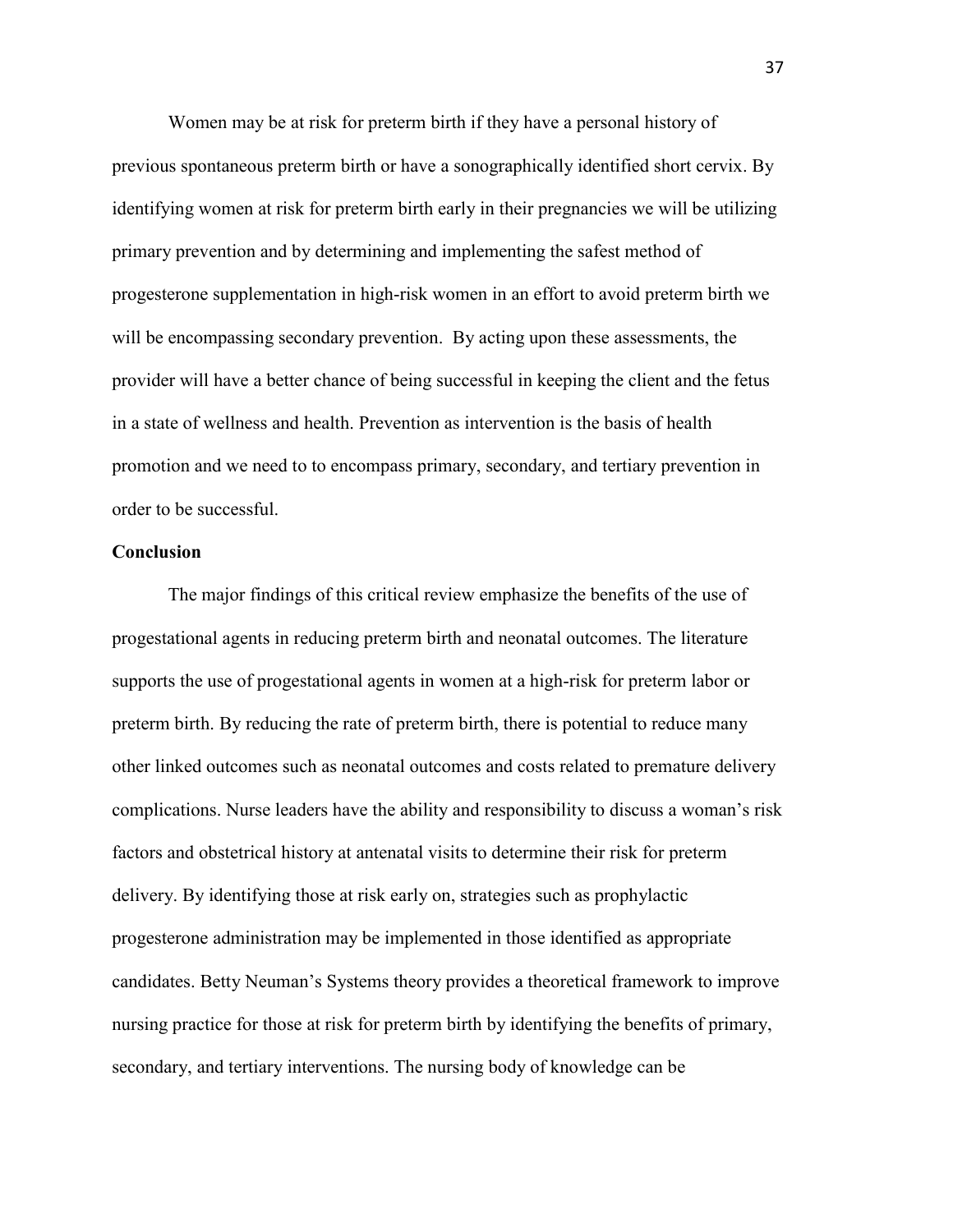Women may be at risk for preterm birth if they have a personal history of previous spontaneous preterm birth or have a sonographically identified short cervix. By identifying women at risk for preterm birth early in their pregnancies we will be utilizing primary prevention and by determining and implementing the safest method of progesterone supplementation in high-risk women in an effort to avoid preterm birth we will be encompassing secondary prevention. By acting upon these assessments, the provider will have a better chance of being successful in keeping the client and the fetus in a state of wellness and health. Prevention as intervention is the basis of health promotion and we need to to encompass primary, secondary, and tertiary prevention in order to be successful.

**Conclusion**

The major findings of this critical review emphasize the benefits of the use of progestational agents in reducing preterm birth and neonatal outcomes. The literature supports the use of progestational agents in women at a high-risk for preterm labor or preterm birth. By reducing the rate of preterm birth, there is potential to reduce many other linked outcomes such as neonatal outcomes and costs related to premature delivery complications. Nurse leaders have the ability and responsibility to discuss a woman's risk factors and obstetrical history at antenatal visits to determine their risk for preterm delivery. By identifying those at risk early on, strategies such as prophylactic progesterone administration may be implemented in those identified as appropriate candidates. Betty Neuman's Systems theory provides a theoretical framework to improve nursing practice for those at risk for preterm birth by identifying the benefits of primary, secondary, and tertiary interventions. The nursing body of knowledge can be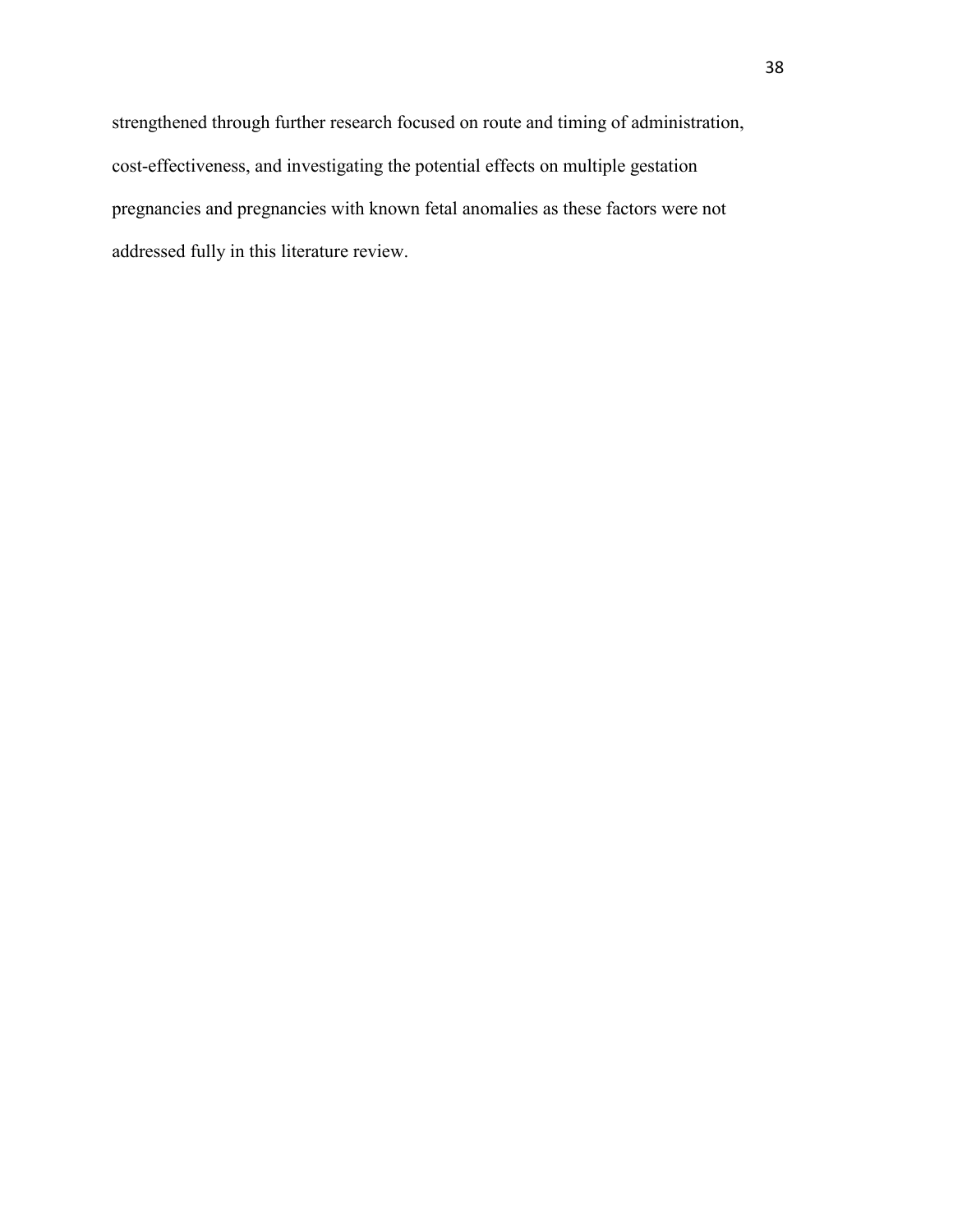strengthened through further research focused on route and timing of administration, cost-effectiveness, and investigating the potential effects on multiple gestation pregnancies and pregnancies with known fetal anomalies as these factors were not addressed fully in this literature review.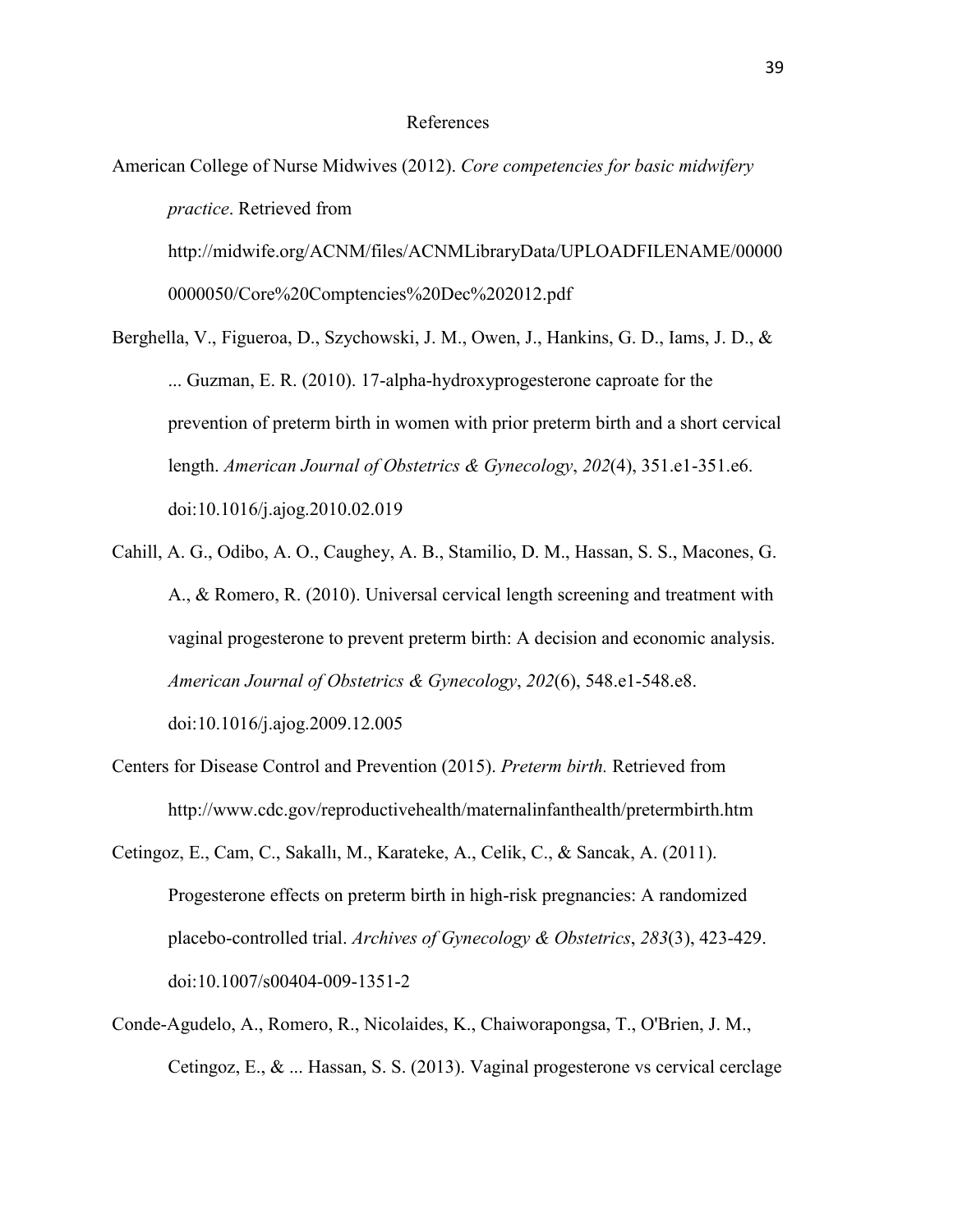# References

American College of Nurse Midwives (2012). *Core competencies for basic midwifery practice*. Retrieved from http://midwife.org/ACNM/files/ACNMLibraryData/UPLOADFILENAME/000000000050/Core%20Comptencies%20Dec%202012.pdf

Berghella, V., Figueroa, D., Szychowski, J. M., Owen, J., Hankins, G. D., Iams, J. D., & ... Guzman, E. R. (2010). 17-alpha-hydroxyprogesterone caproate for the prevention of preterm birth in women with prior preterm birth and a short cervical length. *American Journal of Obstetrics & Gynecology*, *202*(4), 351.e1-351.e6. doi:10.1016/j.ajog.2010.02.019

Cahill, A. G., Odibo, A. O., Caughey, A. B., Stamilio, D. M., Hassan, S. S., Macones, G. A., & Romero, R. (2010). Universal cervical length screening and treatment with vaginal progesterone to prevent preterm birth: A decision and economic analysis. *American Journal of Obstetrics & Gynecology*, *202*(6), 548.e1-548.e8. doi:10.1016/j.ajog.2009.12.005

Centers for Disease Control and Prevention (2015). *Preterm birth.* Retrieved from http://www.cdc.gov/reproductivehealth/maternalinfanthealth/pretermbirth.htm

Cetingoz, E., Cam, C., Sakallı, M., Karateke, A., Celik, C., & Sancak, A. (2011). Progesterone effects on preterm birth in high-risk pregnancies: A randomized placebo-controlled trial. *Archives of Gynecology & Obstetrics*, *283*(3), 423-429. doi:10.1007/s00404-009-1351-2

Conde-Agudelo, A., Romero, R., Nicolaides, K., Chaiworapongsa, T., O'Brien, J. M., Cetingoz, E., & ... Hassan, S. S. (2013). Vaginal progesterone vs cervical cerclage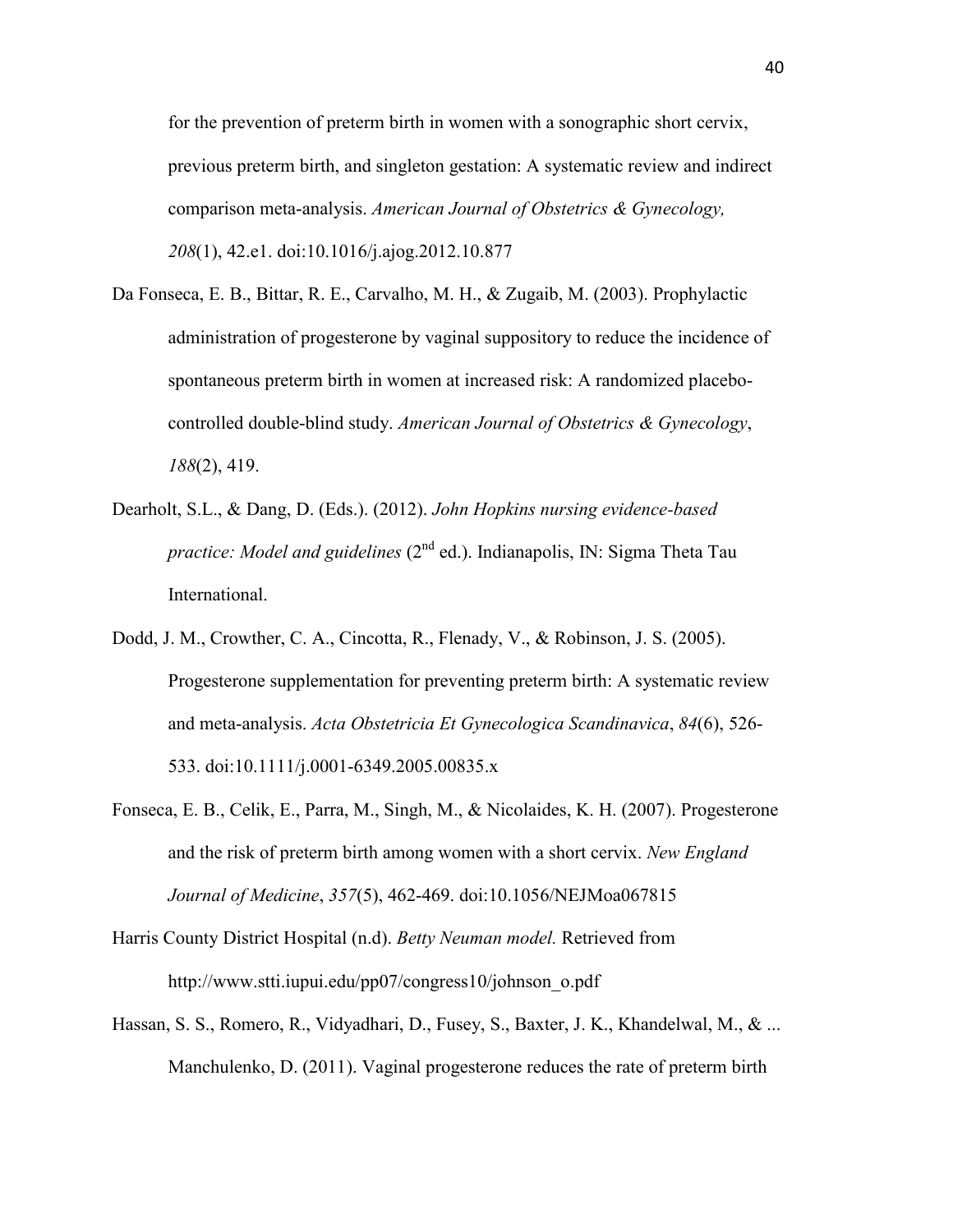for the prevention of preterm birth in women with a sonographic short cervix, previous preterm birth, and singleton gestation: A systematic review and indirect comparison meta-analysis. *American Journal of Obstetrics & Gynecology, 208*(1), 42.e1. doi:10.1016/j.ajog.2012.10.877

Da Fonseca, E. B., Bittar, R. E., Carvalho, M. H., & Zugaib, M. (2003). Prophylactic administration of progesterone by vaginal suppository to reduce the incidence of spontaneous preterm birth in women at increased risk: A randomized placebo-controlled double-blind study. *American Journal of Obstetrics & Gynecology*, *188*(2), 419.

Dearholt, S.L., & Dang, D. (Eds.). (2012). *John Hopkins nursing evidence-based practice: Model and guidelines* (2nd ed.). Indianapolis, IN: Sigma Theta Tau International.

Dodd, J. M., Crowther, C. A., Cincotta, R., Flenady, V., & Robinson, J. S. (2005). Progesterone supplementation for preventing preterm birth: A systematic review and meta-analysis. *Acta Obstetricia Et Gynecologica Scandinavica*, *84*(6), 526-533. doi:10.1111/j.0001-6349.2005.00835.x

Fonseca, E. B., Celik, E., Parra, M., Singh, M., & Nicolaides, K. H. (2007). Progesterone and the risk of preterm birth among women with a short cervix. *New England Journal of Medicine*, *357*(5), 462-469. doi:10.1056/NEJMoa067815

Harris County District Hospital (n.d). *Betty Neuman model.* Retrieved from http://www.stti.iupui.edu/pp07/congress10/johnson_o.pdf

Hassan, S. S., Romero, R., Vidyadhari, D., Fusey, S., Baxter, J. K., Khandelwal, M., & ... Manchulenko, D. (2011). Vaginal progesterone reduces the rate of preterm birth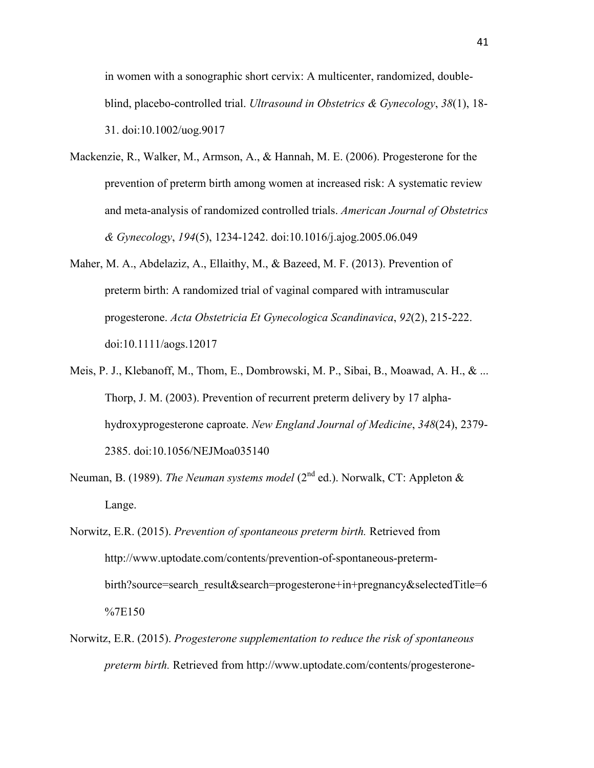in women with a sonographic short cervix: A multicenter, randomized, double-blind, placebo-controlled trial. *Ultrasound in Obstetrics & Gynecology*, *38*(1), 18-31. doi:10.1002/uog.9017

Mackenzie, R., Walker, M., Armson, A., & Hannah, M. E. (2006). Progesterone for the prevention of preterm birth among women at increased risk: A systematic review and meta-analysis of randomized controlled trials. *American Journal of Obstetrics & Gynecology*, *194*(5), 1234-1242. doi:10.1016/j.ajog.2005.06.049

Maher, M. A., Abdelaziz, A., Ellaithy, M., & Bazeed, M. F. (2013). Prevention of preterm birth: A randomized trial of vaginal compared with intramuscular progesterone. *Acta Obstetricia Et Gynecologica Scandinavica*, *92*(2), 215-222. doi:10.1111/aogs.12017

Meis, P. J., Klebanoff, M., Thom, E., Dombrowski, M. P., Sibai, B., Moawad, A. H., & ... Thorp, J. M. (2003). Prevention of recurrent preterm delivery by 17 alpha-hydroxyprogesterone caproate. *New England Journal of Medicine*, *348*(24), 2379-2385. doi:10.1056/NEJMoa035140

Neuman, B. (1989). *The Neuman systems model* (2nd ed.). Norwalk, CT: Appleton & Lange.

Norwitz, E.R. (2015). *Prevention of spontaneous preterm birth.* Retrieved from http://www.uptodate.com/contents/prevention-of-spontaneous-preterm-birth?source=search_result&search=progesterone+in+pregnancy&selectedTitle=6%7E150

Norwitz, E.R. (2015). *Progesterone supplementation to reduce the risk of spontaneous preterm birth.* Retrieved from http://www.uptodate.com/contents/progesterone-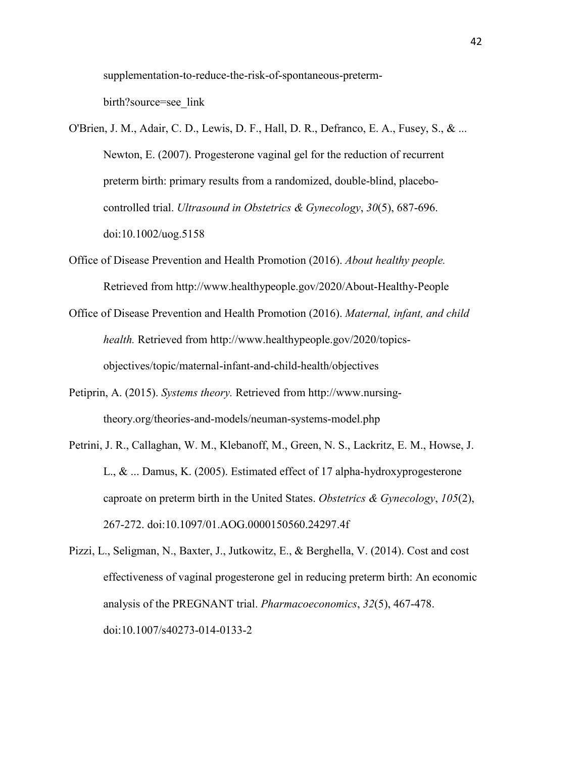supplementation-to-reduce-the-risk-of-spontaneous-preterm-birth?source=see_link

O'Brien, J. M., Adair, C. D., Lewis, D. F., Hall, D. R., Defranco, E. A., Fusey, S., & ... Newton, E. (2007). Progesterone vaginal gel for the reduction of recurrent preterm birth: primary results from a randomized, double-blind, placebo-controlled trial. *Ultrasound in Obstetrics & Gynecology*, *30*(5), 687-696. doi:10.1002/uog.5158

Office of Disease Prevention and Health Promotion (2016). *About healthy people.* Retrieved from http://www.healthypeople.gov/2020/About-Healthy-People

Office of Disease Prevention and Health Promotion (2016). *Maternal, infant, and child health.* Retrieved from http://www.healthypeople.gov/2020/topics-objectives/topic/maternal-infant-and-child-health/objectives

Petiprin, A. (2015). *Systems theory.* Retrieved from http://www.nursing-theory.org/theories-and-models/neuman-systems-model.php

Petrini, J. R., Callaghan, W. M., Klebanoff, M., Green, N. S., Lackritz, E. M., Howse, J. L., & ... Damus, K. (2005). Estimated effect of 17 alpha-hydroxyprogesterone caproate on preterm birth in the United States. *Obstetrics & Gynecology*, *105*(2), 267-272. doi:10.1097/01.AOG.0000150560.24297.4f

Pizzi, L., Seligman, N., Baxter, J., Jutkowitz, E., & Berghella, V. (2014). Cost and cost effectiveness of vaginal progesterone gel in reducing preterm birth: An economic analysis of the PREGNANT trial. *Pharmacoeconomics*, *32*(5), 467-478. doi:10.1007/s40273-014-0133-2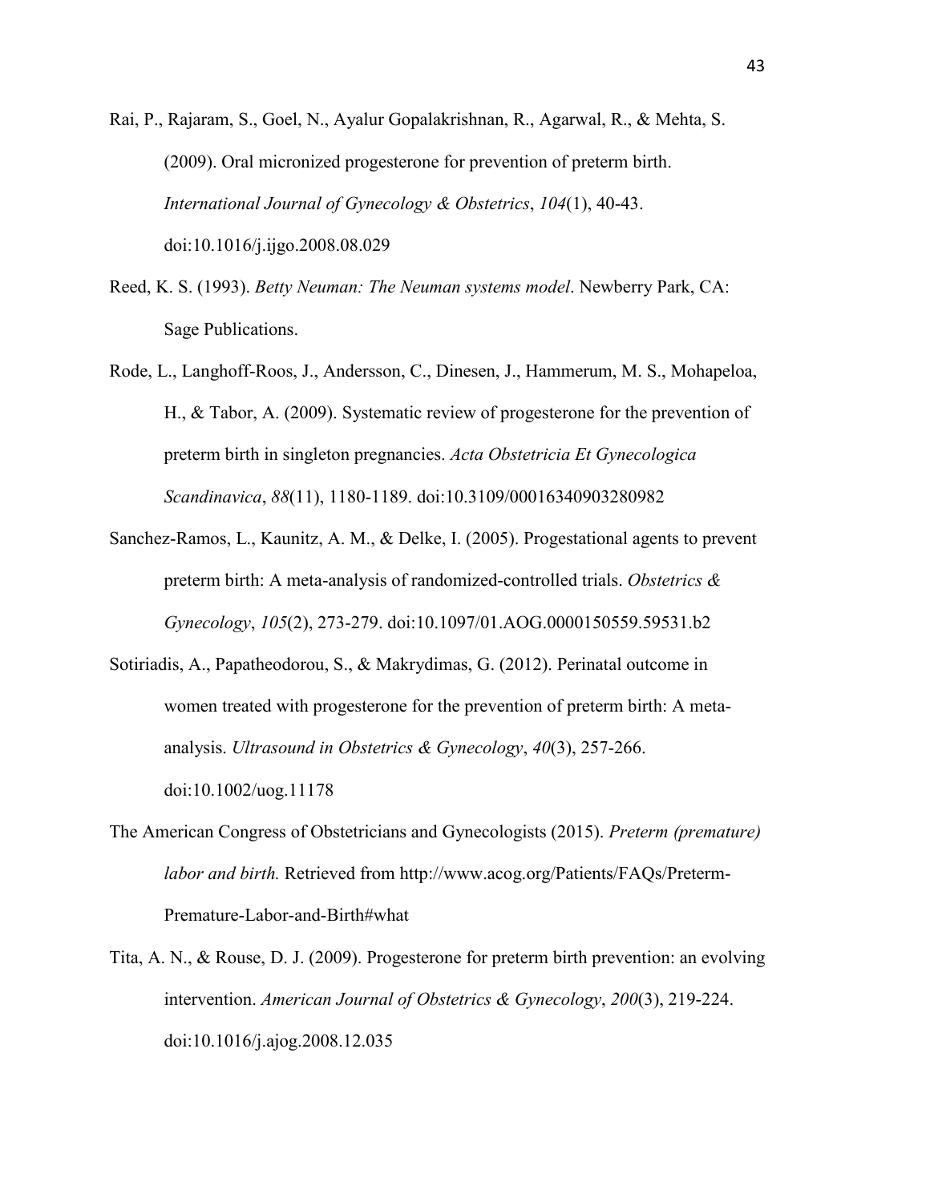Rai, P., Rajaram, S., Goel, N., Ayalur Gopalakrishnan, R., Agarwal, R., & Mehta, S. (2009). Oral micronized progesterone for prevention of preterm birth. *International Journal of Gynecology & Obstetrics*, *104*(1), 40-43. doi:10.1016/j.ijgo.2008.08.029

Reed, K. S. (1993). *Betty Neuman: The Neuman systems model*. Newberry Park, CA: Sage Publications.

Rode, L., Langhoff-Roos, J., Andersson, C., Dinesen, J., Hammerum, M. S., Mohapeloa, H., & Tabor, A. (2009). Systematic review of progesterone for the prevention of preterm birth in singleton pregnancies. *Acta Obstetricia Et Gynecologica Scandinavica*, *88*(11), 1180-1189. doi:10.3109/00016340903280982

Sanchez-Ramos, L., Kaunitz, A. M., & Delke, I. (2005). Progestational agents to prevent preterm birth: A meta-analysis of randomized-controlled trials. *Obstetrics & Gynecology*, *105*(2), 273-279. doi:10.1097/01.AOG.0000150559.59531.b2

Sotiriadis, A., Papatheodorou, S., & Makrydimas, G. (2012). Perinatal outcome in women treated with progesterone for the prevention of preterm birth: A meta-analysis. *Ultrasound in Obstetrics & Gynecology*, *40*(3), 257-266. doi:10.1002/uog.11178

The American Congress of Obstetricians and Gynecologists (2015). *Preterm (premature) labor and birth.* Retrieved from http://www.acog.org/Patients/FAQs/Preterm-Premature-Labor-and-Birth#what

Tita, A. N., & Rouse, D. J. (2009). Progesterone for preterm birth prevention: an evolving intervention. *American Journal of Obstetrics & Gynecology*, *200*(3), 219-224. doi:10.1016/j.ajog.2008.12.035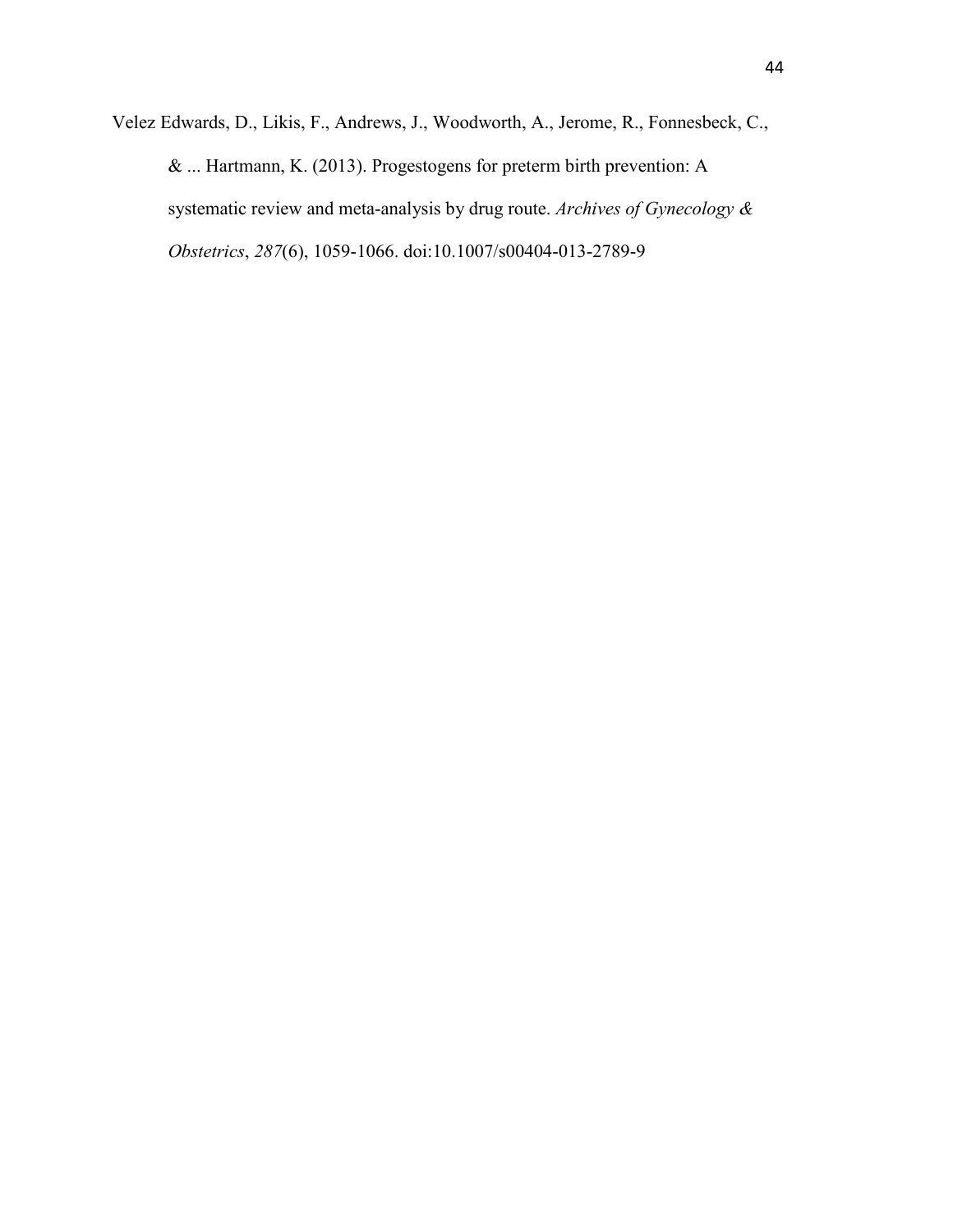Velez Edwards, D., Likis, F., Andrews, J., Woodworth, A., Jerome, R., Fonnesbeck, C., & ... Hartmann, K. (2013). Progestogens for preterm birth prevention: A systematic review and meta-analysis by drug route. *Archives of Gynecology & Obstetrics*, *287*(6), 1059-1066. doi:10.1007/s00404-013-2789-9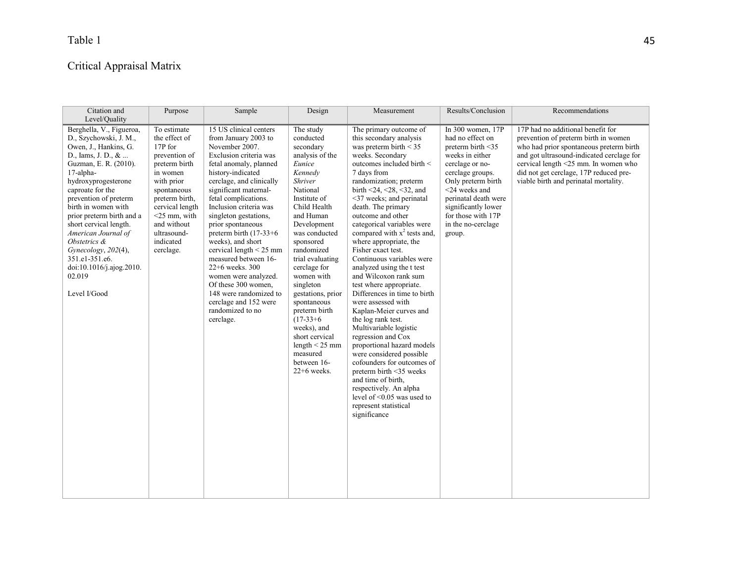Table 1

Critical Appraisal Matrix

| Citation and Level/Quality | Purpose | Sample | Design | Measurement | Results/Conclusion | Recommendations |
|---|---|---|---|---|---|---|
| Berghella, V., Figueroa, D., Szychowski, J. M., Owen, J., Hankins, G. D., Iams, J. D., & ... Guzman, E. R. (2010). 17-alpha-hydroxyprogesterone caproate for the prevention of preterm birth in women with prior preterm birth and a short cervical length. *American Journal of Obstetrics & Gynecology*, *202*(4), 351.e1-351.e6. doi:10.1016/j.ajog.2010.02.019<br><br>Level I/Good | To estimate the effect of 17P for prevention of preterm birth in women with prior spontaneous preterm birth, cervical length <25 mm, with and without ultrasound-indicated cerclage. | 15 US clinical centers from January 2003 to November 2007. Exclusion criteria was fetal anomaly, planned history-indicated cerclage, and clinically significant maternal-fetal complications. Inclusion criteria was singleton gestations, prior spontaneous preterm birth (17-33+6 weeks), and short cervical length < 25 mm measured between 16-22+6 weeks. 300 women were analyzed. Of these 300 women, 148 were randomized to cerclage and 152 were randomized to no cerclage. | The study conducted secondary analysis of the *Eunice Kennedy Shriver* National Institute of Child Health and Human Development sponsored randomized trial evaluating cerclage for women with singleton gestations, prior spontaneous preterm birth (17-33+6 weeks), and short cervical length < 25 mm measured between 16-22+6 weeks. | The primary outcome of this secondary analysis was preterm birth < 35 weeks. Secondary outcomes included birth < 7 days from randomization; preterm birth <24, <28, <32, and <37 weeks; and perinatal death. The primary outcome and other categorical variables were compared with $x^2$ tests and, where appropriate, the Fisher exact test. Continuous variables were analyzed using the t test and Wilcoxon rank sum test where appropriate. Differences in time to birth were assessed with Kaplan-Meier curves and the log rank test. Multivariable logistic regression and Cox proportional hazard models were considered possible cofounders for outcomes of preterm birth <35 weeks and time of birth, respectively. An alpha level of <0.05 was used to represent statistical significance | In 300 women, 17P had no effect on preterm birth <35 weeks in either cerclage or no-cerclage groups. Only preterm birth <24 weeks and perinatal death were significantly lower for those with 17P in the no-cerclage group. | 17P had no additional benefit for prevention of preterm birth in women who had prior spontaneous preterm birth and got ultrasound-indicated cerclage for cervical length <25 mm. In women who did not get cerclage, 17P reduced pre-viable birth and perinatal mortality. |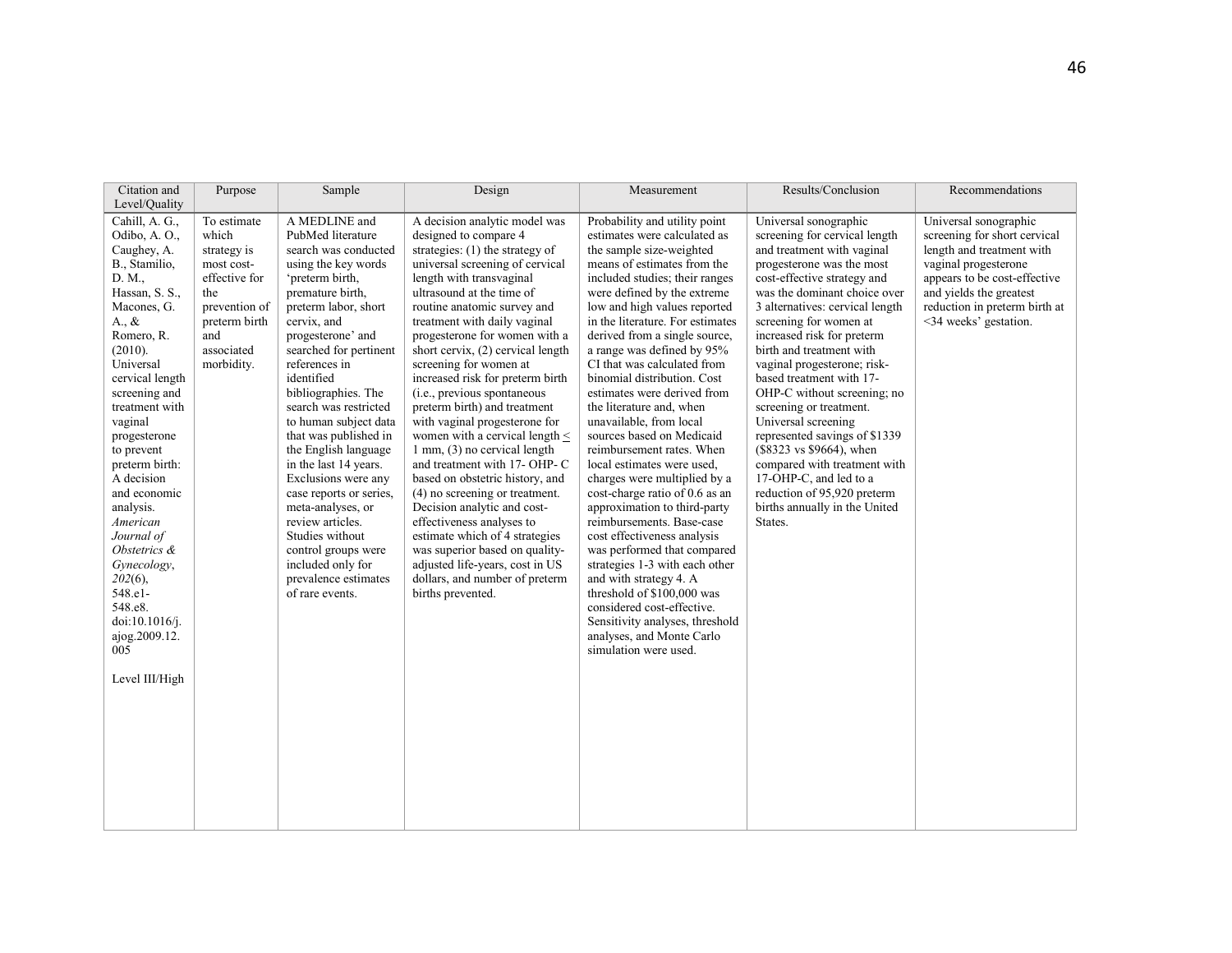| Citation and Level/Quality | Purpose | Sample | Design | Measurement | Results/Conclusion | Recommendations |
|---|---|---|---|---|---|---|
| Cahill, A. G., Odibo, A. O., Caughey, A. B., Stamilio, D. M., Hassan, S. S., Macones, G. A., & Romero, R. (2010). Universal cervical length screening and treatment with vaginal progesterone to prevent preterm birth: A decision and economic analysis. *American Journal of Obstetrics & Gynecology*, *202*(6), 548.e1-548.e8. doi:10.1016/j.ajog.2009.12.005<br><br>Level III/High | To estimate which strategy is most cost-effective for the prevention of preterm birth and associated morbidity. | A MEDLINE and PubMed literature search was conducted using the key words 'preterm birth, premature birth, preterm labor, short cervix, and progesterone' and searched for pertinent references in identified bibliographies. The search was restricted to human subject data that was published in the English language in the last 14 years. Exclusions were any case reports or series, meta-analyses, or review articles. Studies without control groups were included only for prevalence estimates of rare events. | A decision analytic model was designed to compare 4 strategies: (1) the strategy of universal screening of cervical length with transvaginal ultrasound at the time of routine anatomic survey and treatment with daily vaginal progesterone for women with a short cervix, (2) cervical length screening for women at increased risk for preterm birth (i.e., previous spontaneous preterm birth) and treatment with vaginal progesterone for women with a cervical length ≤ 1 mm, (3) no cervical length and treatment with 17- OHP- C based on obstetric history, and (4) no screening or treatment. Decision analytic and cost-effectiveness analyses to estimate which of 4 strategies was superior based on quality-adjusted life-years, cost in US dollars, and number of preterm births prevented. | Probability and utility point estimates were calculated as the sample size-weighted means of estimates from the included studies; their ranges were defined by the extreme low and high values reported in the literature. For estimates derived from a single source, a range was defined by 95% CI that was calculated from binomial distribution. Cost estimates were derived from the literature and, when unavailable, from local sources based on Medicaid reimbursement rates. When local estimates were used, charges were multiplied by a cost-charge ratio of 0.6 as an approximation to third-party reimbursements. Base-case cost effectiveness analysis was performed that compared strategies 1-3 with each other and with strategy 4. A threshold of $100,000 was considered cost-effective. Sensitivity analyses, threshold analyses, and Monte Carlo simulation were used. | Universal sonographic screening for cervical length and treatment with vaginal progesterone was the most cost-effective strategy and was the dominant choice over 3 alternatives: cervical length screening for women at increased risk for preterm birth and treatment with vaginal progesterone; risk-based treatment with 17-OHP-C without screening; no screening or treatment. Universal screening represented savings of $1339 ($8323 vs $9664), when compared with treatment with 17-OHP-C, and led to a reduction of 95,920 preterm births annually in the United States. | Universal sonographic screening for short cervical length and treatment with vaginal progesterone appears to be cost-effective and yields the greatest reduction in preterm birth at <34 weeks' gestation. |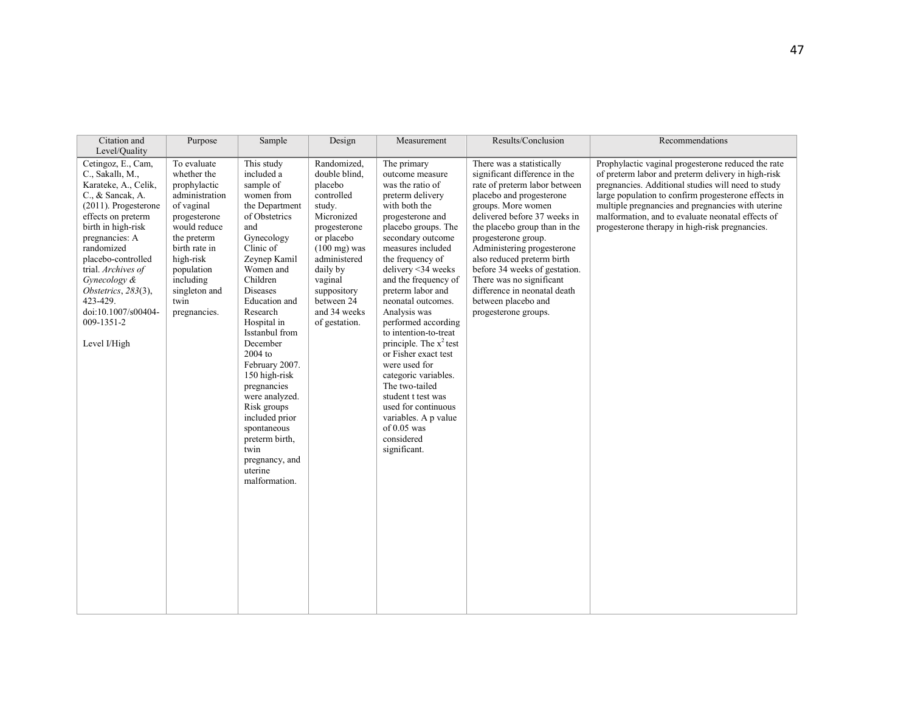| Citation and Level/Quality | Purpose | Sample | Design | Measurement | Results/Conclusion | Recommendations |
|---|---|---|---|---|---|---|
| Cetingoz, E., Cam, C., Sakallı, M., Karateke, A., Celik, C., & Sancak, A. (2011). Progesterone effects on preterm birth in high-risk pregnancies: A randomized placebo-controlled trial. *Archives of Gynecology & Obstetrics*, *283*(3), 423-429. doi:10.1007/s00404-009-1351-2<br><br>Level I/High | To evaluate whether the prophylactic administration of vaginal progesterone would reduce the preterm birth rate in high-risk population including singleton and twin pregnancies. | This study included a sample of women from the Department of Obstetrics and Gynecology Clinic of Zeynep Kamil Women and Children Diseases Education and Research Hospital in Isstanbul from December 2004 to February 2007. 150 high-risk pregnancies were analyzed. Risk groups included prior spontaneous preterm birth, twin pregnancy, and uterine malformation. | Randomized, double blind, placebo controlled study. Micronized progesterone or placebo (100 mg) was administered daily by vaginal suppository between 24 and 34 weeks of gestation. | The primary outcome measure was the ratio of preterm delivery with both the progesterone and placebo groups. The secondary outcome measures included the frequency of delivery <34 weeks and the frequency of preterm labor and neonatal outcomes. Analysis was performed according to intention-to-treat principle. The $x^2$ test or Fisher exact test were used for categoric variables. The two-tailed student t test was used for continuous variables. A p value of 0.05 was considered significant. | There was a statistically significant difference in the rate of preterm labor between placebo and progesterone groups. More women delivered before 37 weeks in the placebo group than in the progesterone group. Administering progesterone also reduced preterm birth before 34 weeks of gestation. There was no significant difference in neonatal death between placebo and progesterone groups. | Prophylactic vaginal progesterone reduced the rate of preterm labor and preterm delivery in high-risk pregnancies. Additional studies will need to study large population to confirm progesterone effects in multiple pregnancies and pregnancies with uterine malformation, and to evaluate neonatal effects of progesterone therapy in high-risk pregnancies. |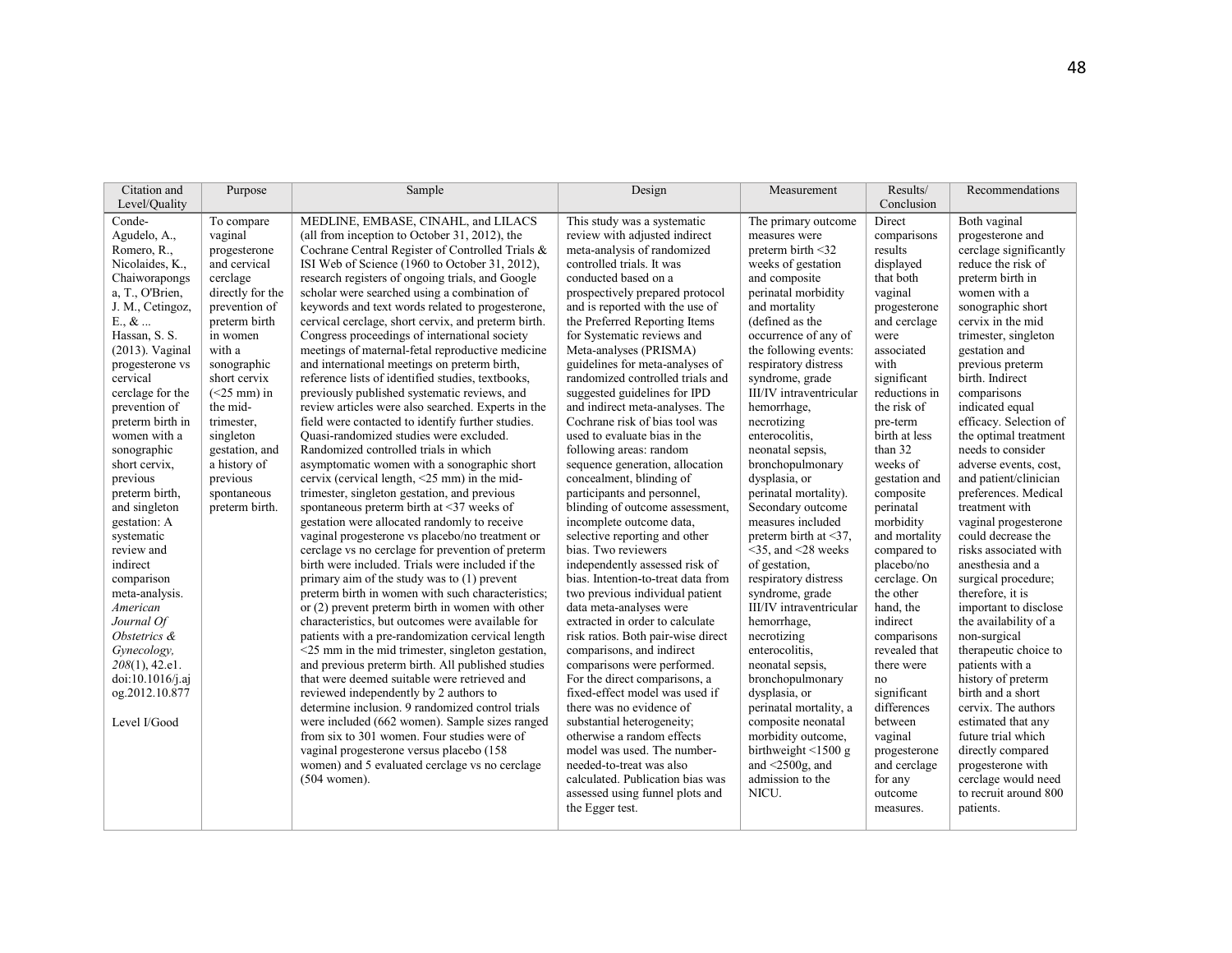| Citation and Level/Quality | Purpose | Sample | Design | Measurement | Results/ Conclusion | Recommendations |
|---|---|---|---|---|---|---|
| Conde-Agudelo, A., Romero, R., Nicolaides, K., Chaiworapongsa, T., O'Brien, J. M., Cetingoz, E., & ... Hassan, S. S. (2013). Vaginal progesterone vs cervical cerclage for the prevention of preterm birth in women with a sonographic short cervix, previous preterm birth, and singleton gestation: A systematic review and indirect comparison meta-analysis. *American Journal Of Obstetrics & Gynecology, 208*(1), 42.e1. doi:10.1016/j.ajog.2012.10.877<br><br>Level I/Good | To compare vaginal progesterone and cervical cerclage directly for the prevention of preterm birth in women with a sonographic short cervix (<25 mm) in the mid-trimester, singleton gestation, and a history of previous spontaneous preterm birth. | MEDLINE, EMBASE, CINAHL, and LILACS (all from inception to October 31, 2012), the Cochrane Central Register of Controlled Trials & ISI Web of Science (1960 to October 31, 2012), research registers of ongoing trials, and Google scholar were searched using a combination of keywords and text words related to progesterone, cervical cerclage, short cervix, and preterm birth. Congress proceedings of international society meetings of maternal-fetal reproductive medicine and international meetings on preterm birth, reference lists of identified studies, textbooks, previously published systematic reviews, and review articles were also searched. Experts in the field were contacted to identify further studies. Quasi-randomized studies were excluded. Randomized controlled trials in which asymptomatic women with a sonographic short cervix (cervical length, <25 mm) in the mid-trimester, singleton gestation, and previous spontaneous preterm birth at <37 weeks of gestation were allocated randomly to receive vaginal progesterone vs placebo/no treatment or cerclage vs no cerclage for prevention of preterm birth were included. Trials were included if the primary aim of the study was to (1) prevent preterm birth in women with such characteristics; or (2) prevent preterm birth in women with other characteristics, but outcomes were available for patients with a pre-randomization cervical length <25 mm in the mid trimester, singleton gestation, and previous preterm birth. All published studies that were deemed suitable were retrieved and reviewed independently by 2 authors to determine inclusion. 9 randomized control trials were included (662 women). Sample sizes ranged from six to 301 women. Four studies were of vaginal progesterone versus placebo (158 women) and 5 evaluated cerclage vs no cerclage (504 women). | This study was a systematic review with adjusted indirect meta-analysis of randomized controlled trials. It was conducted based on a prospectively prepared protocol and is reported with the use of the Preferred Reporting Items for Systematic reviews and Meta-analyses (PRISMA) guidelines for meta-analyses of randomized controlled trials and suggested guidelines for IPD and indirect meta-analyses. The Cochrane risk of bias tool was used to evaluate bias in the following areas: random sequence generation, allocation concealment, blinding of participants and personnel, blinding of outcome assessment, incomplete outcome data, selective reporting and other bias. Two reviewers independently assessed risk of bias. Intention-to-treat data from two previous individual patient data meta-analyses were extracted in order to calculate risk ratios. Both pair-wise direct comparisons, and indirect comparisons were performed. For the direct comparisons, a fixed-effect model was used if there was no evidence of substantial heterogeneity; otherwise a random effects model was used. The number-needed-to-treat was also calculated. Publication bias was assessed using funnel plots and the Egger test. | The primary outcome measures were preterm birth <32 weeks of gestation and composite perinatal morbidity and mortality (defined as the occurrence of any of the following events: respiratory distress syndrome, grade III/IV intraventricular hemorrhage, necrotizing enterocolitis, neonatal sepsis, bronchopulmonary dysplasia, or perinatal mortality). Secondary outcome measures included preterm birth at <37, <35, and <28 weeks of gestation, respiratory distress syndrome, grade III/IV intraventricular hemorrhage, necrotizing enterocolitis, neonatal sepsis, bronchopulmonary dysplasia, or perinatal mortality, a composite neonatal morbidity outcome, birthweight <1500 g and <2500g, and admission to the NICU. | Direct comparisons results displayed that both vaginal progesterone and cerclage were associated with significant reductions in the risk of pre-term birth at less than 32 weeks of gestation and composite perinatal morbidity and mortality compared to placebo/no cerclage. On the other hand, the indirect comparisons revealed that there were no significant differences between vaginal progesterone and cerclage for any outcome measures. | Both vaginal progesterone and cerclage significantly reduce the risk of preterm birth in women with a sonographic short cervix in the mid trimester, singleton gestation and previous preterm birth. Indirect comparisons indicated equal efficacy. Selection of the optimal treatment needs to consider adverse events, cost, and patient/clinician preferences. Medical treatment with vaginal progesterone could decrease the risks associated with anesthesia and a surgical procedure; therefore, it is important to disclose the availability of a non-surgical therapeutic choice to patients with a history of preterm birth and a short cervix. The authors estimated that any future trial which directly compared progesterone with cerclage would need to recruit around 800 patients. |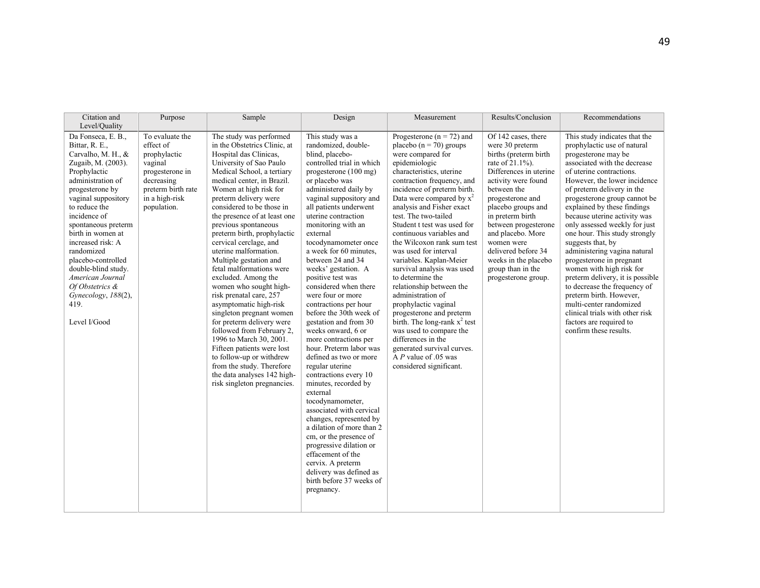| Citation and Level/Quality | Purpose | Sample | Design | Measurement | Results/Conclusion | Recommendations |
|---|---|---|---|---|---|---|
| Da Fonseca, E. B., Bittar, R. E., Carvalho, M. H., & Zugaib, M. (2003). Prophylactic administration of progesterone by vaginal suppository to reduce the incidence of spontaneous preterm birth in women at increased risk: A randomized placebo-controlled double-blind study. *American Journal Of Obstetrics & Gynecology*, *188*(2), 419.<br><br>Level I/Good | To evaluate the effect of prophylactic vaginal progesterone in decreasing preterm birth rate in a high-risk population. | The study was performed in the Obstetrics Clinic, at Hospital das Clinicas, University of Sao Paulo Medical School, a tertiary medical center, in Brazil. Women at high risk for preterm delivery were considered to be those in the presence of at least one previous spontaneous preterm birth, prophylactic cervical cerclage, and uterine malformation. Multiple gestation and fetal malformations were excluded. Among the women who sought high-risk prenatal care, 257 asymptomatic high-risk singleton pregnant women for preterm delivery were followed from February 2, 1996 to March 30, 2001. Fifteen patients were lost to follow-up or withdrew from the study. Therefore the data analyses 142 high-risk singleton pregnancies. | This study was a randomized, double-blind, placebo-controlled trial in which progesterone (100 mg) or placebo was administered daily by vaginal suppository and all patients underwent uterine contraction monitoring with an external tocodynamometer once a week for 60 minutes, between 24 and 34 weeks' gestation. A positive test was considered when there were four or more contractions per hour before the 30th week of gestation and from 30 weeks onward, 6 or more contractions per hour. Preterm labor was defined as two or more regular uterine contractions every 10 minutes, recorded by external tocodynamometer, associated with cervical changes, represented by a dilation of more than 2 cm, or the presence of progressive dilation or effacement of the cervix. A preterm delivery was defined as birth before 37 weeks of pregnancy. | Progesterone (n = 72) and placebo (n = 70) groups were compared for epidemiologic characteristics, uterine contraction frequency, and incidence of preterm birth. Data were compared by $x^2$ analysis and Fisher exact test. The two-tailed Student t test was used for continuous variables and the Wilcoxon rank sum test was used for interval variables. Kaplan-Meier survival analysis was used to determine the relationship between the administration of prophylactic vaginal progesterone and preterm birth. The long-rank $x^2$ test was used to compare the differences in the generated survival curves. A *P* value of .05 was considered significant. | Of 142 cases, there were 30 preterm births (preterm birth rate of 21.1%). Differences in uterine activity were found between the progesterone and placebo groups and in preterm birth between progesterone and placebo. More women were delivered before 34 weeks in the placebo group than in the progesterone group. | This study indicates that the prophylactic use of natural progesterone may be associated with the decrease of uterine contractions. However, the lower incidence of preterm delivery in the progesterone group cannot be explained by these findings because uterine activity was only assessed weekly for just one hour. This study strongly suggests that, by administering vagina natural progesterone in pregnant women with high risk for preterm delivery, it is possible to decrease the frequency of preterm birth. However, multi-center randomized clinical trials with other risk factors are required to confirm these results. |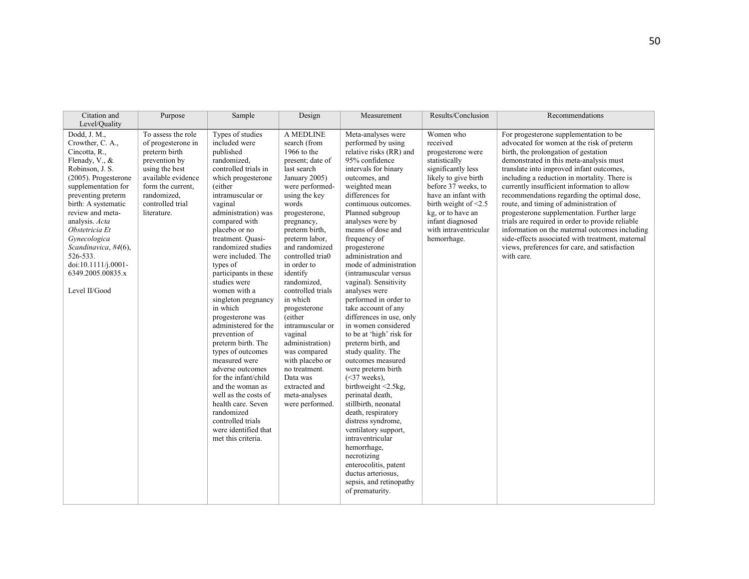| Citation and Level/Quality | Purpose | Sample | Design | Measurement | Results/Conclusion | Recommendations |
|---|---|---|---|---|---|---|
| Dodd, J. M., Crowther, C. A., Cincotta, R., Flenady, V., & Robinson, J. S. (2005). Progesterone supplementation for preventing preterm birth: A systematic review and meta-analysis. *Acta Obstetricia Et Gynecologica Scandinavica*, *84*(6), 526-533. doi:10.1111/j.0001-6349.2005.00835.x<br><br>Level II/Good | To assess the role of progesterone in preterm birth prevention by using the best available evidence form the current, randomized, controlled trial literature. | Types of studies included were published randomized, controlled trials in which progesterone (either intramuscular or vaginal administration) was compared with placebo or no treatment. Quasi-randomized studies were included. The types of participants in these studies were women with a singleton pregnancy in which progesterone was administered for the prevention of preterm birth. The types of outcomes measured were adverse outcomes for the infant/child and the woman as well as the costs of health care. Seven randomized controlled trials were identified that met this criteria. | A MEDLINE search (from 1966 to the present; date of last search January 2005) were performed- using the key words progesterone, pregnancy, preterm birth, preterm labor, and randomized controlled tria0 in order to identify randomized, controlled trials in which progesterone (either intramuscular or vaginal administration) was compared with placebo or no treatment. Data was extracted and meta-analyses were performed. | Meta-analyses were performed by using relative risks (RR) and 95% confidence intervals for binary outcomes, and weighted mean differences for continuous outcomes. Planned subgroup analyses were by means of dose and frequency of progesterone administration and mode of administration (intramuscular versus vaginal). Sensitivity analyses were performed in order to take account of any differences in use, only in women considered to be at 'high' risk for preterm birth, and study quality. The outcomes measured were preterm birth (<37 weeks), birthweight <2.5kg, perinatal death, stillbirth, neonatal death, respiratory distress syndrome, ventilatory support, intraventricular hemorrhage, necrotizing enterocolitis, patent ductus arteriosus, sepsis, and retinopathy of prematurity. | Women who received progesterone were statistically significantly less likely to give birth before 37 weeks, to have an infant with birth weight of <2.5 kg, or to have an infant diagnosed with intraventricular hemorrhage. | For progesterone supplementation to be advocated for women at the risk of preterm birth, the prolongation of gestation demonstrated in this meta-analysis must translate into improved infant outcomes, including a reduction in mortality. There is currently insufficient information to allow recommendations regarding the optimal dose, route, and timing of administration of progesterone supplementation. Further large trials are required in order to provide reliable information on the maternal outcomes including side-effects associated with treatment, maternal views, preferences for care, and satisfaction with care. |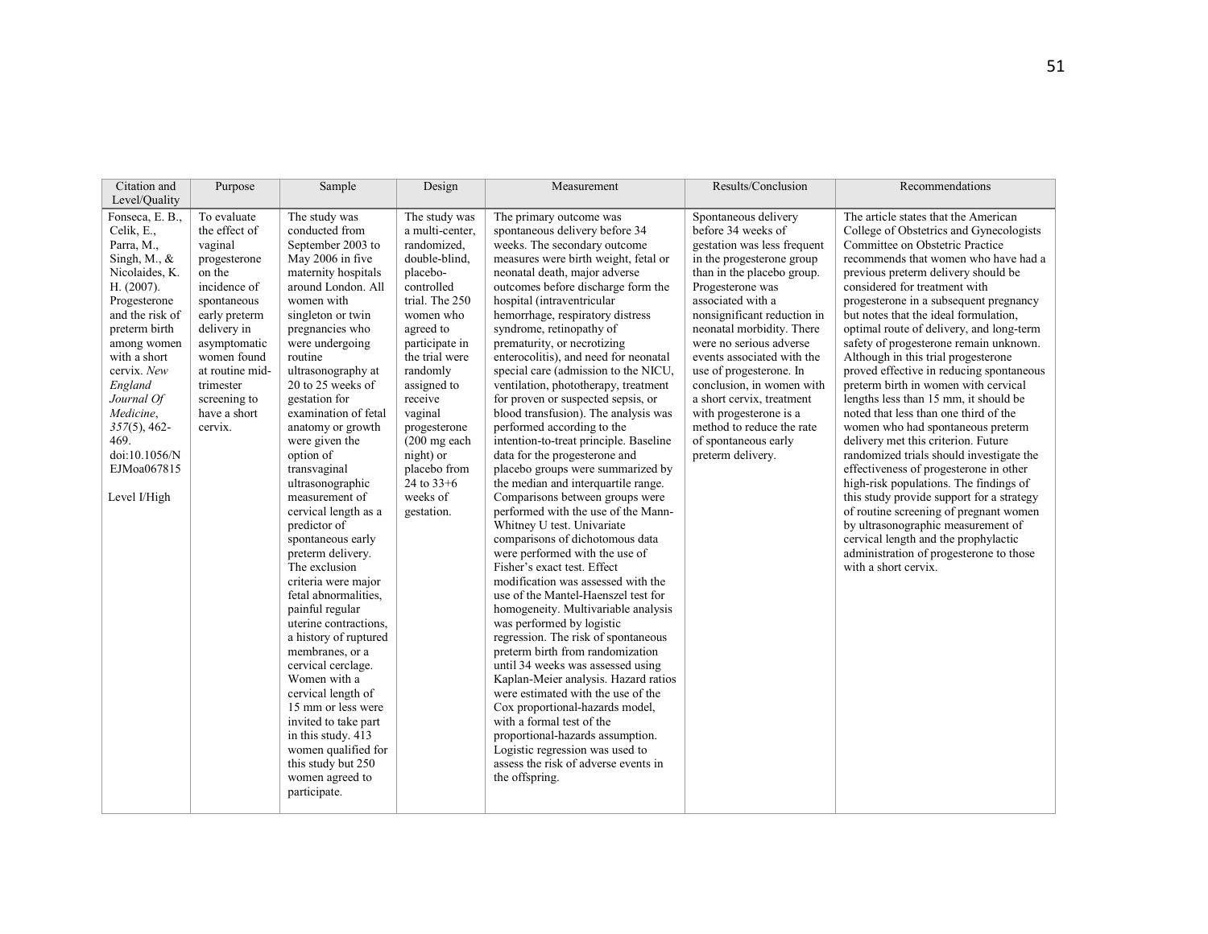| Citation and Level/Quality | Purpose | Sample | Design | Measurement | Results/Conclusion | Recommendations |
|---|---|---|---|---|---|---|
| Fonseca, E. B., Celik, E., Parra, M., Singh, M., & Nicolaides, K. H. (2007). Progesterone and the risk of preterm birth among women with a short cervix. *New England Journal Of Medicine*, *357*(5), 462-469. doi:10.1056/NEJMoa067815<br><br>Level I/High | To evaluate the effect of vaginal progesterone on the incidence of spontaneous early preterm delivery in asymptomatic women found at routine mid-trimester screening to have a short cervix. | The study was conducted from September 2003 to May 2006 in five maternity hospitals around London. All women with singleton or twin pregnancies who were undergoing routine ultrasonography at 20 to 25 weeks of gestation for examination of fetal anatomy or growth were given the option of transvaginal ultrasonographic measurement of cervical length as a predictor of spontaneous early preterm delivery. The exclusion criteria were major fetal abnormalities, painful regular uterine contractions, a history of ruptured membranes, or a cervical cerclage. Women with a cervical length of 15 mm or less were invited to take part in this study. 413 women qualified for this study but 250 women agreed to participate. | The study was a multi-center, randomized, double-blind, placebo-controlled trial. The 250 women who agreed to participate in the trial were randomly assigned to receive vaginal progesterone (200 mg each night) or placebo from 24 to 33+6 weeks of gestation. | The primary outcome was spontaneous delivery before 34 weeks. The secondary outcome measures were birth weight, fetal or neonatal death, major adverse outcomes before discharge form the hospital (intraventricular hemorrhage, respiratory distress syndrome, retinopathy of prematurity, or necrotizing enterocolitis), and need for neonatal special care (admission to the NICU, ventilation, phototherapy, treatment for proven or suspected sepsis, or blood transfusion). The analysis was performed according to the intention-to-treat principle. Baseline data for the progesterone and placebo groups were summarized by the median and interquartile range. Comparisons between groups were performed with the use of the Mann-Whitney U test. Univariate comparisons of dichotomous data were performed with the use of Fisher's exact test. Effect modification was assessed with the use of the Mantel-Haenszel test for homogeneity. Multivariable analysis was performed by logistic regression. The risk of spontaneous preterm birth from randomization until 34 weeks was assessed using Kaplan-Meier analysis. Hazard ratios were estimated with the use of the Cox proportional-hazards model, with a formal test of the proportional-hazards assumption. Logistic regression was used to assess the risk of adverse events in the offspring. | Spontaneous delivery before 34 weeks of gestation was less frequent in the progesterone group than in the placebo group. Progesterone was associated with a nonsignificant reduction in neonatal morbidity. There were no serious adverse events associated with the use of progesterone. In conclusion, in women with a short cervix, treatment with progesterone is a method to reduce the rate of spontaneous early preterm delivery. | The article states that the American College of Obstetrics and Gynecologists Committee on Obstetric Practice recommends that women who have had a previous preterm delivery should be considered for treatment with progesterone in a subsequent pregnancy but notes that the ideal formulation, optimal route of delivery, and long-term safety of progesterone remain unknown. Although in this trial progesterone proved effective in reducing spontaneous preterm birth in women with cervical lengths less than 15 mm, it should be noted that less than one third of the women who had spontaneous preterm delivery met this criterion. Future randomized trials should investigate the effectiveness of progesterone in other high-risk populations. The findings of this study provide support for a strategy of routine screening of pregnant women by ultrasonographic measurement of cervical length and the prophylactic administration of progesterone to those with a short cervix. |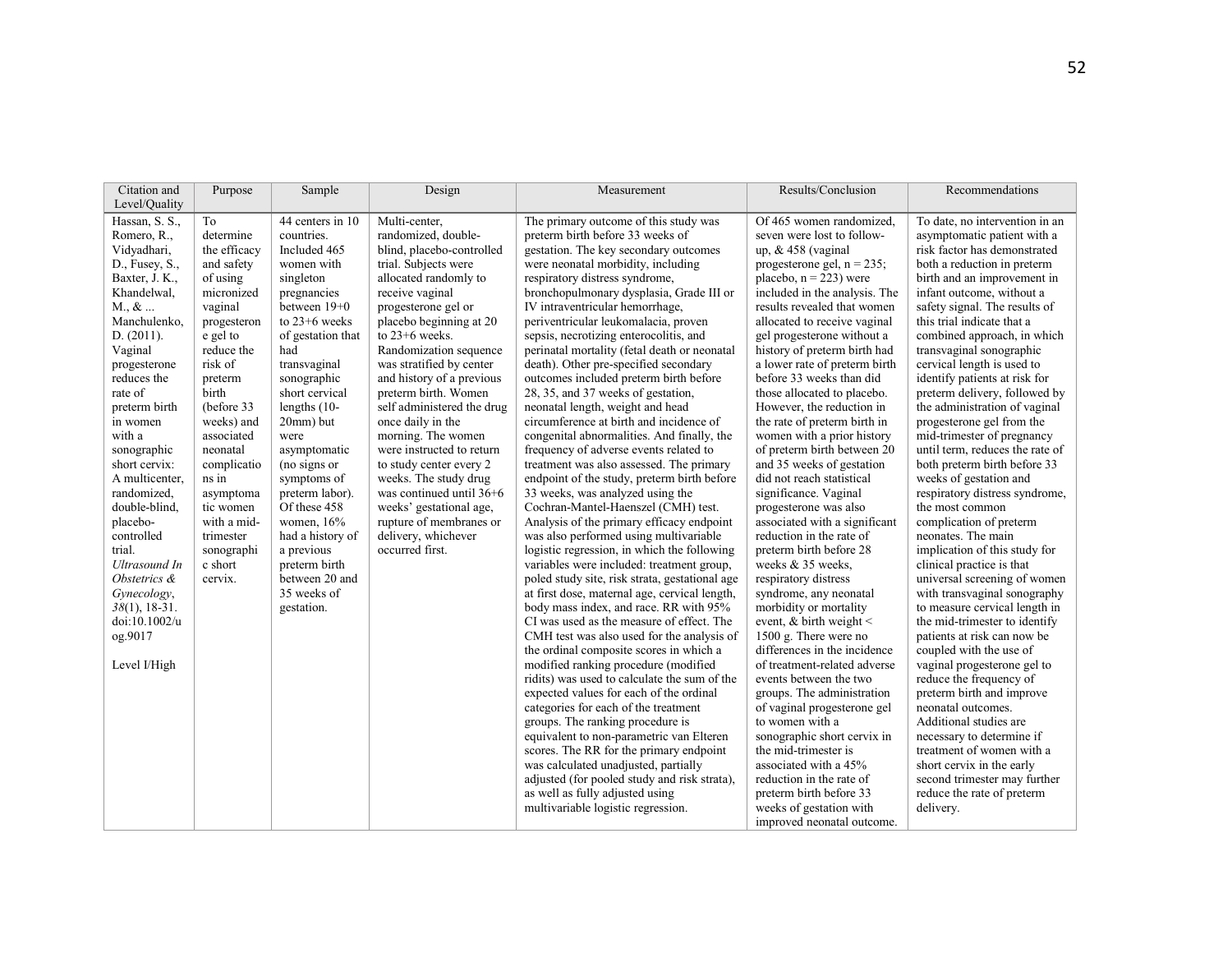| Citation and Level/Quality | Purpose | Sample | Design | Measurement | Results/Conclusion | Recommendations |
|---|---|---|---|---|---|---|
| Hassan, S. S., Romero, R., Vidyadhari, D., Fusey, S., Baxter, J. K., Khandelwal, M., & ... Manchulenko, D. (2011). Vaginal progesterone reduces the rate of preterm birth in women with a sonographic short cervix: A multicenter, randomized, double-blind, placebo-controlled trial. *Ultrasound In Obstetrics & Gynecology*, *38*(1), 18-31. doi:10.1002/uog.9017<br><br>Level I/High | To determine the efficacy and safety of using micronized vaginal progesterone gel to reduce the risk of preterm birth (before 33 weeks) and associated neonatal complications in asymptomatic women with a mid-trimester sonographic short cervix. | 44 centers in 10 countries. Included 465 women with singleton pregnancies between 19+0 to 23+6 weeks of gestation that had transvaginal sonographic short cervical lengths (10-20mm) but were asymptomatic (no signs or symptoms of preterm labor). Of these 458 women, 16% had a history of a previous preterm birth between 20 and 35 weeks of gestation. | Multi-center, randomized, double-blind, placebo-controlled trial. Subjects were allocated randomly to receive vaginal progesterone gel or placebo beginning at 20 to 23+6 weeks. Randomization sequence was stratified by center and history of a previous preterm birth. Women self administered the drug once daily in the morning. The women were instructed to return to study center every 2 weeks. The study drug was continued until 36+6 weeks' gestational age, rupture of membranes or delivery, whichever occurred first. | The primary outcome of this study was preterm birth before 33 weeks of gestation. The key secondary outcomes were neonatal morbidity, including respiratory distress syndrome, bronchopulmonary dysplasia, Grade III or IV intraventricular hemorrhage, periventricular leukomalacia, proven sepsis, necrotizing enterocolitis, and perinatal mortality (fetal death or neonatal death). Other pre-specified secondary outcomes included preterm birth before 28, 35, and 37 weeks of gestation, neonatal length, weight and head circumference at birth and incidence of congenital abnormalities. And finally, the frequency of adverse events related to treatment was also assessed. The primary endpoint of the study, preterm birth before 33 weeks, was analyzed using the Cochran-Mantel-Haenszel (CMH) test. Analysis of the primary efficacy endpoint was also performed using multivariable logistic regression, in which the following variables were included: treatment group, poled study site, risk strata, gestational age at first dose, maternal age, cervical length, body mass index, and race. RR with 95% CI was used as the measure of effect. The CMH test was also used for the analysis of the ordinal composite scores in which a modified ranking procedure (modified ridits) was used to calculate the sum of the expected values for each of the ordinal categories for each of the treatment groups. The ranking procedure is equivalent to non-parametric van Elteren scores. The RR for the primary endpoint was calculated unadjusted, partially adjusted (for pooled study and risk strata), as well as fully adjusted using multivariable logistic regression. | Of 465 women randomized, seven were lost to follow-up, & 458 (vaginal progesterone gel, n = 235; placebo, n = 223) were included in the analysis. The results revealed that women allocated to receive vaginal gel progesterone without a history of preterm birth had a lower rate of preterm birth before 33 weeks than did those allocated to placebo. However, the reduction in the rate of preterm birth in women with a prior history of preterm birth between 20 and 35 weeks of gestation did not reach statistical significance. Vaginal progesterone was also associated with a significant reduction in the rate of preterm birth before 28 weeks & 35 weeks, respiratory distress syndrome, any neonatal morbidity or mortality event, & birth weight < 1500 g. There were no differences in the incidence of treatment-related adverse events between the two groups. The administration of vaginal progesterone gel to women with a sonographic short cervix in the mid-trimester is associated with a 45% reduction in the rate of preterm birth before 33 weeks of gestation with improved neonatal outcome. | To date, no intervention in an asymptomatic patient with a risk factor has demonstrated both a reduction in preterm birth and an improvement in infant outcome, without a safety signal. The results of this trial indicate that a combined approach, in which transvaginal sonographic cervical length is used to identify patients at risk for preterm delivery, followed by the administration of vaginal progesterone gel from the mid-trimester of pregnancy until term, reduces the rate of both preterm birth before 33 weeks of gestation and respiratory distress syndrome, the most common complication of preterm neonates. The main implication of this study for clinical practice is that universal screening of women with transvaginal sonography to measure cervical length in the mid-trimester to identify patients at risk can now be coupled with the use of vaginal progesterone gel to reduce the frequency of preterm birth and improve neonatal outcomes. Additional studies are necessary to determine if treatment of women with a short cervix in the early second trimester may further reduce the rate of preterm delivery. |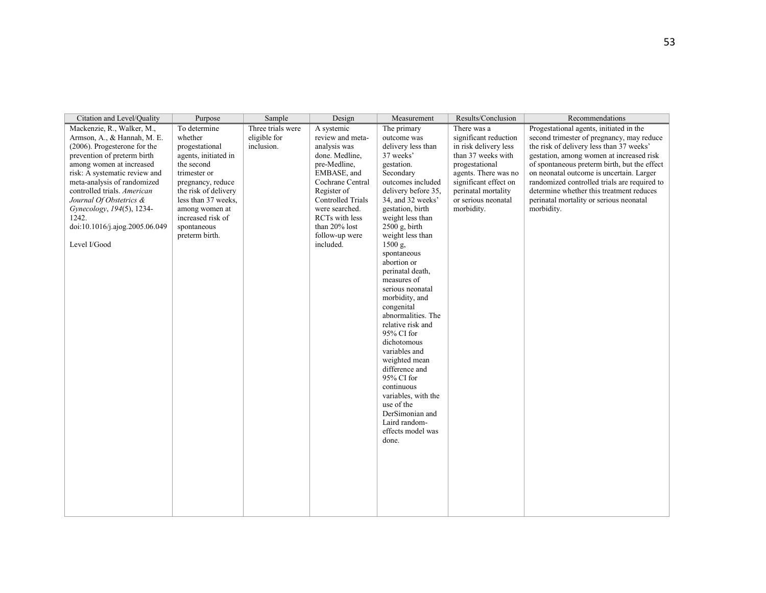| Citation and Level/Quality | Purpose | Sample | Design | Measurement | Results/Conclusion | Recommendations |
|---|---|---|---|---|---|---|
| Mackenzie, R., Walker, M., Armson, A., & Hannah, M. E. (2006). Progesterone for the prevention of preterm birth among women at increased risk: A systematic review and meta-analysis of randomized controlled trials. *American Journal Of Obstetrics & Gynecology*, *194*(5), 1234-1242. doi:10.1016/j.ajog.2005.06.049<br><br>Level I/Good | To determine whether progestational agents, initiated in the second trimester or pregnancy, reduce the risk of delivery less than 37 weeks, among women at increased risk of spontaneous preterm birth. | Three trials were eligible for inclusion. | A systemic review and meta-analysis was done. Medline, pre-Medline, EMBASE, and Cochrane Central Register of Controlled Trials were searched. RCTs with less than 20% lost follow-up were included. | The primary outcome was delivery less than 37 weeks' gestation. Secondary outcomes included delivery before 35, 34, and 32 weeks' gestation, birth weight less than 2500 g, birth weight less than 1500 g, spontaneous abortion or perinatal death, measures of serious neonatal morbidity, and congenital abnormalities. The relative risk and 95% CI for dichotomous variables and weighted mean difference and 95% CI for continuous variables, with the use of the DerSimonian and Laird random-effects model was done. | There was a significant reduction in risk delivery less than 37 weeks with progestational agents. There was no significant effect on perinatal mortality or serious neonatal morbidity. | Progestational agents, initiated in the second trimester of pregnancy, may reduce the risk of delivery less than 37 weeks' gestation, among women at increased risk of spontaneous preterm birth, but the effect on neonatal outcome is uncertain. Larger randomized controlled trials are required to determine whether this treatment reduces perinatal mortality or serious neonatal morbidity. |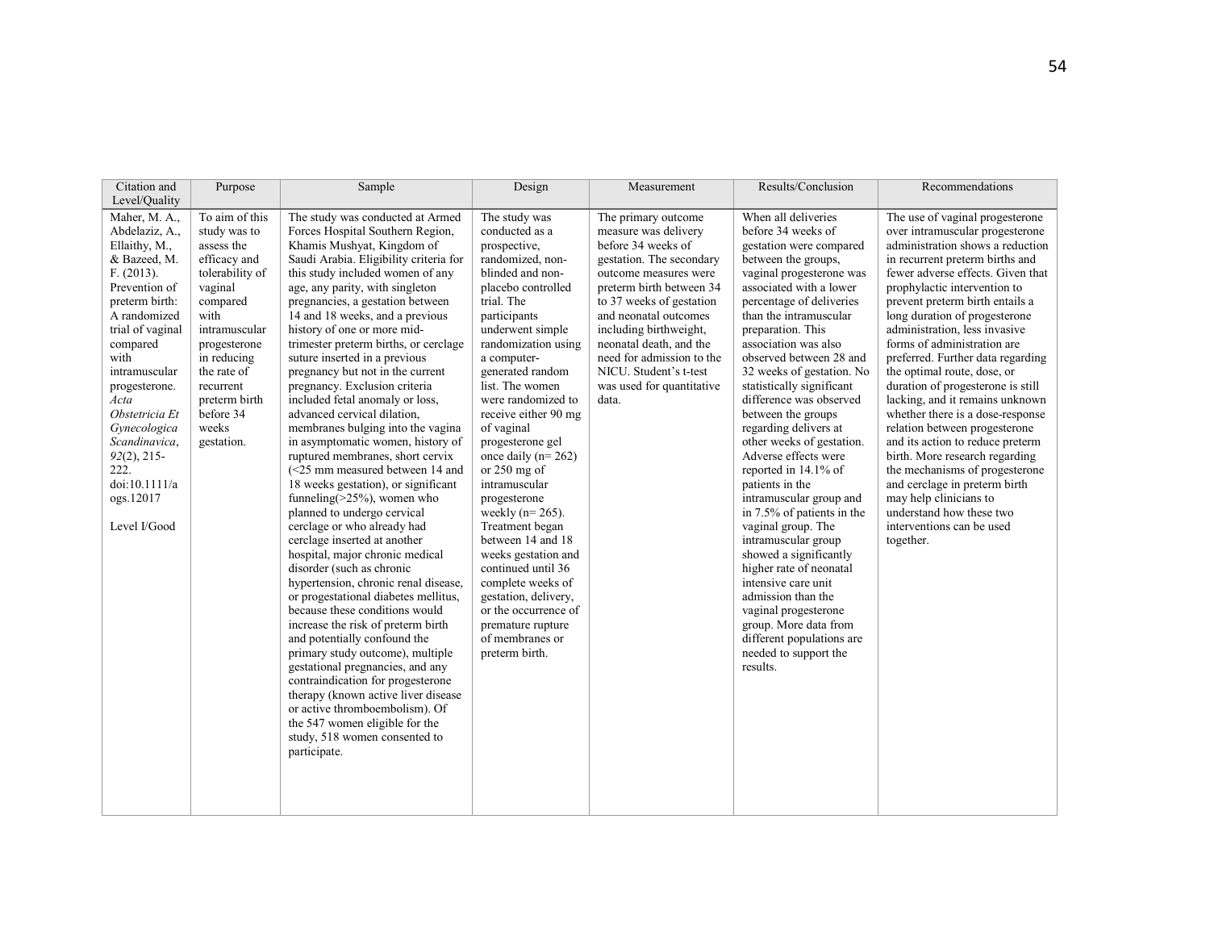| Citation and Level/Quality | Purpose | Sample | Design | Measurement | Results/Conclusion | Recommendations |
|---|---|---|---|---|---|---|
| Maher, M. A., Abdelaziz, A., Ellaithy, M., & Bazeed, M. F. (2013). Prevention of preterm birth: A randomized trial of vaginal compared with intramuscular progesterone. *Acta Obstetricia Et Gynecologica Scandinavica*, *92*(2), 215-222. doi:10.1111/aogs.12017<br><br>Level I/Good | To aim of this study was to assess the efficacy and tolerability of vaginal compared with intramuscular progesterone in reducing the rate of recurrent preterm birth before 34 weeks gestation. | The study was conducted at Armed Forces Hospital Southern Region, Khamis Mushyat, Kingdom of Saudi Arabia. Eligibility criteria for this study included women of any age, any parity, with singleton pregnancies, a gestation between 14 and 18 weeks, and a previous history of one or more mid-trimester preterm births, or cerclage suture inserted in a previous pregnancy but not in the current pregnancy. Exclusion criteria included fetal anomaly or loss, advanced cervical dilation, membranes bulging into the vagina in asymptomatic women, history of ruptured membranes, short cervix (<25 mm measured between 14 and 18 weeks gestation), or significant funneling(>25%), women who planned to undergo cervical cerclage or who already had cerclage inserted at another hospital, major chronic medical disorder (such as chronic hypertension, chronic renal disease, or progestational diabetes mellitus, because these conditions would increase the risk of preterm birth and potentially confound the primary study outcome), multiple gestational pregnancies, and any contraindication for progesterone therapy (known active liver disease or active thromboembolism). Of the 547 women eligible for the study, 518 women consented to participate. | The study was conducted as a prospective, randomized, non-blinded and non-placebo controlled trial. The participants underwent simple randomization using a computer-generated random list. The women were randomized to receive either 90 mg of vaginal progesterone gel once daily (n= 262) or 250 mg of intramuscular progesterone weekly (n= 265). Treatment began between 14 and 18 weeks gestation and continued until 36 complete weeks of gestation, delivery, or the occurrence of premature rupture of membranes or preterm birth. | The primary outcome measure was delivery before 34 weeks of gestation. The secondary outcome measures were preterm birth between 34 to 37 weeks of gestation and neonatal outcomes including birthweight, neonatal death, and the need for admission to the NICU. Student's t-test was used for quantitative data. | When all deliveries before 34 weeks of gestation were compared between the groups, vaginal progesterone was associated with a lower percentage of deliveries than the intramuscular preparation. This association was also observed between 28 and 32 weeks of gestation. No statistically significant difference was observed between the groups regarding delivers at other weeks of gestation. Adverse effects were reported in 14.1% of patients in the intramuscular group and in 7.5% of patients in the vaginal group. The intramuscular group showed a significantly higher rate of neonatal intensive care unit admission than the vaginal progesterone group. More data from different populations are needed to support the results. | The use of vaginal progesterone over intramuscular progesterone administration shows a reduction in recurrent preterm births and fewer adverse effects. Given that prophylactic intervention to prevent preterm birth entails a long duration of progesterone administration, less invasive forms of administration are preferred. Further data regarding the optimal route, dose, or duration of progesterone is still lacking, and it remains unknown whether there is a dose-response relation between progesterone and its action to reduce preterm birth. More research regarding the mechanisms of progesterone and cerclage in preterm birth may help clinicians to understand how these two interventions can be used together. |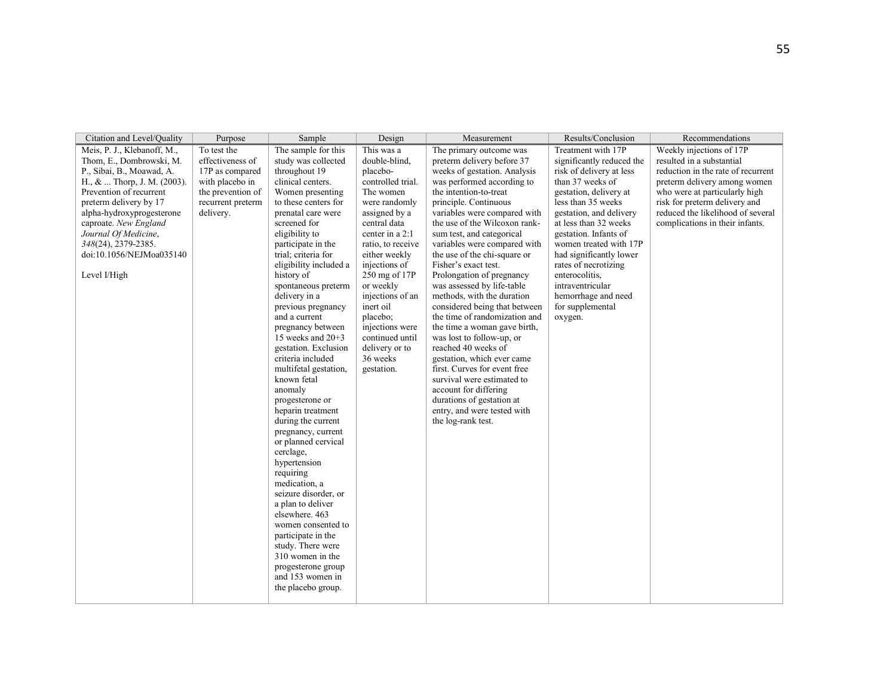| Citation and Level/Quality | Purpose | Sample | Design | Measurement | Results/Conclusion | Recommendations |
| --- | --- | --- | --- | --- | --- | --- |
| Meis, P. J., Klebanoff, M., Thom, E., Dombrowski, M. P., Sibai, B., Moawad, A. H., & ... Thorp, J. M. (2003). Prevention of recurrent preterm delivery by 17 alpha-hydroxyprogesterone caproate. *New England Journal Of Medicine*, *348*(24), 2379-2385. doi:10.1056/NEJMoa035140<br><br>Level I/High | To test the effectiveness of 17P as compared with placebo in the prevention of recurrent preterm delivery. | The sample for this study was collected throughout 19 clinical centers. Women presenting to these centers for prenatal care were screened for eligibility to participate in the trial; criteria for eligibility included a history of spontaneous preterm delivery in a previous pregnancy and a current pregnancy between 15 weeks and 20+3 gestation. Exclusion criteria included multifetal gestation, known fetal anomaly progesterone or heparin treatment during the current pregnancy, current or planned cervical cerclage, hypertension requiring medication, a seizure disorder, or a plan to deliver elsewhere. 463 women consented to participate in the study. There were 310 women in the progesterone group and 153 women in the placebo group. | This was a double-blind, placebo-controlled trial. The women were randomly assigned by a central data center in a 2:1 ratio, to receive either weekly injections of 250 mg of 17P or weekly injections of an inert oil placebo; injections were continued until delivery or to 36 weeks gestation. | The primary outcome was preterm delivery before 37 weeks of gestation. Analysis was performed according to the intention-to-treat principle. Continuous variables were compared with the use of the Wilcoxon rank-sum test, and categorical variables were compared with the use of the chi-square or Fisher's exact test. Prolongation of pregnancy was assessed by life-table methods, with the duration considered being that between the time of randomization and the time a woman gave birth, was lost to follow-up, or reached 40 weeks of gestation, which ever came first. Curves for event free survival were estimated to account for differing durations of gestation at entry, and were tested with the log-rank test. | Treatment with 17P significantly reduced the risk of delivery at less than 37 weeks of gestation, delivery at less than 35 weeks gestation, and delivery at less than 32 weeks gestation. Infants of women treated with 17P had significantly lower rates of necrotizing enterocolitis, intraventricular hemorrhage and need for supplemental oxygen. | Weekly injections of 17P resulted in a substantial reduction in the rate of recurrent preterm delivery among women who were at particularly high risk for preterm delivery and reduced the likelihood of several complications in their infants. |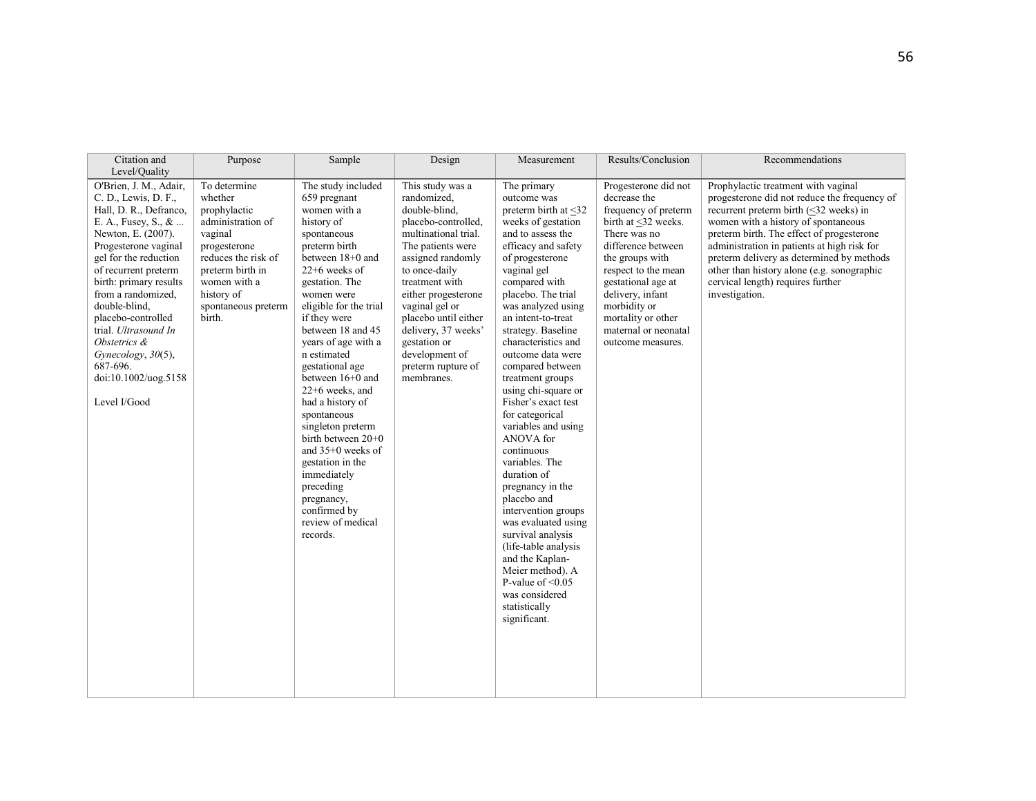| Citation and Level/Quality | Purpose | Sample | Design | Measurement | Results/Conclusion | Recommendations |
|---|---|---|---|---|---|---|
| O'Brien, J. M., Adair, C. D., Lewis, D. F., Hall, D. R., Defranco, E. A., Fusey, S., & ... Newton, E. (2007). Progesterone vaginal gel for the reduction of recurrent preterm birth: primary results from a randomized, double-blind, placebo-controlled trial. *Ultrasound In Obstetrics & Gynecology*, *30*(5), 687-696. doi:10.1002/uog.5158<br><br>Level I/Good | To determine whether prophylactic administration of vaginal progesterone reduces the risk of preterm birth in women with a history of spontaneous preterm birth. | The study included 659 pregnant women with a history of spontaneous preterm birth between 18+0 and 22+6 weeks of gestation. The women were eligible for the trial if they were between 18 and 45 years of age with a n estimated gestational age between 16+0 and 22+6 weeks, and had a history of spontaneous singleton preterm birth between 20+0 and 35+0 weeks of gestation in the immediately preceding pregnancy, confirmed by review of medical records. | This study was a randomized, double-blind, placebo-controlled, multinational trial. The patients were assigned randomly to once-daily treatment with either progesterone vaginal gel or placebo until either delivery, 37 weeks' gestation or development of preterm rupture of membranes. | The primary outcome was preterm birth at ≤32 weeks of gestation and to assess the efficacy and safety of progesterone vaginal gel compared with placebo. The trial was analyzed using an intent-to-treat strategy. Baseline characteristics and outcome data were compared between treatment groups using chi-square or Fisher's exact test for categorical variables and using ANOVA for continuous variables. The duration of pregnancy in the placebo and intervention groups was evaluated using survival analysis (life-table analysis and the Kaplan-Meier method). A P-value of $<0.05$ was considered statistically significant. | Progesterone did not decrease the frequency of preterm birth at ≤32 weeks. There was no difference between the groups with respect to the mean gestational age at delivery, infant morbidity or mortality or other maternal or neonatal outcome measures. | Prophylactic treatment with vaginal progesterone did not reduce the frequency of recurrent preterm birth (≤32 weeks) in women with a history of spontaneous preterm birth. The effect of progesterone administration in patients at high risk for preterm delivery as determined by methods other than history alone (e.g. sonographic cervical length) requires further investigation. |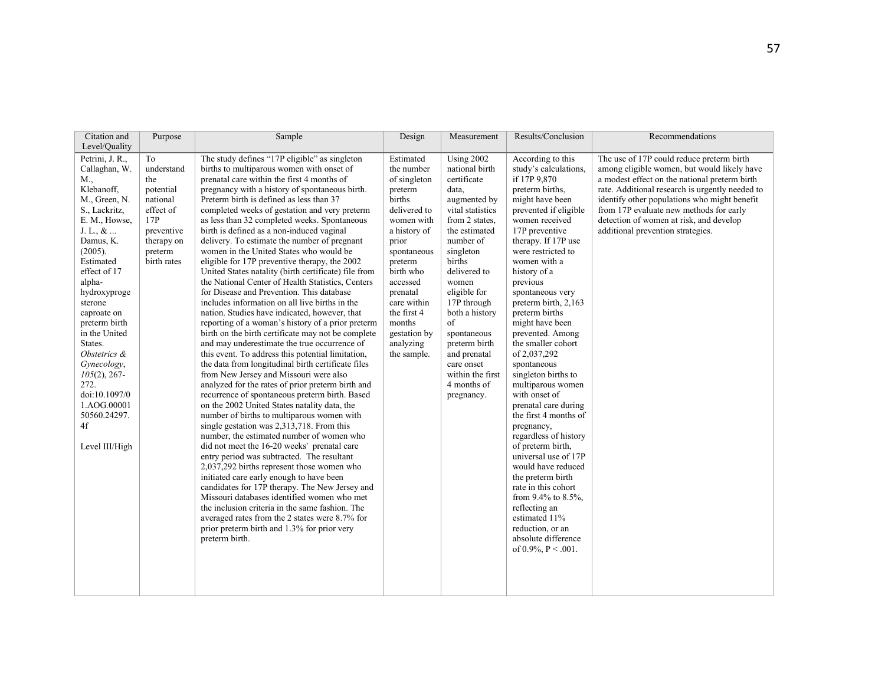| Citation and Level/Quality | Purpose | Sample | Design | Measurement | Results/Conclusion | Recommendations |
|---|---|---|---|---|---|---|
| Petrini, J. R., Callaghan, W. M., Klebanoff, M., Green, N. S., Lackritz, E. M., Howse, J. L., & ... Damus, K. (2005). Estimated effect of 17 alpha-hydroxyprogesterone caproate on preterm birth in the United States. *Obstetrics & Gynecology*, *105*(2), 267-272. doi:10.1097/01.AOG.0000150560.24297.4f<br><br>Level III/High | To understand the potential national effect of 17P preventive therapy on preterm birth rates | The study defines "17P eligible" as singleton births to multiparous women with onset of prenatal care within the first 4 months of pregnancy with a history of spontaneous birth. Preterm birth is defined as less than 37 completed weeks of gestation and very preterm as less than 32 completed weeks. Spontaneous birth is defined as a non-induced vaginal delivery. To estimate the number of pregnant women in the United States who would be eligible for 17P preventive therapy, the 2002 United States natality (birth certificate) file from the National Center of Health Statistics, Centers for Disease and Prevention. This database includes information on all live births in the nation. Studies have indicated, however, that reporting of a woman's history of a prior preterm birth on the birth certificate may not be complete and may underestimate the true occurrence of this event. To address this potential limitation, the data from longitudinal birth certificate files from New Jersey and Missouri were also analyzed for the rates of prior preterm birth and recurrence of spontaneous preterm birth. Based on the 2002 United States natality data, the number of births to multiparous women with single gestation was 2,313,718. From this number, the estimated number of women who did not meet the 16-20 weeks' prenatal care entry period was subtracted. The resultant 2,037,292 births represent those women who initiated care early enough to have been candidates for 17P therapy. The New Jersey and Missouri databases identified women who met the inclusion criteria in the same fashion. The averaged rates from the 2 states were 8.7% for prior preterm birth and 1.3% for prior very preterm birth. | Estimated the number of singleton preterm births delivered to women with a history of prior spontaneous preterm birth who accessed prenatal care within the first 4 months gestation by analyzing the sample. | Using 2002 national birth certificate data, augmented by vital statistics from 2 states, the estimated number of singleton births delivered to women eligible for 17P through both a history of spontaneous preterm birth and prenatal care onset within the first 4 months of pregnancy. | According to this study's calculations, if 17P 9,870 preterm births, might have been prevented if eligible women received 17P preventive therapy. If 17P use were restricted to women with a history of a previous spontaneous very preterm birth, 2,163 preterm births might have been prevented. Among the smaller cohort of 2,037,292 spontaneous singleton births to multiparous women with onset of prenatal care during the first 4 months of the pregnancy, regardless of history of preterm birth, universal use of 17P would have reduced the preterm birth rate in this cohort from 9.4% to 8.5%, reflecting an estimated 11% reduction, or an absolute difference of 0.9%, $P < .001$. | The use of 17P could reduce preterm birth among eligible women, but would likely have a modest effect on the national preterm birth rate. Additional research is urgently needed to identify other populations who might benefit from 17P evaluate new methods for early detection of women at risk, and develop additional prevention strategies. |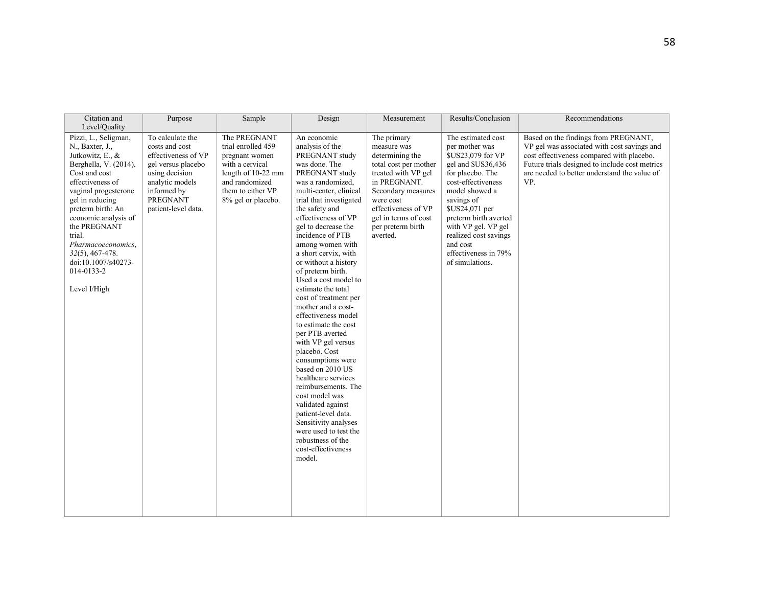| Citation and Level/Quality | Purpose | Sample | Design | Measurement | Results/Conclusion | Recommendations |
|---|---|---|---|---|---|---|
| Pizzi, L., Seligman, N., Baxter, J., Jutkowitz, E., & Berghella, V. (2014). Cost and cost effectiveness of vaginal progesterone gel in reducing preterm birth: An economic analysis of the PREGNANT trial. *Pharmacoeconomics*, *32*(5), 467-478. doi:10.1007/s40273-014-0133-2<br><br>Level I/High | To calculate the costs and cost effectiveness of VP gel versus placebo using decision analytic models informed by PREGNANT patient-level data. | The PREGNANT trial enrolled 459 pregnant women with a cervical length of 10-22 mm and randomized them to either VP 8% gel or placebo. | An economic analysis of the PREGNANT study was done. The PREGNANT study was a randomized, multi-center, clinical trial that investigated the safety and effectiveness of VP gel to decrease the incidence of PTB among women with a short cervix, with or without a history of preterm birth. Used a cost model to estimate the total cost of treatment per mother and a cost-effectiveness model to estimate the cost per PTB averted with VP gel versus placebo. Cost consumptions were based on 2010 US healthcare services reimbursements. The cost model was validated against patient-level data. Sensitivity analyses were used to test the robustness of the cost-effectiveness model. | The primary measure was determining the total cost per mother treated with VP gel in PREGNANT. Secondary measures were cost effectiveness of VP gel in terms of cost per preterm birth averted. | The estimated cost per mother was $US23,079 for VP gel and $US36,436 for placebo. The cost-effectiveness model showed a savings of $US24,071 per preterm birth averted with VP gel. VP gel realized cost savings and cost effectiveness in 79% of simulations. | Based on the findings from PREGNANT, VP gel was associated with cost savings and cost effectiveness compared with placebo. Future trials designed to include cost metrics are needed to better understand the value of VP. |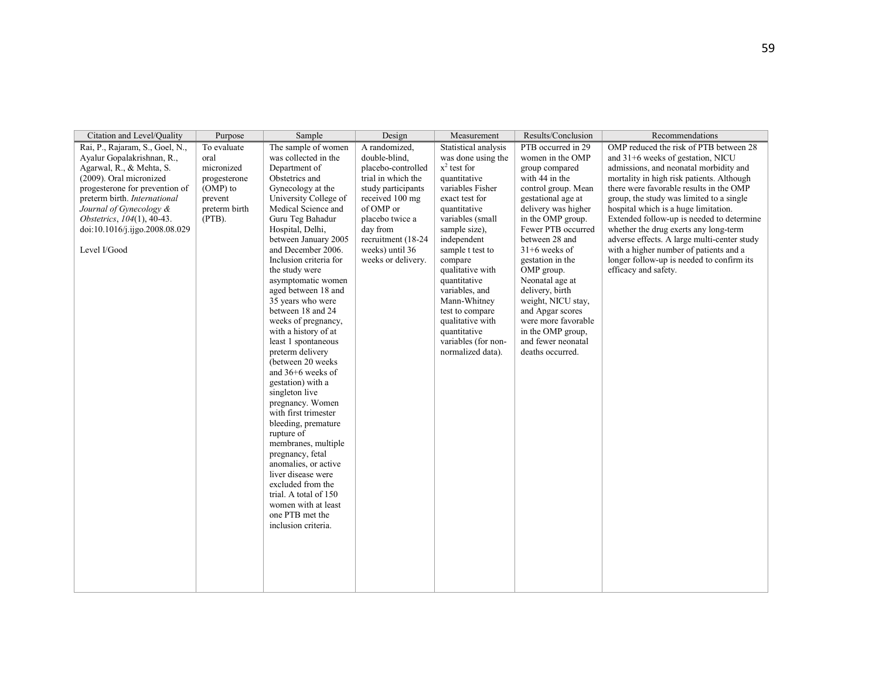| Citation and Level/Quality | Purpose | Sample | Design | Measurement | Results/Conclusion | Recommendations |
|---|---|---|---|---|---|---|
| Rai, P., Rajaram, S., Goel, N., Ayalur Gopalakrishnan, R., Agarwal, R., & Mehta, S. (2009). Oral micronized progesterone for prevention of preterm birth. *International Journal of Gynecology & Obstetrics*, *104*(1), 40-43. doi:10.1016/j.ijgo.2008.08.029<br><br>Level I/Good | To evaluate oral micronized progesterone (OMP) to prevent preterm birth (PTB). | The sample of women was collected in the Department of Obstetrics and Gynecology at the University College of Medical Science and Guru Teg Bahadur Hospital, Delhi, between January 2005 and December 2006. Inclusion criteria for the study were asymptomatic women aged between 18 and 35 years who were between 18 and 24 weeks of pregnancy, with a history of at least 1 spontaneous preterm delivery (between 20 weeks and 36+6 weeks of gestation) with a singleton live pregnancy. Women with first trimester bleeding, premature rupture of membranes, multiple pregnancy, fetal anomalies, or active liver disease were excluded from the trial. A total of 150 women with at least one PTB met the inclusion criteria. | A randomized, double-blind, placebo-controlled trial in which the study participants received 100 mg of OMP or placebo twice a day from recruitment (18-24 weeks) until 36 weeks or delivery. | Statistical analysis was done using the $x^2$ test for quantitative variables Fisher exact test for quantitative variables (small sample size), independent sample t test to compare qualitative with quantitative variables, and Mann-Whitney test to compare qualitative with quantitative variables (for non-normalized data). | PTB occurred in 29 women in the OMP group compared with 44 in the control group. Mean gestational age at delivery was higher in the OMP group. Fewer PTB occurred between 28 and 31+6 weeks of gestation in the OMP group. Neonatal age at delivery, birth weight, NICU stay, and Apgar scores were more favorable in the OMP group, and fewer neonatal deaths occurred. | OMP reduced the risk of PTB between 28 and 31+6 weeks of gestation, NICU admissions, and neonatal morbidity and mortality in high risk patients. Although there were favorable results in the OMP group, the study was limited to a single hospital which is a huge limitation. Extended follow-up is needed to determine whether the drug exerts any long-term adverse effects. A large multi-center study with a higher number of patients and a longer follow-up is needed to confirm its efficacy and safety. |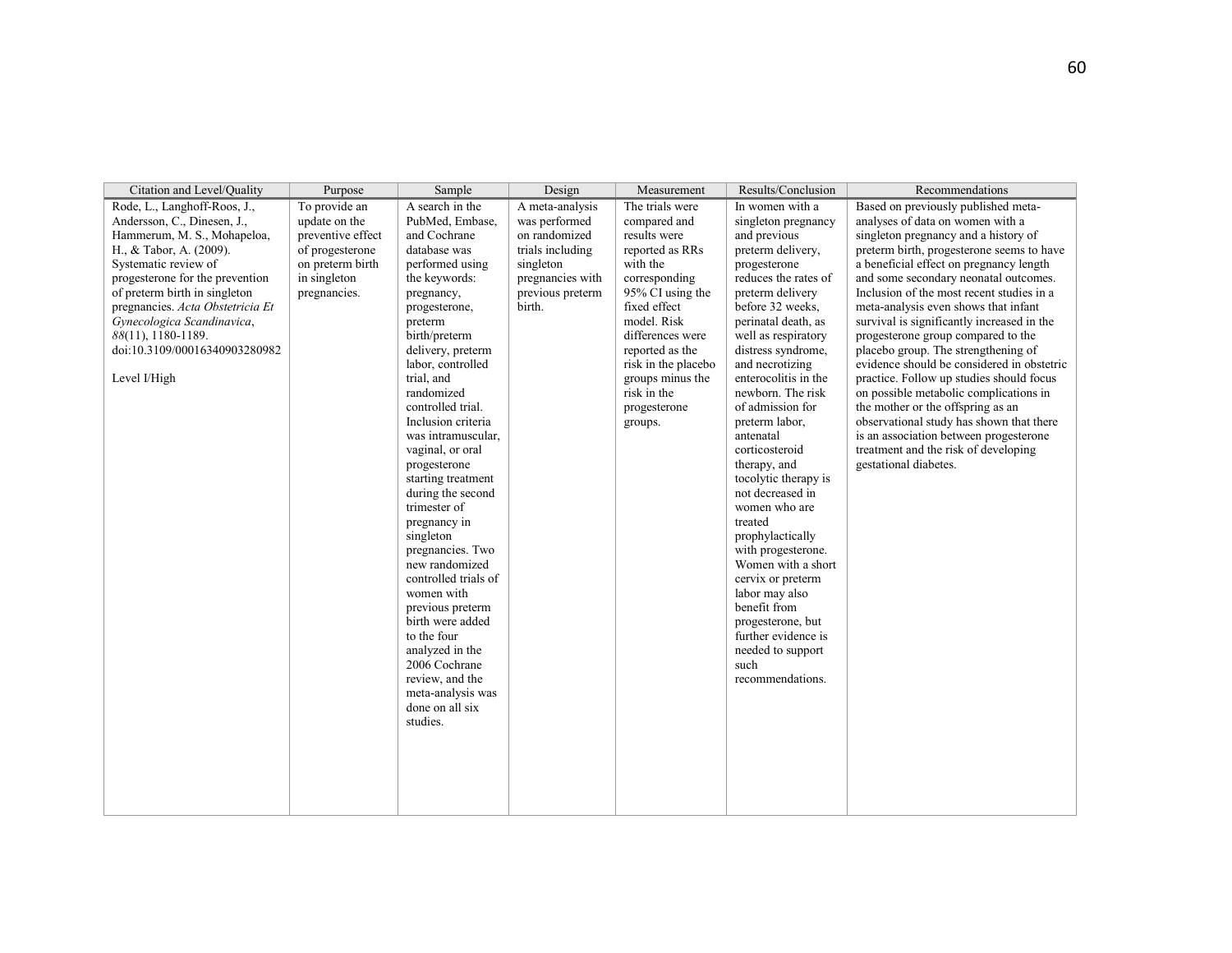| Citation and Level/Quality | Purpose | Sample | Design | Measurement | Results/Conclusion | Recommendations |
|---|---|---|---|---|---|---|
| Rode, L., Langhoff-Roos, J., Andersson, C., Dinesen, J., Hammerum, M. S., Mohapeloa, H., & Tabor, A. (2009). Systematic review of progesterone for the prevention of preterm birth in singleton pregnancies. *Acta Obstetricia Et Gynecologica Scandinavica*, *88*(11), 1180-1189. doi:10.3109/00016340903280982<br><br>Level I/High | To provide an update on the preventive effect of progesterone on preterm birth in singleton pregnancies. | A search in the PubMed, Embase, and Cochrane database was performed using the keywords: pregnancy, progesterone, preterm birth/preterm delivery, preterm labor, controlled trial, and randomized controlled trial. Inclusion criteria was intramuscular, vaginal, or oral progesterone starting treatment during the second trimester of pregnancy in singleton pregnancies. Two new randomized controlled trials of women with previous preterm birth were added to the four analyzed in the 2006 Cochrane review, and the meta-analysis was done on all six studies. | A meta-analysis was performed on randomized trials including singleton pregnancies with previous preterm birth. | The trials were compared and results were reported as RRs with the corresponding 95% CI using the fixed effect model. Risk differences were reported as the risk in the placebo groups minus the risk in the progesterone groups. | In women with a singleton pregnancy and previous preterm delivery, progesterone reduces the rates of preterm delivery before 32 weeks, perinatal death, as well as respiratory distress syndrome, and necrotizing enterocolitis in the newborn. The risk of admission for preterm labor, antenatal corticosteroid therapy, and tocolytic therapy is not decreased in women who are treated prophylactically with progesterone. Women with a short cervix or preterm labor may also benefit from progesterone, but further evidence is needed to support such recommendations. | Based on previously published meta-analyses of data on women with a singleton pregnancy and a history of preterm birth, progesterone seems to have a beneficial effect on pregnancy length and some secondary neonatal outcomes. Inclusion of the most recent studies in a meta-analysis even shows that infant survival is significantly increased in the progesterone group compared to the placebo group. The strengthening of evidence should be considered in obstetric practice. Follow up studies should focus on possible metabolic complications in the mother or the offspring as an observational study has shown that there is an association between progesterone treatment and the risk of developing gestational diabetes. |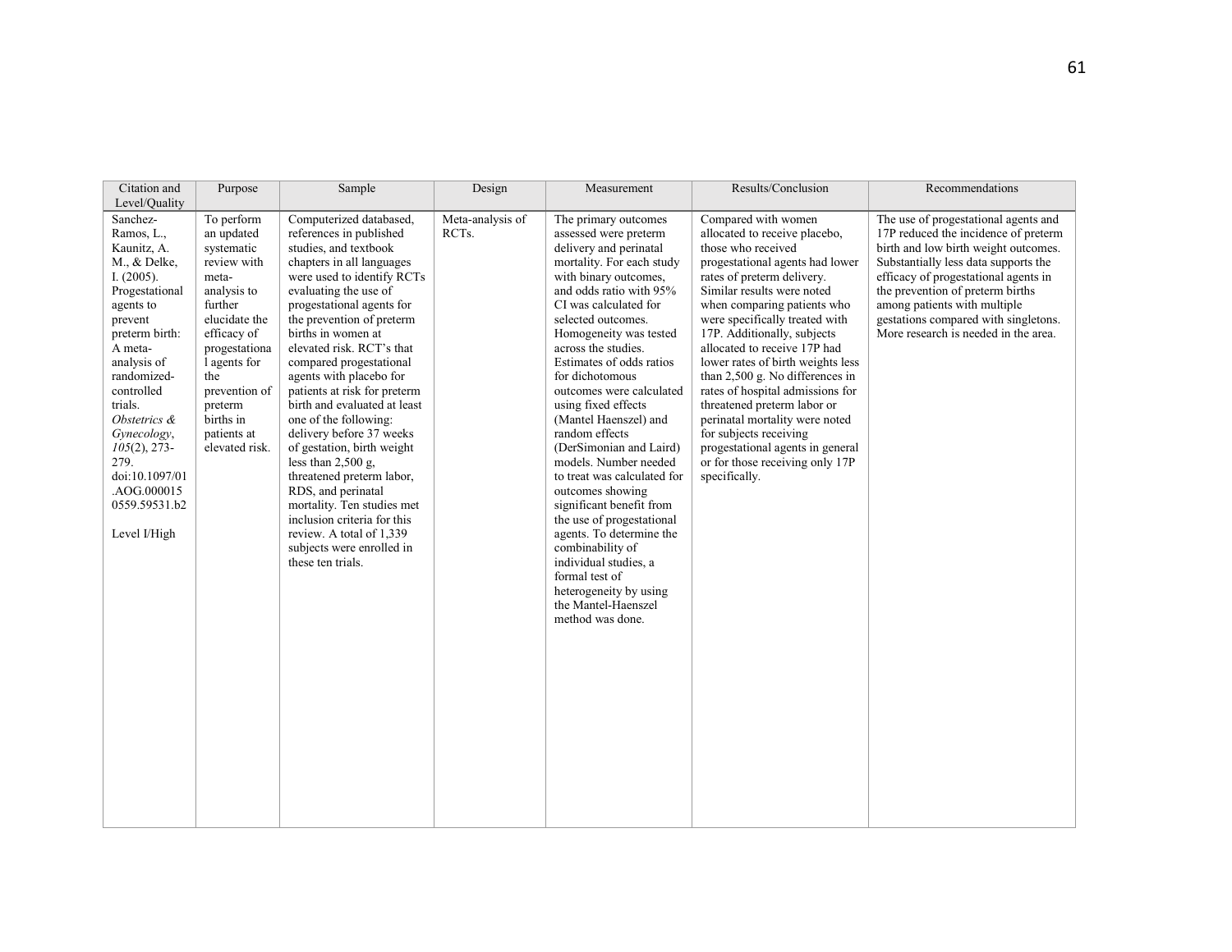| Citation and Level/Quality | Purpose | Sample | Design | Measurement | Results/Conclusion | Recommendations |
|---|---|---|---|---|---|---|
| Sanchez-Ramos, L., Kaunitz, A. M., & Delke, I. (2005). Progestational agents to prevent preterm birth: A meta-analysis of randomized-controlled trials. *Obstetrics & Gynecology*, *105*(2), 273-279. doi:10.1097/01.AOG.0000150559.59531.b2<br><br>Level I/High | To perform an updated systematic review with meta-analysis to further elucidate the efficacy of progestational agents for the prevention of preterm births in patients at elevated risk. | Computerized databased, references in published studies, and textbook chapters in all languages were used to identify RCTs evaluating the use of progestational agents for the prevention of preterm births in women at elevated risk. RCT's that compared progestational agents with placebo for patients at risk for preterm birth and evaluated at least one of the following: delivery before 37 weeks of gestation, birth weight less than 2,500 g, threatened preterm labor, RDS, and perinatal mortality. Ten studies met inclusion criteria for this review. A total of 1,339 subjects were enrolled in these ten trials. | Meta-analysis of RCTs. | The primary outcomes assessed were preterm delivery and perinatal mortality. For each study with binary outcomes, and odds ratio with 95% CI was calculated for selected outcomes. Homogeneity was tested across the studies. Estimates of odds ratios for dichotomous outcomes were calculated using fixed effects (Mantel Haenszel) and random effects (DerSimonian and Laird) models. Number needed to treat was calculated for outcomes showing significant benefit from the use of progestational agents. To determine the combinability of individual studies, a formal test of heterogeneity by using the Mantel-Haenszel method was done. | Compared with women allocated to receive placebo, those who received progestational agents had lower rates of preterm delivery. Similar results were noted when comparing patients who were specifically treated with 17P. Additionally, subjects allocated to receive 17P had lower rates of birth weights less than 2,500 g. No differences in rates of hospital admissions for threatened preterm labor or perinatal mortality were noted for subjects receiving progestational agents in general or for those receiving only 17P specifically. | The use of progestational agents and 17P reduced the incidence of preterm birth and low birth weight outcomes. Substantially less data supports the efficacy of progestational agents in the prevention of preterm births among patients with multiple gestations compared with singletons. More research is needed in the area. |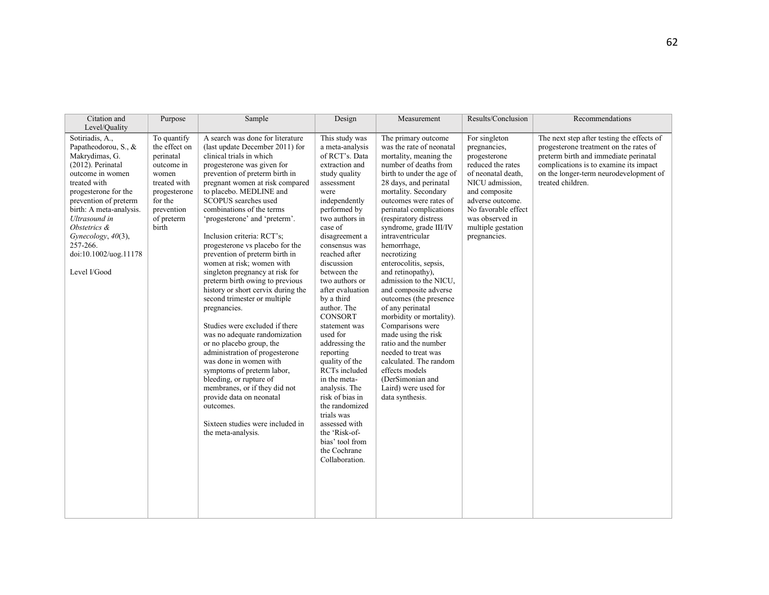| Citation and Level/Quality | Purpose | Sample | Design | Measurement | Results/Conclusion | Recommendations |
|---|---|---|---|---|---|---|
| Sotiriadis, A., Papatheodorou, S., & Makrydimas, G. (2012). Perinatal outcome in women treated with progesterone for the prevention of preterm birth: A meta-analysis. *Ultrasound in Obstetrics & Gynecology*, *40*(3), 257-266. doi:10.1002/uog.11178<br><br>Level I/Good | To quantify the effect on perinatal outcome in women treated with progesterone for the prevention of preterm birth | A search was done for literature (last update December 2011) for clinical trials in which progesterone was given for prevention of preterm birth in pregnant women at risk compared to placebo. MEDLINE and SCOPUS searches used combinations of the terms 'progesterone' and 'preterm'.<br><br>Inclusion criteria: RCT's; progesterone vs placebo for the prevention of preterm birth in women at risk; women with singleton pregnancy at risk for preterm birth owing to previous history or short cervix during the second trimester or multiple pregnancies.<br><br>Studies were excluded if there was no adequate randomization or no placebo group, the administration of progesterone was done in women with symptoms of preterm labor, bleeding, or rupture of membranes, or if they did not provide data on neonatal outcomes.<br><br>Sixteen studies were included in the meta-analysis. | This study was a meta-analysis of RCT's. Data extraction and study quality assessment were independently performed by two authors in case of disagreement a consensus was reached after discussion between the two authors or after evaluation by a third author. The CONSORT statement was used for addressing the reporting quality of the RCTs included in the meta-analysis. The risk of bias in the randomized trials was assessed with the 'Risk-of-bias' tool from the Cochrane Collaboration. | The primary outcome was the rate of neonatal mortality, meaning the number of deaths from birth to under the age of 28 days, and perinatal mortality. Secondary outcomes were rates of perinatal complications (respiratory distress syndrome, grade III/IV intraventricular hemorrhage, necrotizing enterocolitis, sepsis, and retinopathy), admission to the NICU, and composite adverse outcomes (the presence of any perinatal morbidity or mortality). Comparisons were made using the risk ratio and the number needed to treat was calculated. The random effects models (DerSimonian and Laird) were used for data synthesis. | For singleton pregnancies, progesterone reduced the rates of neonatal death, NICU admission, and composite adverse outcome. No favorable effect was observed in multiple gestation pregnancies. | The next step after testing the effects of progesterone treatment on the rates of preterm birth and immediate perinatal complications is to examine its impact on the longer-term neurodevelopment of treated children. |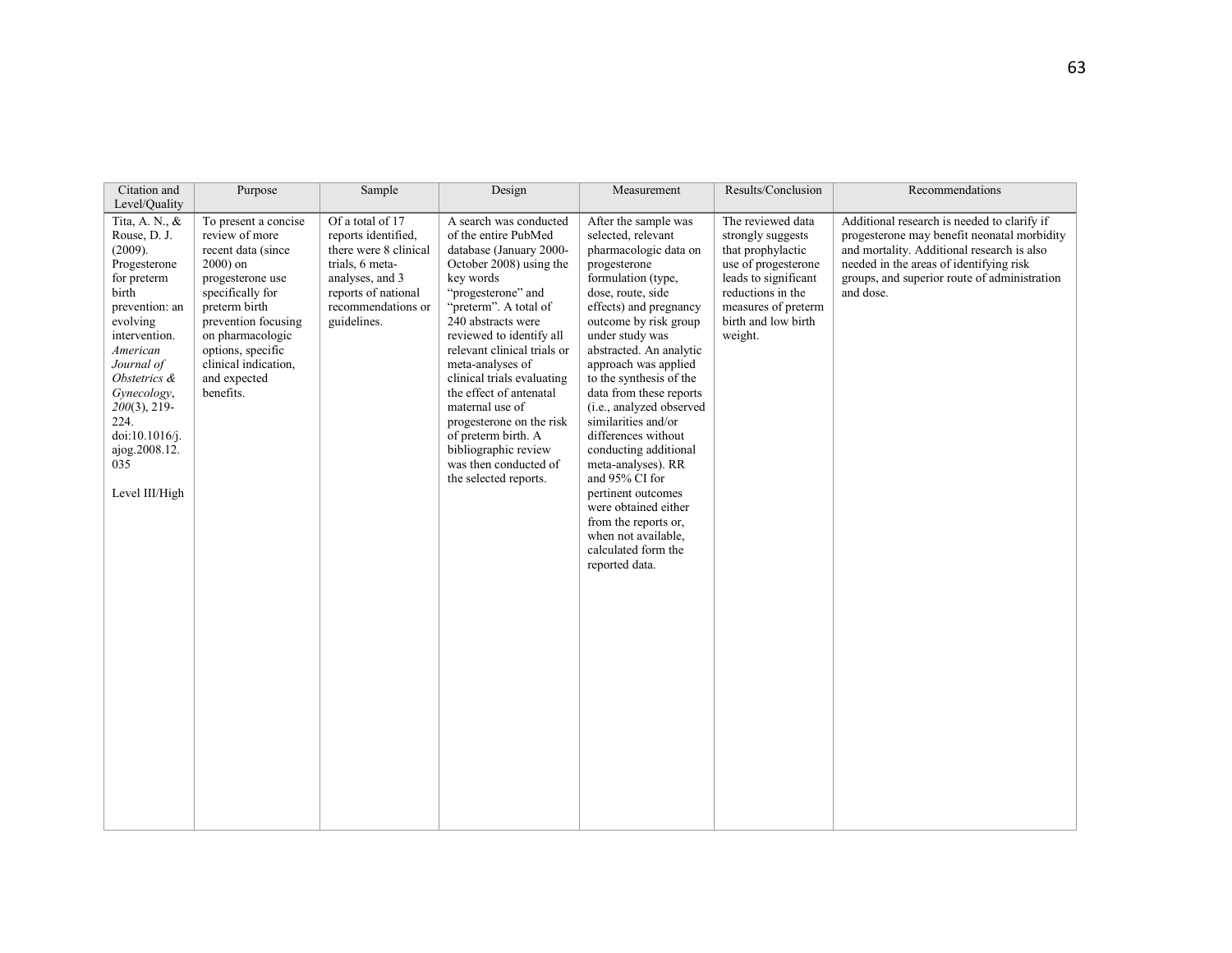| Citation and Level/Quality | Purpose | Sample | Design | Measurement | Results/Conclusion | Recommendations |
|---|---|---|---|---|---|---|
| Tita, A. N., & Rouse, D. J. (2009). Progesterone for preterm birth prevention: an evolving intervention. *American Journal of Obstetrics & Gynecology*, *200*(3), 219-224. doi:10.1016/j.ajog.2008.12.035<br><br>Level III/High | To present a concise review of more recent data (since 2000) on progesterone use specifically for preterm birth prevention focusing on pharmacologic options, specific clinical indication, and expected benefits. | Of a total of 17 reports identified, there were 8 clinical trials, 6 meta-analyses, and 3 reports of national recommendations or guidelines. | A search was conducted of the entire PubMed database (January 2000-October 2008) using the key words "progesterone" and "preterm". A total of 240 abstracts were reviewed to identify all relevant clinical trials or meta-analyses of clinical trials evaluating the effect of antenatal maternal use of progesterone on the risk of preterm birth. A bibliographic review was then conducted of the selected reports. | After the sample was selected, relevant pharmacologic data on progesterone formulation (type, dose, route, side effects) and pregnancy outcome by risk group under study was abstracted. An analytic approach was applied to the synthesis of the data from these reports (i.e., analyzed observed similarities and/or differences without conducting additional meta-analyses). RR and 95% CI for pertinent outcomes were obtained either from the reports or, when not available, calculated form the reported data. | The reviewed data strongly suggests that prophylactic use of progesterone leads to significant reductions in the measures of preterm birth and low birth weight. | Additional research is needed to clarify if progesterone may benefit neonatal morbidity and mortality. Additional research is also needed in the areas of identifying risk groups, and superior route of administration and dose. |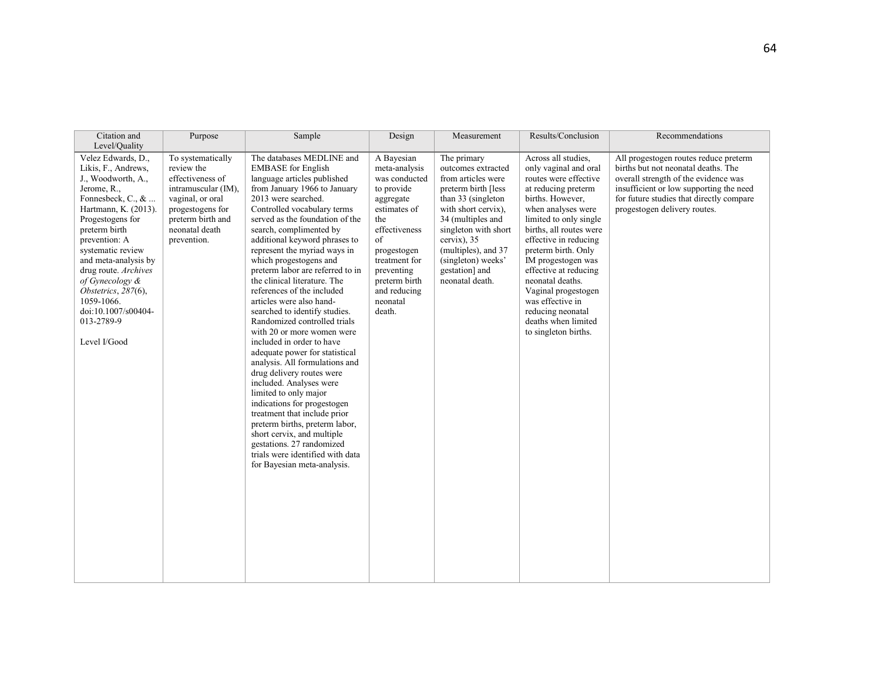| Citation and Level/Quality | Purpose | Sample | Design | Measurement | Results/Conclusion | Recommendations |
|---|---|---|---|---|---|---|
| Velez Edwards, D., Likis, F., Andrews, J., Woodworth, A., Jerome, R., Fonnesbeck, C., & ... Hartmann, K. (2013). Progestogens for preterm birth prevention: A systematic review and meta-analysis by drug route. *Archives of Gynecology & Obstetrics*, *287*(6), 1059-1066. doi:10.1007/s00404-013-2789-9<br><br>Level I/Good | To systematically review the effectiveness of intramuscular (IM), vaginal, or oral progestogens for preterm birth and neonatal death prevention. | The databases MEDLINE and EMBASE for English language articles published from January 1966 to January 2013 were searched. Controlled vocabulary terms served as the foundation of the search, complimented by additional keyword phrases to represent the myriad ways in which progestogens and preterm labor are referred to in the clinical literature. The references of the included articles were also hand-searched to identify studies. Randomized controlled trials with 20 or more women were included in order to have adequate power for statistical analysis. All formulations and drug delivery routes were included. Analyses were limited to only major indications for progestogen treatment that include prior preterm births, preterm labor, short cervix, and multiple gestations. 27 randomized trials were identified with data for Bayesian meta-analysis. | A Bayesian meta-analysis was conducted to provide aggregate estimates of the effectiveness of progestogen treatment for preventing preterm birth and reducing neonatal death. | The primary outcomes extracted from articles were preterm birth [less than 33 (singleton with short cervix), 34 (multiples and singleton with short cervix), 35 (multiples), and 37 (singleton) weeks' gestation] and neonatal death. | Across all studies, only vaginal and oral routes were effective at reducing preterm births. However, when analyses were limited to only single births, all routes were effective in reducing preterm birth. Only IM progestogen was effective at reducing neonatal deaths. Vaginal progestogen was effective in reducing neonatal deaths when limited to singleton births. | All progestogen routes reduce preterm births but not neonatal deaths. The overall strength of the evidence was insufficient or low supporting the need for future studies that directly compare progestogen delivery routes. |